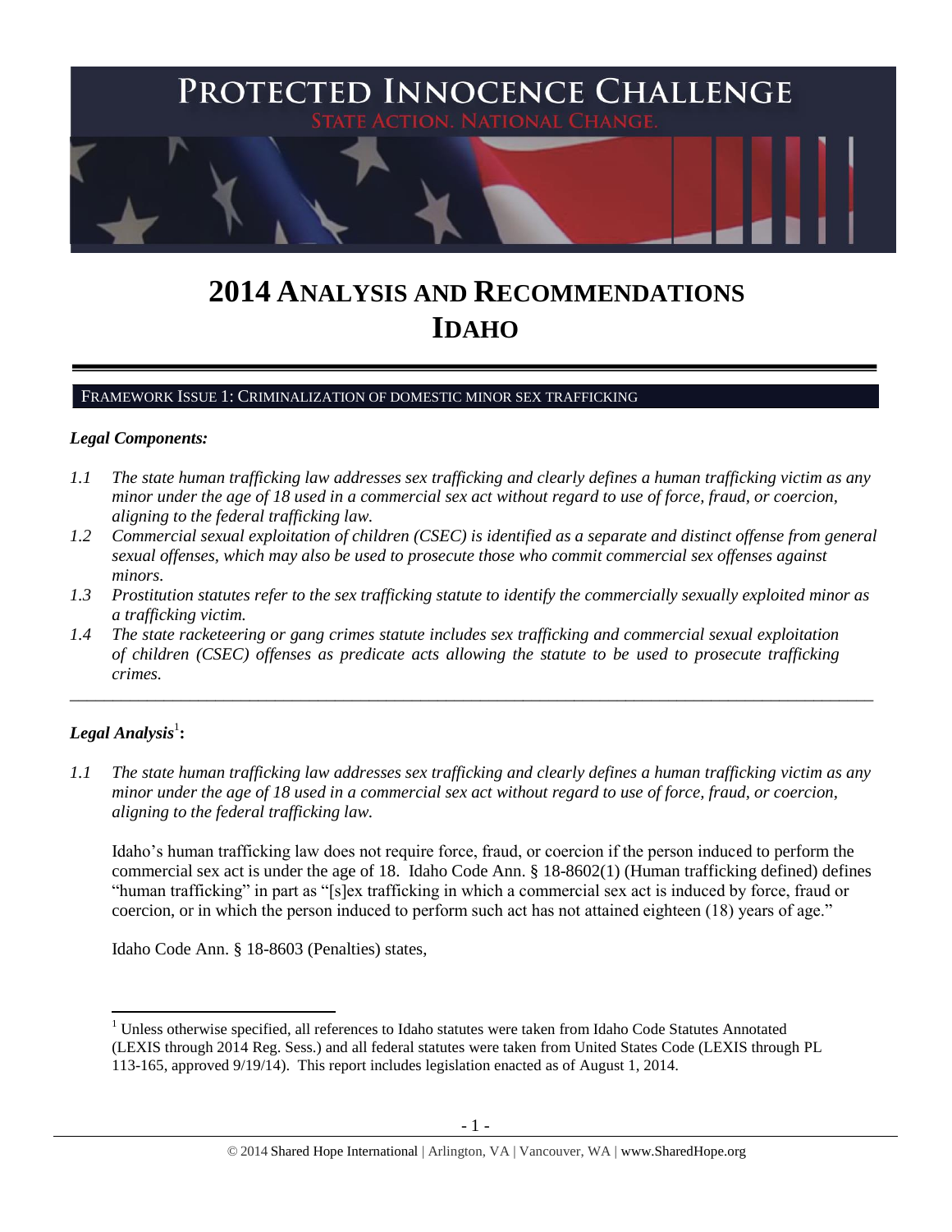# PROTECTED INNOCENCE CHALLENGE

STATE ACTION. NATIONAL CHANGE.

# 2014 ANALYSIS AND RECOMMENDATIONS IDAHO

## FRAMEWORK ISSUE 1: CRIMINALIZATION OF DOMESTIC MINOR SEX TRAFFICKING

### *Legal Components:*

*1.1 The state human trafficking law addresses sex trafficking and clearly defines a human trafficking victim as any minor under the age of 18 used in a commercial sex act without regard to use of force, fraud, or coercion, aligning to the federal trafficking law.*

*1.2 Commercial sexual exploitation of children (CSEC) is identified as a separate and distinct offense from general sexual offenses, which may also be used to prosecute those who commit commercial sex offenses against minors.*

*1.3 Prostitution statutes refer to the sex trafficking statute to identify the commercially sexually exploited minor as a trafficking victim.*

*1.4 The state racketeering or gang crimes statute includes sex trafficking and commercial sexual exploitation of children (CSEC) offenses as predicate acts allowing the statute to be used to prosecute trafficking crimes.*

---

### *Legal Analysis*[1]**:**

*1.1 The state human trafficking law addresses sex trafficking and clearly defines a human trafficking victim as any minor under the age of 18 used in a commercial sex act without regard to use of force, fraud, or coercion, aligning to the federal trafficking law.*

Idaho's human trafficking law does not require force, fraud, or coercion if the person induced to perform the commercial sex act is under the age of 18. Idaho Code Ann. § 18-8602(1) (Human trafficking defined) defines "human trafficking" in part as "[s]ex trafficking in which a commercial sex act is induced by force, fraud or coercion, or in which the person induced to perform such act has not attained eighteen (18) years of age."

Idaho Code Ann. § 18-8603 (Penalties) states,

[1] Unless otherwise specified, all references to Idaho statutes were taken from Idaho Code Statutes Annotated (LEXIS through 2014 Reg. Sess.) and all federal statutes were taken from United States Code (LEXIS through PL 113-165, approved 9/19/14). This report includes legislation enacted as of August 1, 2014.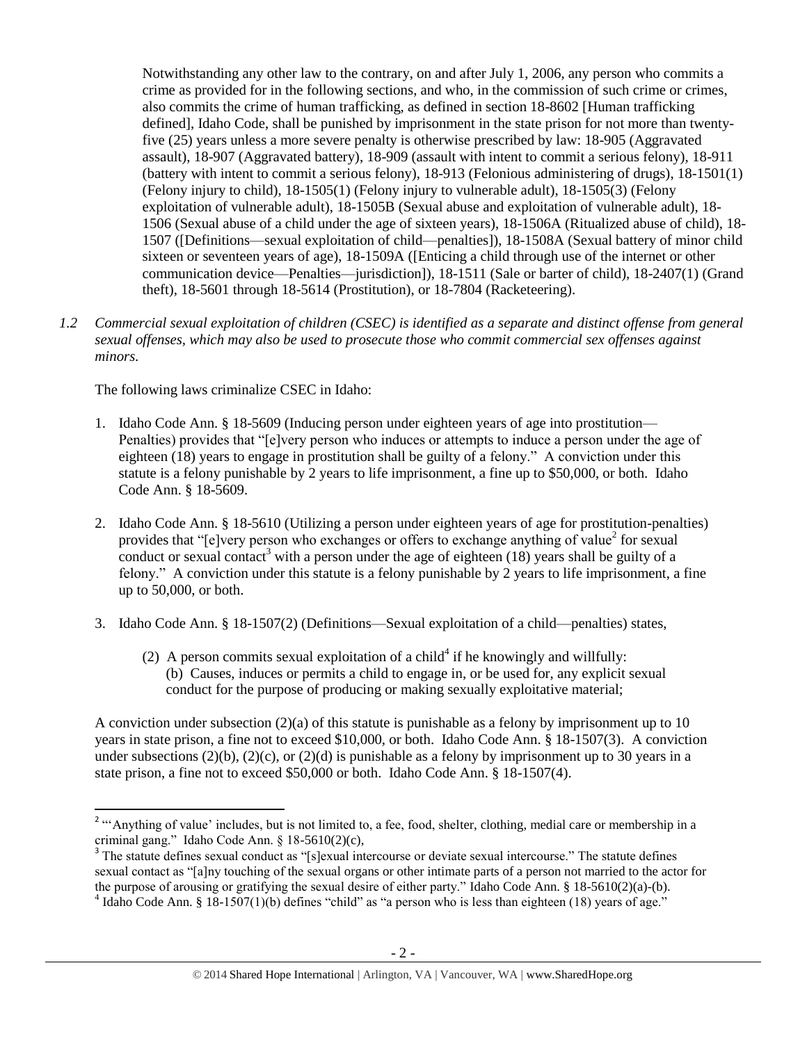Notwithstanding any other law to the contrary, on and after July 1, 2006, any person who commits a crime as provided for in the following sections, and who, in the commission of such crime or crimes, also commits the crime of human trafficking, as defined in section 18-8602 [Human trafficking defined], Idaho Code, shall be punished by imprisonment in the state prison for not more than twenty-five (25) years unless a more severe penalty is otherwise prescribed by law: 18-905 (Aggravated assault), 18-907 (Aggravated battery), 18-909 (assault with intent to commit a serious felony), 18-911 (battery with intent to commit a serious felony), 18-913 (Felonious administering of drugs), 18-1501(1) (Felony injury to child), 18-1505(1) (Felony injury to vulnerable adult), 18-1505(3) (Felony exploitation of vulnerable adult), 18-1505B (Sexual abuse and exploitation of vulnerable adult), 18-1506 (Sexual abuse of a child under the age of sixteen years), 18-1506A (Ritualized abuse of child), 18-1507 ([Definitions—sexual exploitation of child—penalties]), 18-1508A (Sexual battery of minor child sixteen or seventeen years of age), 18-1509A ([Enticing a child through use of the internet or other communication device—Penalties—jurisdiction]), 18-1511 (Sale or barter of child), 18-2407(1) (Grand theft), 18-5601 through 18-5614 (Prostitution), or 18-7804 (Racketeering).

*1.2 Commercial sexual exploitation of children (CSEC) is identified as a separate and distinct offense from general sexual offenses, which may also be used to prosecute those who commit commercial sex offenses against minors.*

The following laws criminalize CSEC in Idaho:

1. Idaho Code Ann. § 18-5609 (Inducing person under eighteen years of age into prostitution—Penalties) provides that "[e]very person who induces or attempts to induce a person under the age of eighteen (18) years to engage in prostitution shall be guilty of a felony." A conviction under this statute is a felony punishable by 2 years to life imprisonment, a fine up to $50,000, or both. Idaho Code Ann. § 18-5609.

2. Idaho Code Ann. § 18-5610 (Utilizing a person under eighteen years of age for prostitution-penalties) provides that "[e]very person who exchanges or offers to exchange anything of value[2] for sexual conduct or sexual contact[3] with a person under the age of eighteen (18) years shall be guilty of a felony." A conviction under this statute is a felony punishable by 2 years to life imprisonment, a fine up to 50,000, or both.

3. Idaho Code Ann. § 18-1507(2) (Definitions—Sexual exploitation of a child—penalties) states,

   (2) A person commits sexual exploitation of a child[4] if he knowingly and willfully:
   (b) Causes, induces or permits a child to engage in, or be used for, any explicit sexual conduct for the purpose of producing or making sexually exploitative material;

A conviction under subsection (2)(a) of this statute is punishable as a felony by imprisonment up to 10 years in state prison, a fine not to exceed $10,000, or both. Idaho Code Ann. § 18-1507(3). A conviction under subsections (2)(b), (2)(c), or (2)(d) is punishable as a felony by imprisonment up to 30 years in a state prison, a fine not to exceed $50,000 or both. Idaho Code Ann. § 18-1507(4).

---

[2] "'Anything of value' includes, but is not limited to, a fee, food, shelter, clothing, medial care or membership in a criminal gang." Idaho Code Ann. § 18-5610(2)(c),

[3] The statute defines sexual conduct as "[s]exual intercourse or deviate sexual intercourse." The statute defines sexual contact as "[a]ny touching of the sexual organs or other intimate parts of a person not married to the actor for the purpose of arousing or gratifying the sexual desire of either party." Idaho Code Ann. § 18-5610(2)(a)-(b).

[4] Idaho Code Ann. § 18-1507(1)(b) defines "child" as "a person who is less than eighteen (18) years of age."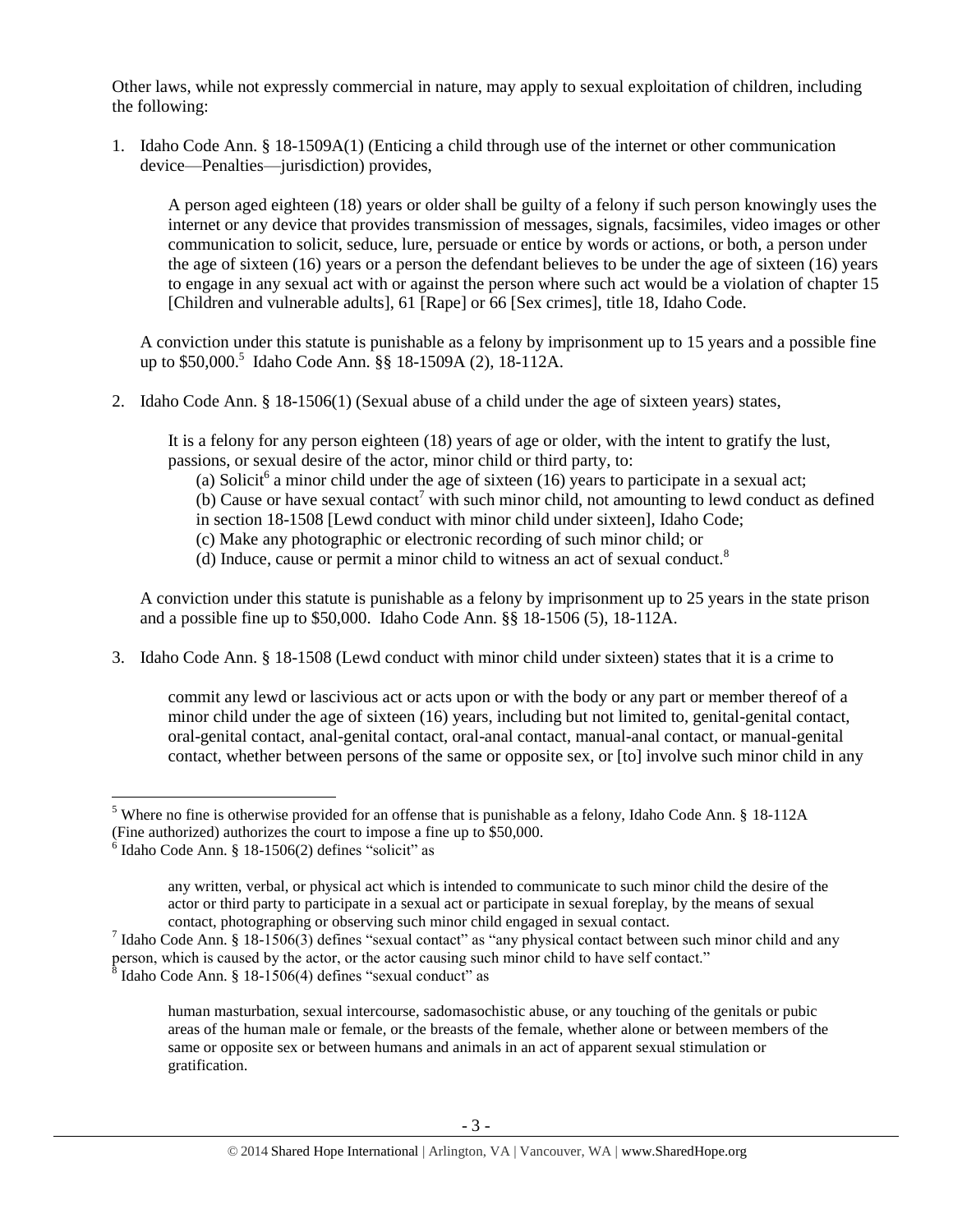Other laws, while not expressly commercial in nature, may apply to sexual exploitation of children, including the following:

1. Idaho Code Ann. § 18-1509A(1) (Enticing a child through use of the internet or other communication device—Penalties—jurisdiction) provides,

   > A person aged eighteen (18) years or older shall be guilty of a felony if such person knowingly uses the internet or any device that provides transmission of messages, signals, facsimiles, video images or other communication to solicit, seduce, lure, persuade or entice by words or actions, or both, a person under the age of sixteen (16) years or a person the defendant believes to be under the age of sixteen (16) years to engage in any sexual act with or against the person where such act would be a violation of chapter 15 [Children and vulnerable adults], 61 [Rape] or 66 [Sex crimes], title 18, Idaho Code.

   A conviction under this statute is punishable as a felony by imprisonment up to 15 years and a possible fine up to $50,000.[5] Idaho Code Ann. §§ 18-1509A (2), 18-112A.

2. Idaho Code Ann. § 18-1506(1) (Sexual abuse of a child under the age of sixteen years) states,

   > It is a felony for any person eighteen (18) years of age or older, with the intent to gratify the lust, passions, or sexual desire of the actor, minor child or third party, to:
   >
   > (a) Solicit[6] a minor child under the age of sixteen (16) years to participate in a sexual act;
   >
   > (b) Cause or have sexual contact[7] with such minor child, not amounting to lewd conduct as defined in section 18-1508 [Lewd conduct with minor child under sixteen], Idaho Code;
   >
   > (c) Make any photographic or electronic recording of such minor child; or
   >
   > (d) Induce, cause or permit a minor child to witness an act of sexual conduct.[8]

   A conviction under this statute is punishable as a felony by imprisonment up to 25 years in the state prison and a possible fine up to $50,000. Idaho Code Ann. §§ 18-1506 (5), 18-112A.

3. Idaho Code Ann. § 18-1508 (Lewd conduct with minor child under sixteen) states that it is a crime to

   > commit any lewd or lascivious act or acts upon or with the body or any part or member thereof of a minor child under the age of sixteen (16) years, including but not limited to, genital-genital contact, oral-genital contact, anal-genital contact, oral-anal contact, manual-anal contact, or manual-genital contact, whether between persons of the same or opposite sex, or [to] involve such minor child in any

---

[5] Where no fine is otherwise provided for an offense that is punishable as a felony, Idaho Code Ann. § 18-112A (Fine authorized) authorizes the court to impose a fine up to $50,000.

[6] Idaho Code Ann. § 18-1506(2) defines "solicit" as

> any written, verbal, or physical act which is intended to communicate to such minor child the desire of the actor or third party to participate in a sexual act or participate in sexual foreplay, by the means of sexual contact, photographing or observing such minor child engaged in sexual contact.

[7] Idaho Code Ann. § 18-1506(3) defines "sexual contact" as "any physical contact between such minor child and any person, which is caused by the actor, or the actor causing such minor child to have self contact."

[8] Idaho Code Ann. § 18-1506(4) defines "sexual conduct" as

> human masturbation, sexual intercourse, sadomasochistic abuse, or any touching of the genitals or pubic areas of the human male or female, or the breasts of the female, whether alone or between members of the same or opposite sex or between humans and animals in an act of apparent sexual stimulation or gratification.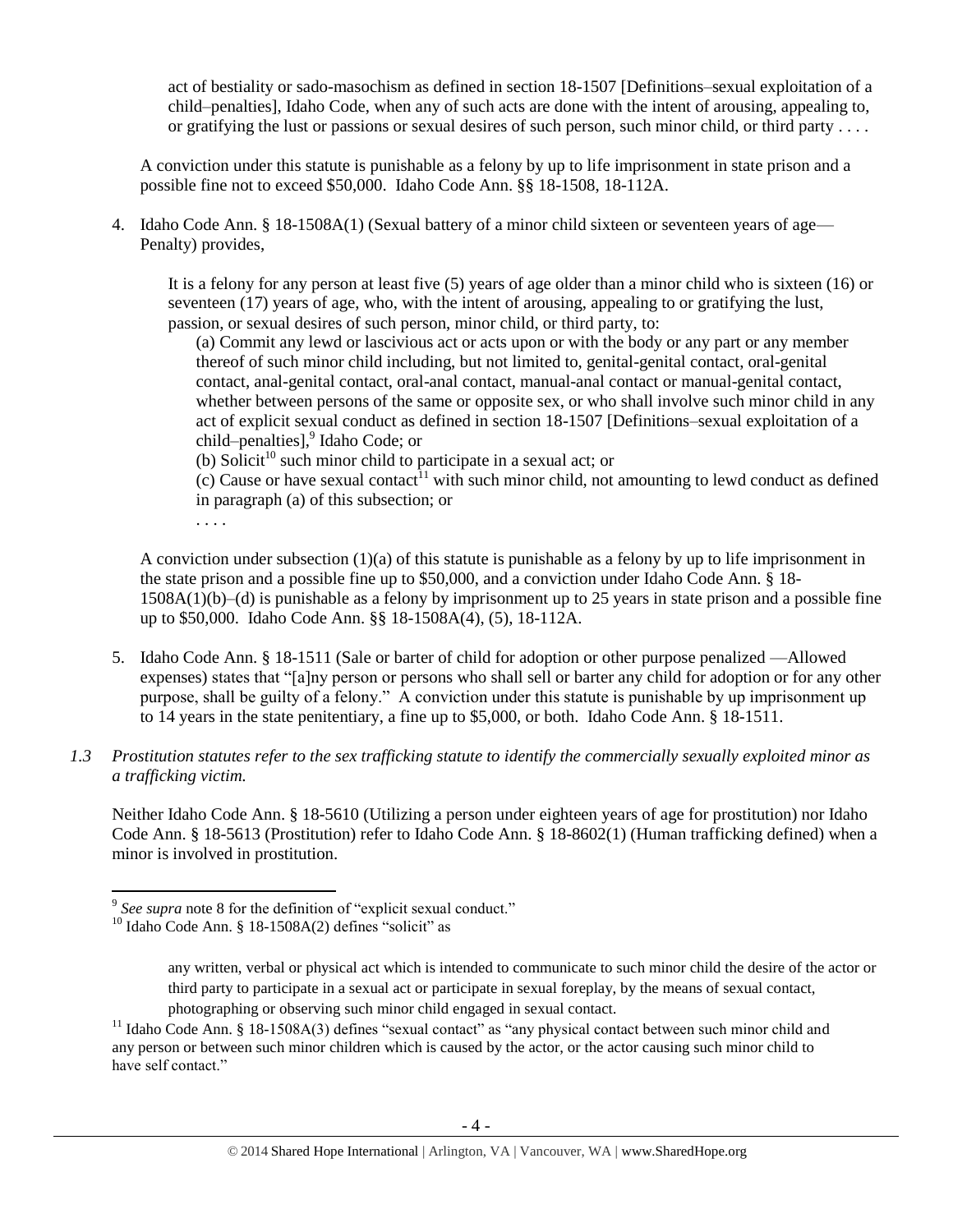act of bestiality or sado-masochism as defined in section 18-1507 [Definitions–sexual exploitation of a child–penalties], Idaho Code, when any of such acts are done with the intent of arousing, appealing to, or gratifying the lust or passions or sexual desires of such person, such minor child, or third party . . . .

A conviction under this statute is punishable as a felony by up to life imprisonment in state prison and a possible fine not to exceed $50,000. Idaho Code Ann. §§ 18-1508, 18-112A.

4. Idaho Code Ann. § 18-1508A(1) (Sexual battery of a minor child sixteen or seventeen years of age—Penalty) provides,

   It is a felony for any person at least five (5) years of age older than a minor child who is sixteen (16) or seventeen (17) years of age, who, with the intent of arousing, appealing to or gratifying the lust, passion, or sexual desires of such person, minor child, or third party, to:

   (a) Commit any lewd or lascivious act or acts upon or with the body or any part or any member thereof of such minor child including, but not limited to, genital-genital contact, oral-genital contact, anal-genital contact, oral-anal contact, manual-anal contact or manual-genital contact, whether between persons of the same or opposite sex, or who shall involve such minor child in any act of explicit sexual conduct as defined in section 18-1507 [Definitions–sexual exploitation of a child–penalties],[9] Idaho Code; or
   (b) Solicit[10] such minor child to participate in a sexual act; or
   (c) Cause or have sexual contact[11] with such minor child, not amounting to lewd conduct as defined in paragraph (a) of this subsection; or
   . . . .

   A conviction under subsection (1)(a) of this statute is punishable as a felony by up to life imprisonment in the state prison and a possible fine up to $50,000, and a conviction under Idaho Code Ann. § 18-1508A(1)(b)–(d) is punishable as a felony by imprisonment up to 25 years in state prison and a possible fine up to $50,000. Idaho Code Ann. §§ 18-1508A(4), (5), 18-112A.

5. Idaho Code Ann. § 18-1511 (Sale or barter of child for adoption or other purpose penalized —Allowed expenses) states that "[a]ny person or persons who shall sell or barter any child for adoption or for any other purpose, shall be guilty of a felony." A conviction under this statute is punishable by up imprisonment up to 14 years in the state penitentiary, a fine up to $5,000, or both. Idaho Code Ann. § 18-1511.

*1.3 Prostitution statutes refer to the sex trafficking statute to identify the commercially sexually exploited minor as a trafficking victim.*

Neither Idaho Code Ann. § 18-5610 (Utilizing a person under eighteen years of age for prostitution) nor Idaho Code Ann. § 18-5613 (Prostitution) refer to Idaho Code Ann. § 18-8602(1) (Human trafficking defined) when a minor is involved in prostitution.

---

[9] *See supra* note 8 for the definition of "explicit sexual conduct."

[10] Idaho Code Ann. § 18-1508A(2) defines "solicit" as

> any written, verbal or physical act which is intended to communicate to such minor child the desire of the actor or third party to participate in a sexual act or participate in sexual foreplay, by the means of sexual contact, photographing or observing such minor child engaged in sexual contact.

[11] Idaho Code Ann. § 18-1508A(3) defines "sexual contact" as "any physical contact between such minor child and any person or between such minor children which is caused by the actor, or the actor causing such minor child to have self contact."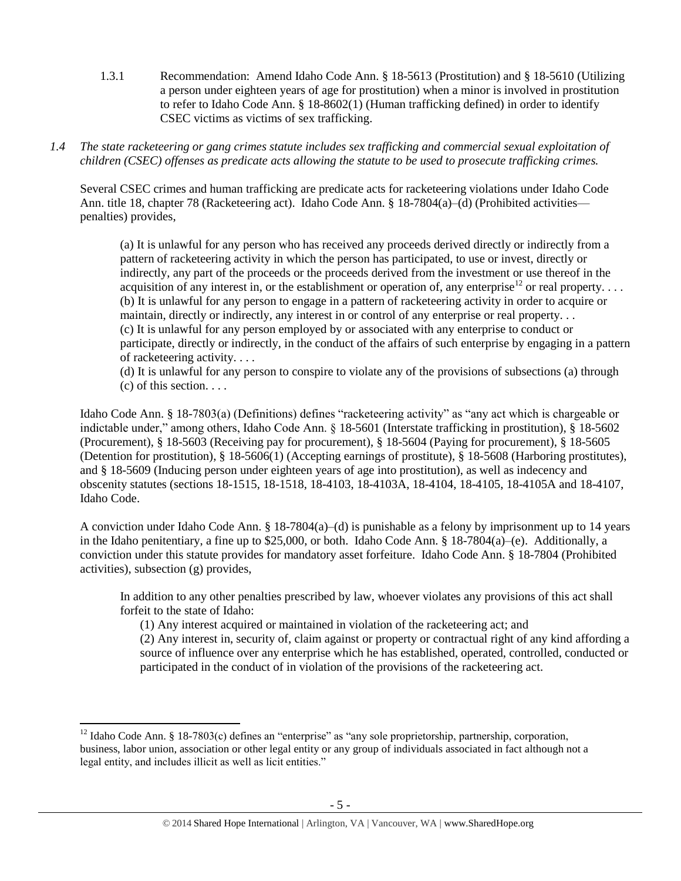1.3.1 Recommendation: Amend Idaho Code Ann. § 18-5613 (Prostitution) and § 18-5610 (Utilizing a person under eighteen years of age for prostitution) when a minor is involved in prostitution to refer to Idaho Code Ann. § 18-8602(1) (Human trafficking defined) in order to identify CSEC victims as victims of sex trafficking.

*1.4 The state racketeering or gang crimes statute includes sex trafficking and commercial sexual exploitation of children (CSEC) offenses as predicate acts allowing the statute to be used to prosecute trafficking crimes.*

Several CSEC crimes and human trafficking are predicate acts for racketeering violations under Idaho Code Ann. title 18, chapter 78 (Racketeering act). Idaho Code Ann. § 18-7804(a)–(d) (Prohibited activities—penalties) provides,

> (a) It is unlawful for any person who has received any proceeds derived directly or indirectly from a pattern of racketeering activity in which the person has participated, to use or invest, directly or indirectly, any part of the proceeds or the proceeds derived from the investment or use thereof in the acquisition of any interest in, or the establishment or operation of, any enterprise[12] or real property. . . .
> (b) It is unlawful for any person to engage in a pattern of racketeering activity in order to acquire or maintain, directly or indirectly, any interest in or control of any enterprise or real property. . .
> (c) It is unlawful for any person employed by or associated with any enterprise to conduct or participate, directly or indirectly, in the conduct of the affairs of such enterprise by engaging in a pattern of racketeering activity. . . .
> (d) It is unlawful for any person to conspire to violate any of the provisions of subsections (a) through (c) of this section. . . .

Idaho Code Ann. § 18-7803(a) (Definitions) defines "racketeering activity" as "any act which is chargeable or indictable under," among others, Idaho Code Ann. § 18-5601 (Interstate trafficking in prostitution), § 18-5602 (Procurement), § 18-5603 (Receiving pay for procurement), § 18-5604 (Paying for procurement), § 18-5605 (Detention for prostitution), § 18-5606(1) (Accepting earnings of prostitute), § 18-5608 (Harboring prostitutes), and § 18-5609 (Inducing person under eighteen years of age into prostitution), as well as indecency and obscenity statutes (sections 18-1515, 18-1518, 18-4103, 18-4103A, 18-4104, 18-4105, 18-4105A and 18-4107, Idaho Code.

A conviction under Idaho Code Ann. § 18-7804(a)–(d) is punishable as a felony by imprisonment up to 14 years in the Idaho penitentiary, a fine up to $25,000, or both. Idaho Code Ann. § 18-7804(a)–(e). Additionally, a conviction under this statute provides for mandatory asset forfeiture. Idaho Code Ann. § 18-7804 (Prohibited activities), subsection (g) provides,

> In addition to any other penalties prescribed by law, whoever violates any provisions of this act shall forfeit to the state of Idaho:
> (1) Any interest acquired or maintained in violation of the racketeering act; and
> (2) Any interest in, security of, claim against or property or contractual right of any kind affording a source of influence over any enterprise which he has established, operated, controlled, conducted or participated in the conduct of in violation of the provisions of the racketeering act.

---

[12] Idaho Code Ann. § 18-7803(c) defines an "enterprise" as "any sole proprietorship, partnership, corporation, business, labor union, association or other legal entity or any group of individuals associated in fact although not a legal entity, and includes illicit as well as licit entities."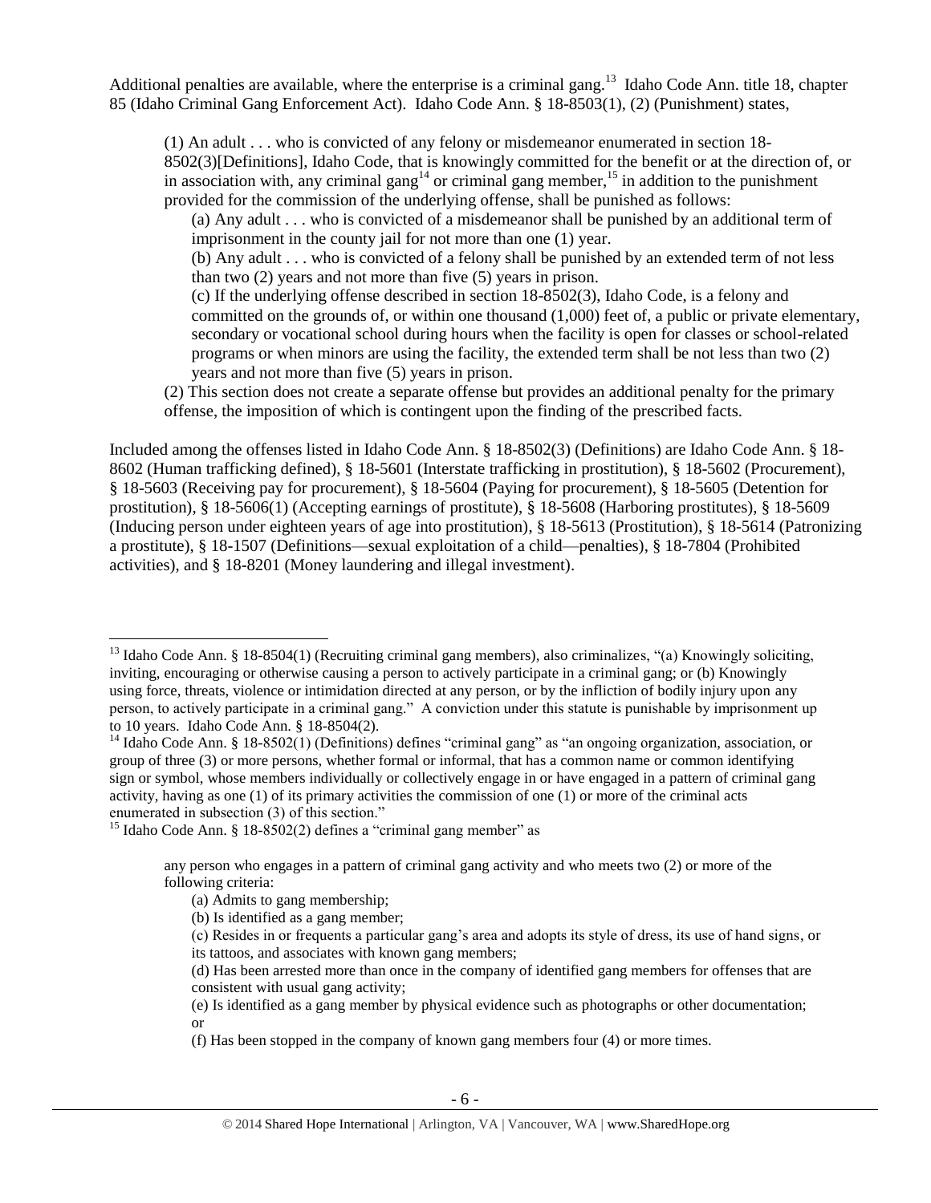Additional penalties are available, where the enterprise is a criminal gang.[13] Idaho Code Ann. title 18, chapter 85 (Idaho Criminal Gang Enforcement Act). Idaho Code Ann. § 18-8503(1), (2) (Punishment) states,

> (1) An adult . . . who is convicted of any felony or misdemeanor enumerated in section 18-8502(3)[Definitions], Idaho Code, that is knowingly committed for the benefit or at the direction of, or in association with, any criminal gang[14] or criminal gang member,[15] in addition to the punishment provided for the commission of the underlying offense, shall be punished as follows:
>
> (a) Any adult . . . who is convicted of a misdemeanor shall be punished by an additional term of imprisonment in the county jail for not more than one (1) year.
>
> (b) Any adult . . . who is convicted of a felony shall be punished by an extended term of not less than two (2) years and not more than five (5) years in prison.
>
> (c) If the underlying offense described in section 18-8502(3), Idaho Code, is a felony and committed on the grounds of, or within one thousand (1,000) feet of, a public or private elementary, secondary or vocational school during hours when the facility is open for classes or school-related programs or when minors are using the facility, the extended term shall be not less than two (2) years and not more than five (5) years in prison.
>
> (2) This section does not create a separate offense but provides an additional penalty for the primary offense, the imposition of which is contingent upon the finding of the prescribed facts.

Included among the offenses listed in Idaho Code Ann. § 18-8502(3) (Definitions) are Idaho Code Ann. § 18-8602 (Human trafficking defined), § 18-5601 (Interstate trafficking in prostitution), § 18-5602 (Procurement), § 18-5603 (Receiving pay for procurement), § 18-5604 (Paying for procurement), § 18-5605 (Detention for prostitution), § 18-5606(1) (Accepting earnings of prostitute), § 18-5608 (Harboring prostitutes), § 18-5609 (Inducing person under eighteen years of age into prostitution), § 18-5613 (Prostitution), § 18-5614 (Patronizing a prostitute), § 18-1507 (Definitions—sexual exploitation of a child—penalties), § 18-7804 (Prohibited activities), and § 18-8201 (Money laundering and illegal investment).

---

[13] Idaho Code Ann. § 18-8504(1) (Recruiting criminal gang members), also criminalizes, "(a) Knowingly soliciting, inviting, encouraging or otherwise causing a person to actively participate in a criminal gang; or (b) Knowingly using force, threats, violence or intimidation directed at any person, or by the infliction of bodily injury upon any person, to actively participate in a criminal gang." A conviction under this statute is punishable by imprisonment up to 10 years. Idaho Code Ann. § 18-8504(2).

[14] Idaho Code Ann. § 18-8502(1) (Definitions) defines "criminal gang" as "an ongoing organization, association, or group of three (3) or more persons, whether formal or informal, that has a common name or common identifying sign or symbol, whose members individually or collectively engage in or have engaged in a pattern of criminal gang activity, having as one (1) of its primary activities the commission of one (1) or more of the criminal acts enumerated in subsection (3) of this section."

[15] Idaho Code Ann. § 18-8502(2) defines a "criminal gang member" as

> any person who engages in a pattern of criminal gang activity and who meets two (2) or more of the following criteria:
>
> (a) Admits to gang membership;
>
> (b) Is identified as a gang member;
>
> (c) Resides in or frequents a particular gang's area and adopts its style of dress, its use of hand signs, or its tattoos, and associates with known gang members;
>
> (d) Has been arrested more than once in the company of identified gang members for offenses that are consistent with usual gang activity;
>
> (e) Is identified as a gang member by physical evidence such as photographs or other documentation; or
>
> (f) Has been stopped in the company of known gang members four (4) or more times.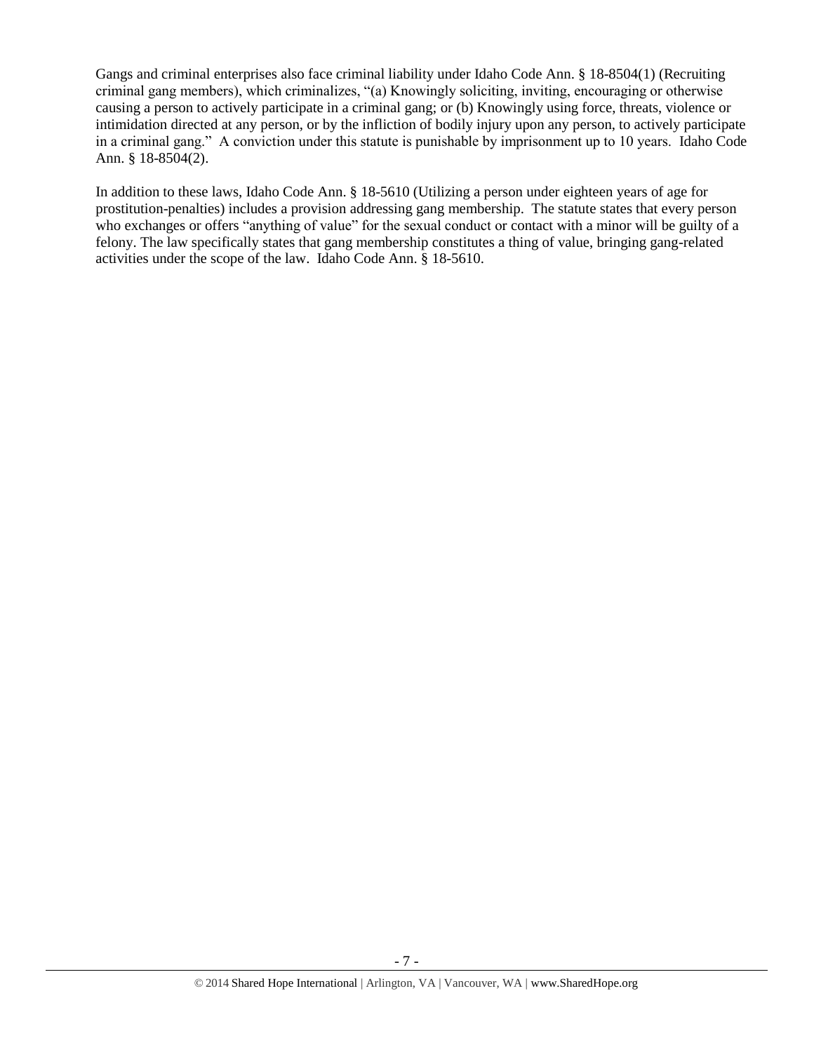Gangs and criminal enterprises also face criminal liability under Idaho Code Ann. § 18-8504(1) (Recruiting criminal gang members), which criminalizes, "(a) Knowingly soliciting, inviting, encouraging or otherwise causing a person to actively participate in a criminal gang; or (b) Knowingly using force, threats, violence or intimidation directed at any person, or by the infliction of bodily injury upon any person, to actively participate in a criminal gang." A conviction under this statute is punishable by imprisonment up to 10 years. Idaho Code Ann. § 18-8504(2).

In addition to these laws, Idaho Code Ann. § 18-5610 (Utilizing a person under eighteen years of age for prostitution-penalties) includes a provision addressing gang membership. The statute states that every person who exchanges or offers "anything of value" for the sexual conduct or contact with a minor will be guilty of a felony. The law specifically states that gang membership constitutes a thing of value, bringing gang-related activities under the scope of the law. Idaho Code Ann. § 18-5610.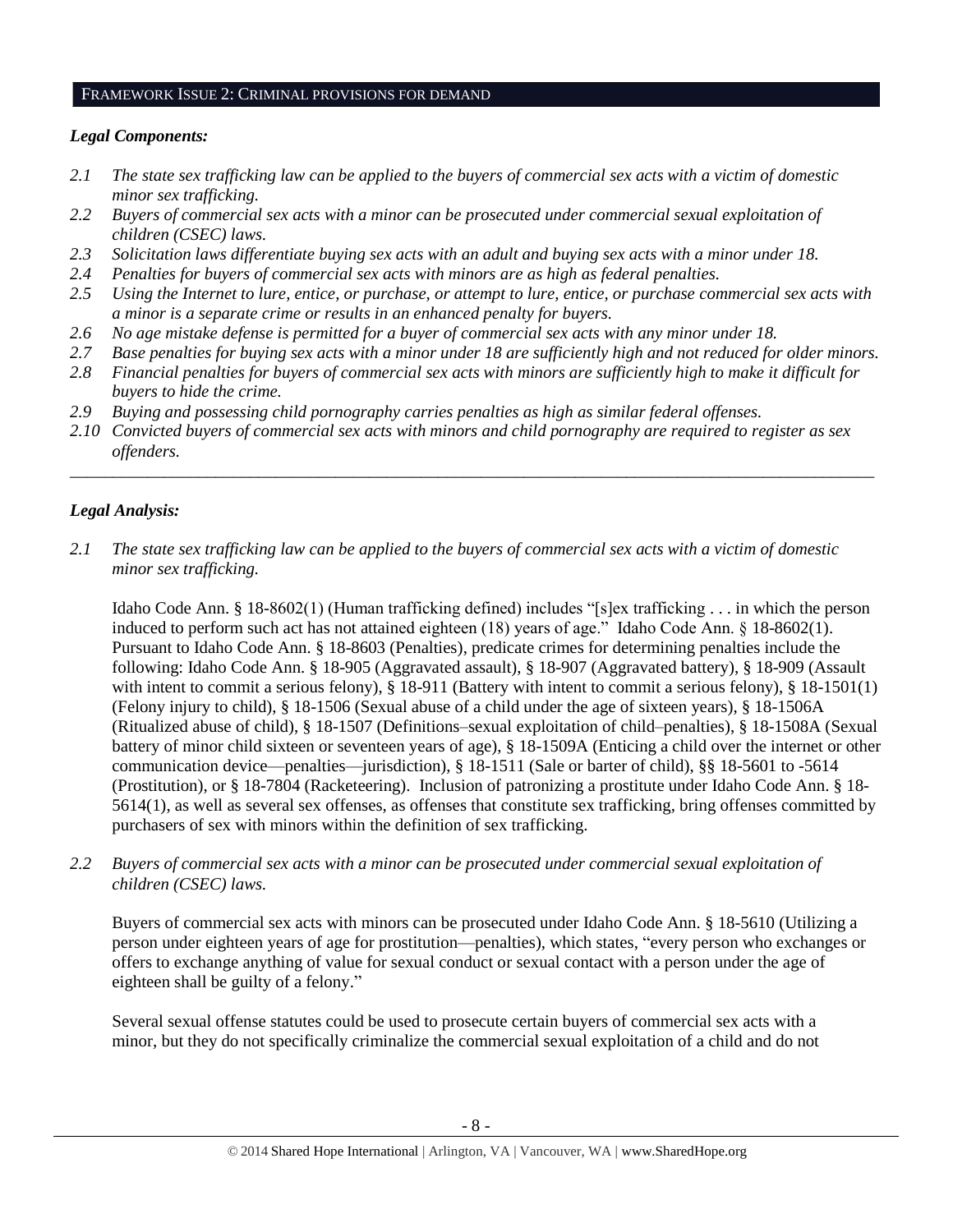## FRAMEWORK ISSUE 2: CRIMINAL PROVISIONS FOR DEMAND

### *Legal Components:*

*2.1 The state sex trafficking law can be applied to the buyers of commercial sex acts with a victim of domestic minor sex trafficking.*

*2.2 Buyers of commercial sex acts with a minor can be prosecuted under commercial sexual exploitation of children (CSEC) laws.*

*2.3 Solicitation laws differentiate buying sex acts with an adult and buying sex acts with a minor under 18.*

*2.4 Penalties for buyers of commercial sex acts with minors are as high as federal penalties.*

*2.5 Using the Internet to lure, entice, or purchase, or attempt to lure, entice, or purchase commercial sex acts with a minor is a separate crime or results in an enhanced penalty for buyers.*

*2.6 No age mistake defense is permitted for a buyer of commercial sex acts with any minor under 18.*

*2.7 Base penalties for buying sex acts with a minor under 18 are sufficiently high and not reduced for older minors.*

*2.8 Financial penalties for buyers of commercial sex acts with minors are sufficiently high to make it difficult for buyers to hide the crime.*

*2.9 Buying and possessing child pornography carries penalties as high as similar federal offenses.*

*2.10 Convicted buyers of commercial sex acts with minors and child pornography are required to register as sex offenders.*

---

### *Legal Analysis:*

*2.1 The state sex trafficking law can be applied to the buyers of commercial sex acts with a victim of domestic minor sex trafficking.*

Idaho Code Ann. § 18-8602(1) (Human trafficking defined) includes "[s]ex trafficking . . . in which the person induced to perform such act has not attained eighteen (18) years of age." Idaho Code Ann. § 18-8602(1). Pursuant to Idaho Code Ann. § 18-8603 (Penalties), predicate crimes for determining penalties include the following: Idaho Code Ann. § 18-905 (Aggravated assault), § 18-907 (Aggravated battery), § 18-909 (Assault with intent to commit a serious felony), § 18-911 (Battery with intent to commit a serious felony), § 18-1501(1) (Felony injury to child), § 18-1506 (Sexual abuse of a child under the age of sixteen years), § 18-1506A (Ritualized abuse of child), § 18-1507 (Definitions–sexual exploitation of child–penalties), § 18-1508A (Sexual battery of minor child sixteen or seventeen years of age), § 18-1509A (Enticing a child over the internet or other communication device—penalties—jurisdiction), § 18-1511 (Sale or barter of child), §§ 18-5601 to -5614 (Prostitution), or § 18-7804 (Racketeering). Inclusion of patronizing a prostitute under Idaho Code Ann. § 18-5614(1), as well as several sex offenses, as offenses that constitute sex trafficking, bring offenses committed by purchasers of sex with minors within the definition of sex trafficking.

*2.2 Buyers of commercial sex acts with a minor can be prosecuted under commercial sexual exploitation of children (CSEC) laws.*

Buyers of commercial sex acts with minors can be prosecuted under Idaho Code Ann. § 18-5610 (Utilizing a person under eighteen years of age for prostitution—penalties), which states, "every person who exchanges or offers to exchange anything of value for sexual conduct or sexual contact with a person under the age of eighteen shall be guilty of a felony."

Several sexual offense statutes could be used to prosecute certain buyers of commercial sex acts with a minor, but they do not specifically criminalize the commercial sexual exploitation of a child and do not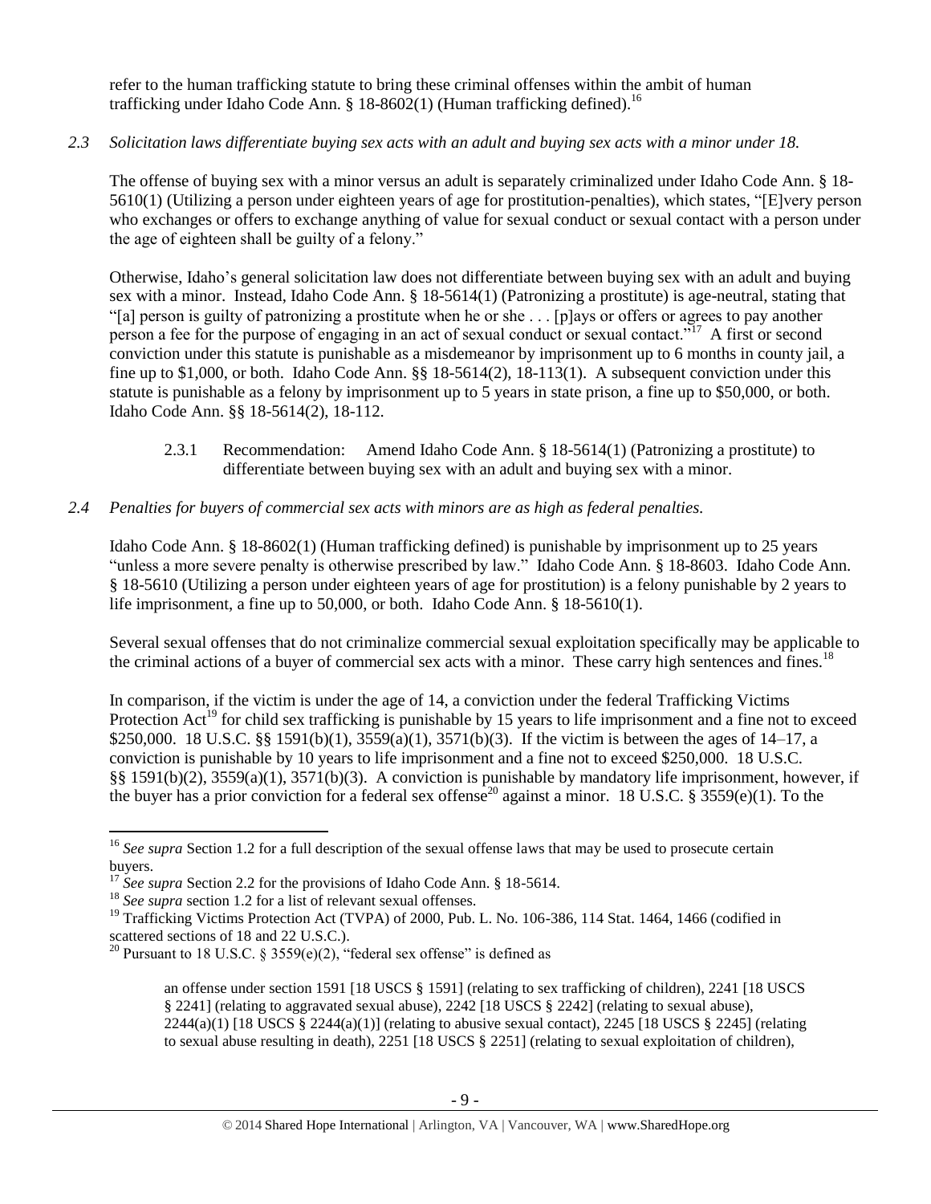refer to the human trafficking statute to bring these criminal offenses within the ambit of human trafficking under Idaho Code Ann. § 18-8602(1) (Human trafficking defined).[16]

*2.3 Solicitation laws differentiate buying sex acts with an adult and buying sex acts with a minor under 18.*

The offense of buying sex with a minor versus an adult is separately criminalized under Idaho Code Ann. § 18-5610(1) (Utilizing a person under eighteen years of age for prostitution-penalties), which states, "[E]very person who exchanges or offers to exchange anything of value for sexual conduct or sexual contact with a person under the age of eighteen shall be guilty of a felony."

Otherwise, Idaho's general solicitation law does not differentiate between buying sex with an adult and buying sex with a minor. Instead, Idaho Code Ann. § 18-5614(1) (Patronizing a prostitute) is age-neutral, stating that "[a] person is guilty of patronizing a prostitute when he or she . . . [p]ays or offers or agrees to pay another person a fee for the purpose of engaging in an act of sexual conduct or sexual contact."[17] A first or second conviction under this statute is punishable as a misdemeanor by imprisonment up to 6 months in county jail, a fine up to $1,000, or both. Idaho Code Ann. §§ 18-5614(2), 18-113(1). A subsequent conviction under this statute is punishable as a felony by imprisonment up to 5 years in state prison, a fine up to $50,000, or both. Idaho Code Ann. §§ 18-5614(2), 18-112.

> 2.3.1 Recommendation: Amend Idaho Code Ann. § 18-5614(1) (Patronizing a prostitute) to differentiate between buying sex with an adult and buying sex with a minor.

*2.4 Penalties for buyers of commercial sex acts with minors are as high as federal penalties.*

Idaho Code Ann. § 18-8602(1) (Human trafficking defined) is punishable by imprisonment up to 25 years "unless a more severe penalty is otherwise prescribed by law." Idaho Code Ann. § 18-8603. Idaho Code Ann. § 18-5610 (Utilizing a person under eighteen years of age for prostitution) is a felony punishable by 2 years to life imprisonment, a fine up to 50,000, or both. Idaho Code Ann. § 18-5610(1).

Several sexual offenses that do not criminalize commercial sexual exploitation specifically may be applicable to the criminal actions of a buyer of commercial sex acts with a minor. These carry high sentences and fines.[18]

In comparison, if the victim is under the age of 14, a conviction under the federal Trafficking Victims Protection Act[19] for child sex trafficking is punishable by 15 years to life imprisonment and a fine not to exceed $250,000. 18 U.S.C. §§ 1591(b)(1), 3559(a)(1), 3571(b)(3). If the victim is between the ages of 14–17, a conviction is punishable by 10 years to life imprisonment and a fine not to exceed $250,000. 18 U.S.C. §§ 1591(b)(2), 3559(a)(1), 3571(b)(3). A conviction is punishable by mandatory life imprisonment, however, if the buyer has a prior conviction for a federal sex offense[20] against a minor. 18 U.S.C. § 3559(e)(1). To the

---

[16] *See supra* Section 1.2 for a full description of the sexual offense laws that may be used to prosecute certain buyers.

[17] *See supra* Section 2.2 for the provisions of Idaho Code Ann. § 18-5614.

[18] *See supra* section 1.2 for a list of relevant sexual offenses.

[19] Trafficking Victims Protection Act (TVPA) of 2000, Pub. L. No. 106-386, 114 Stat. 1464, 1466 (codified in scattered sections of 18 and 22 U.S.C.).

[20] Pursuant to 18 U.S.C. § 3559(e)(2), "federal sex offense" is defined as

> an offense under section 1591 [18 USCS § 1591] (relating to sex trafficking of children), 2241 [18 USCS § 2241] (relating to aggravated sexual abuse), 2242 [18 USCS § 2242] (relating to sexual abuse), 2244(a)(1) [18 USCS § 2244(a)(1)] (relating to abusive sexual contact), 2245 [18 USCS § 2245] (relating to sexual abuse resulting in death), 2251 [18 USCS § 2251] (relating to sexual exploitation of children),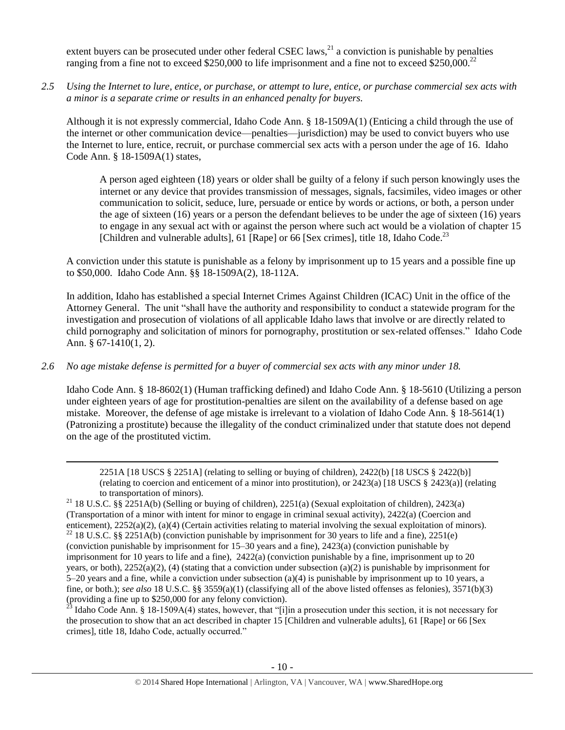extent buyers can be prosecuted under other federal CSEC laws,[21] a conviction is punishable by penalties ranging from a fine not to exceed $250,000 to life imprisonment and a fine not to exceed $250,000.[22]

*2.5 Using the Internet to lure, entice, or purchase, or attempt to lure, entice, or purchase commercial sex acts with a minor is a separate crime or results in an enhanced penalty for buyers.*

Although it is not expressly commercial, Idaho Code Ann. § 18-1509A(1) (Enticing a child through the use of the internet or other communication device—penalties—jurisdiction) may be used to convict buyers who use the Internet to lure, entice, recruit, or purchase commercial sex acts with a person under the age of 16. Idaho Code Ann. § 18-1509A(1) states,

> A person aged eighteen (18) years or older shall be guilty of a felony if such person knowingly uses the internet or any device that provides transmission of messages, signals, facsimiles, video images or other communication to solicit, seduce, lure, persuade or entice by words or actions, or both, a person under the age of sixteen (16) years or a person the defendant believes to be under the age of sixteen (16) years to engage in any sexual act with or against the person where such act would be a violation of chapter 15 [Children and vulnerable adults], 61 [Rape] or 66 [Sex crimes], title 18, Idaho Code.[23]

A conviction under this statute is punishable as a felony by imprisonment up to 15 years and a possible fine up to $50,000. Idaho Code Ann. §§ 18-1509A(2), 18-112A.

In addition, Idaho has established a special Internet Crimes Against Children (ICAC) Unit in the office of the Attorney General. The unit "shall have the authority and responsibility to conduct a statewide program for the investigation and prosecution of violations of all applicable Idaho laws that involve or are directly related to child pornography and solicitation of minors for pornography, prostitution or sex-related offenses." Idaho Code Ann. § 67-1410(1, 2).

*2.6 No age mistake defense is permitted for a buyer of commercial sex acts with any minor under 18.*

Idaho Code Ann. § 18-8602(1) (Human trafficking defined) and Idaho Code Ann. § 18-5610 (Utilizing a person under eighteen years of age for prostitution-penalties are silent on the availability of a defense based on age mistake. Moreover, the defense of age mistake is irrelevant to a violation of Idaho Code Ann. § 18-5614(1) (Patronizing a prostitute) because the illegality of the conduct criminalized under that statute does not depend on the age of the prostituted victim.

---

2251A [18 USCS § 2251A] (relating to selling or buying of children), 2422(b) [18 USCS § 2422(b)] (relating to coercion and enticement of a minor into prostitution), or 2423(a) [18 USCS § 2423(a)] (relating to transportation of minors).

[21] 18 U.S.C. §§ 2251A(b) (Selling or buying of children), 2251(a) (Sexual exploitation of children), 2423(a) (Transportation of a minor with intent for minor to engage in criminal sexual activity), 2422(a) (Coercion and enticement), 2252(a)(2), (a)(4) (Certain activities relating to material involving the sexual exploitation of minors).

[22] 18 U.S.C. §§ 2251A(b) (conviction punishable by imprisonment for 30 years to life and a fine), 2251(e) (conviction punishable by imprisonment for 15–30 years and a fine), 2423(a) (conviction punishable by imprisonment for 10 years to life and a fine), 2422(a) (conviction punishable by a fine, imprisonment up to 20 years, or both), 2252(a)(2), (4) (stating that a conviction under subsection (a)(2) is punishable by imprisonment for 5–20 years and a fine, while a conviction under subsection (a)(4) is punishable by imprisonment up to 10 years, a fine, or both.); *see also* 18 U.S.C. §§ 3559(a)(1) (classifying all of the above listed offenses as felonies), 3571(b)(3) (providing a fine up to $250,000 for any felony conviction).

[23] Idaho Code Ann. § 18-1509A(4) states, however, that "[i]in a prosecution under this section, it is not necessary for the prosecution to show that an act described in chapter 15 [Children and vulnerable adults], 61 [Rape] or 66 [Sex crimes], title 18, Idaho Code, actually occurred."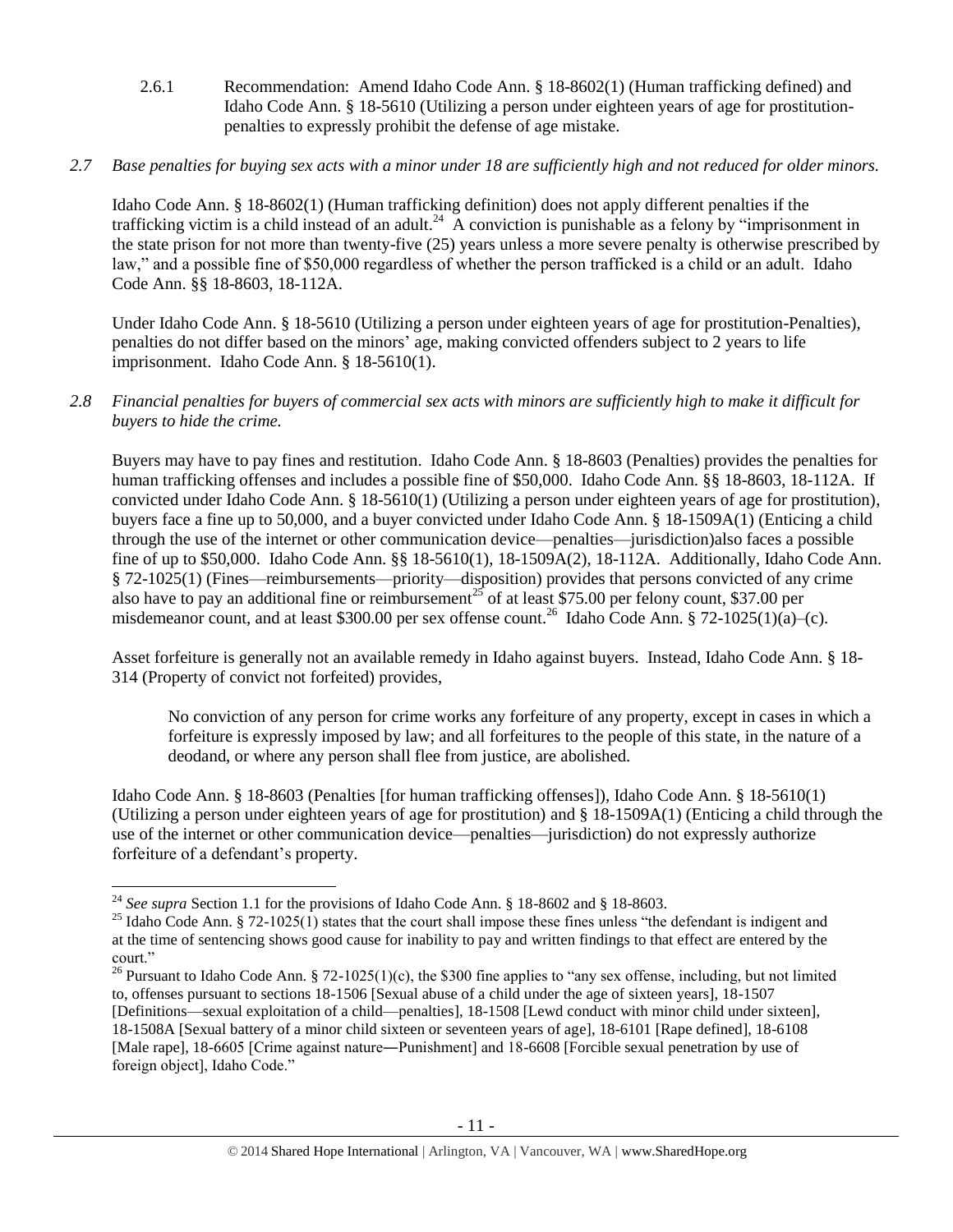2.6.1 Recommendation: Amend Idaho Code Ann. § 18-8602(1) (Human trafficking defined) and Idaho Code Ann. § 18-5610 (Utilizing a person under eighteen years of age for prostitution-penalties to expressly prohibit the defense of age mistake.

*2.7 Base penalties for buying sex acts with a minor under 18 are sufficiently high and not reduced for older minors.*

Idaho Code Ann. § 18-8602(1) (Human trafficking definition) does not apply different penalties if the trafficking victim is a child instead of an adult.[24] A conviction is punishable as a felony by "imprisonment in the state prison for not more than twenty-five (25) years unless a more severe penalty is otherwise prescribed by law," and a possible fine of $50,000 regardless of whether the person trafficked is a child or an adult. Idaho Code Ann. §§ 18-8603, 18-112A.

Under Idaho Code Ann. § 18-5610 (Utilizing a person under eighteen years of age for prostitution-Penalties), penalties do not differ based on the minors' age, making convicted offenders subject to 2 years to life imprisonment. Idaho Code Ann. § 18-5610(1).

*2.8 Financial penalties for buyers of commercial sex acts with minors are sufficiently high to make it difficult for buyers to hide the crime.*

Buyers may have to pay fines and restitution. Idaho Code Ann. § 18-8603 (Penalties) provides the penalties for human trafficking offenses and includes a possible fine of $50,000. Idaho Code Ann. §§ 18-8603, 18-112A. If convicted under Idaho Code Ann. § 18-5610(1) (Utilizing a person under eighteen years of age for prostitution), buyers face a fine up to 50,000, and a buyer convicted under Idaho Code Ann. § 18-1509A(1) (Enticing a child through the use of the internet or other communication device—penalties—jurisdiction)also faces a possible fine of up to $50,000. Idaho Code Ann. §§ 18-5610(1), 18-1509A(2), 18-112A. Additionally, Idaho Code Ann. § 72-1025(1) (Fines—reimbursements—priority—disposition) provides that persons convicted of any crime also have to pay an additional fine or reimbursement[25] of at least $75.00 per felony count, $37.00 per misdemeanor count, and at least $300.00 per sex offense count.[26] Idaho Code Ann. § 72-1025(1)(a)–(c).

Asset forfeiture is generally not an available remedy in Idaho against buyers. Instead, Idaho Code Ann. § 18-314 (Property of convict not forfeited) provides,

> No conviction of any person for crime works any forfeiture of any property, except in cases in which a forfeiture is expressly imposed by law; and all forfeitures to the people of this state, in the nature of a deodand, or where any person shall flee from justice, are abolished.

Idaho Code Ann. § 18-8603 (Penalties [for human trafficking offenses]), Idaho Code Ann. § 18-5610(1) (Utilizing a person under eighteen years of age for prostitution) and § 18-1509A(1) (Enticing a child through the use of the internet or other communication device—penalties—jurisdiction) do not expressly authorize forfeiture of a defendant's property.

---

[24] *See supra* Section 1.1 for the provisions of Idaho Code Ann. § 18-8602 and § 18-8603.

[25] Idaho Code Ann. § 72-1025(1) states that the court shall impose these fines unless "the defendant is indigent and at the time of sentencing shows good cause for inability to pay and written findings to that effect are entered by the court."

[26] Pursuant to Idaho Code Ann. § 72-1025(1)(c), the $300 fine applies to "any sex offense, including, but not limited to, offenses pursuant to sections 18-1506 [Sexual abuse of a child under the age of sixteen years], 18-1507 [Definitions—sexual exploitation of a child—penalties], 18-1508 [Lewd conduct with minor child under sixteen], 18-1508A [Sexual battery of a minor child sixteen or seventeen years of age], 18-6101 [Rape defined], 18-6108 [Male rape], 18-6605 [Crime against nature—Punishment] and 18-6608 [Forcible sexual penetration by use of foreign object], Idaho Code."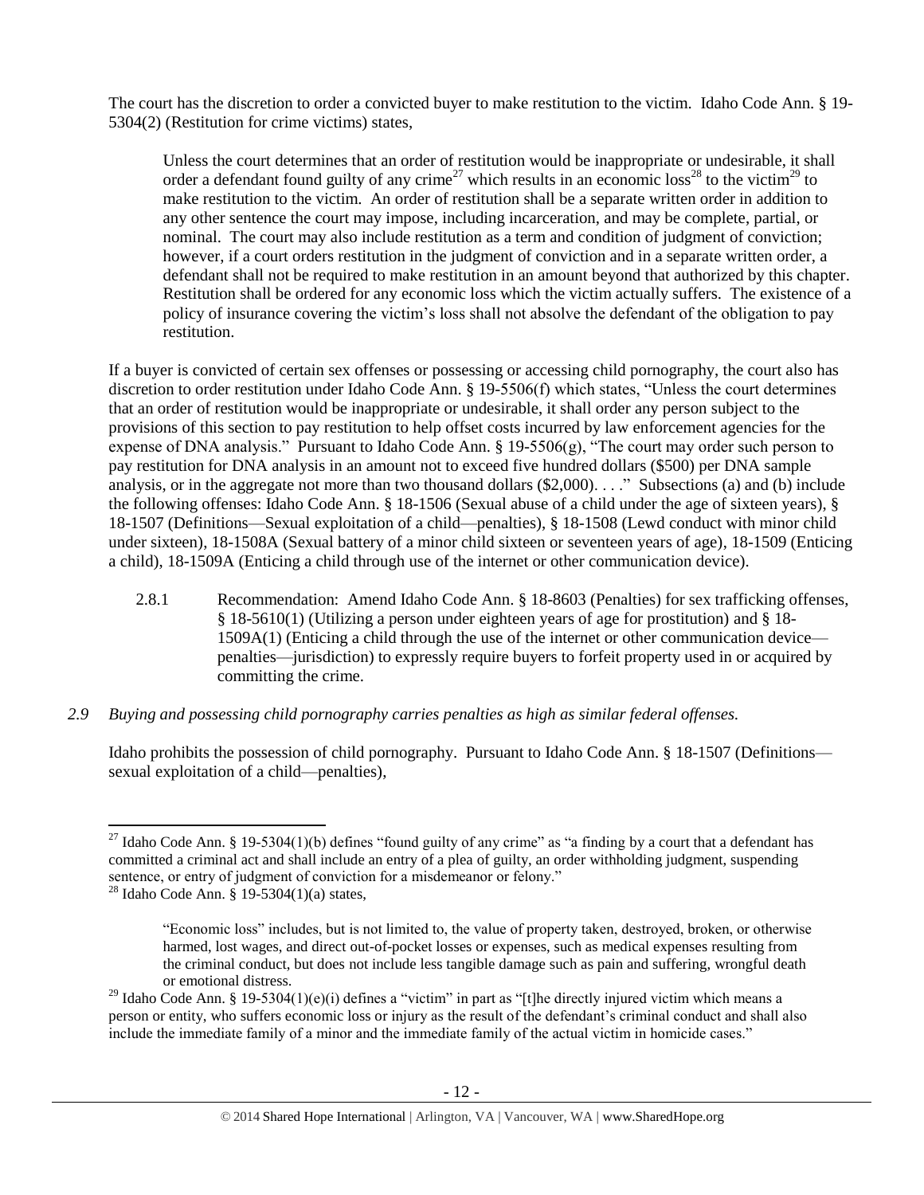The court has the discretion to order a convicted buyer to make restitution to the victim. Idaho Code Ann. § 19-5304(2) (Restitution for crime victims) states,

> Unless the court determines that an order of restitution would be inappropriate or undesirable, it shall order a defendant found guilty of any crime[27] which results in an economic loss[28] to the victim[29] to make restitution to the victim. An order of restitution shall be a separate written order in addition to any other sentence the court may impose, including incarceration, and may be complete, partial, or nominal. The court may also include restitution as a term and condition of judgment of conviction; however, if a court orders restitution in the judgment of conviction and in a separate written order, a defendant shall not be required to make restitution in an amount beyond that authorized by this chapter. Restitution shall be ordered for any economic loss which the victim actually suffers. The existence of a policy of insurance covering the victim's loss shall not absolve the defendant of the obligation to pay restitution.

If a buyer is convicted of certain sex offenses or possessing or accessing child pornography, the court also has discretion to order restitution under Idaho Code Ann. § 19-5506(f) which states, "Unless the court determines that an order of restitution would be inappropriate or undesirable, it shall order any person subject to the provisions of this section to pay restitution to help offset costs incurred by law enforcement agencies for the expense of DNA analysis." Pursuant to Idaho Code Ann. § 19-5506(g), "The court may order such person to pay restitution for DNA analysis in an amount not to exceed five hundred dollars ($500) per DNA sample analysis, or in the aggregate not more than two thousand dollars ($2,000). . . ." Subsections (a) and (b) include the following offenses: Idaho Code Ann. § 18-1506 (Sexual abuse of a child under the age of sixteen years), § 18-1507 (Definitions—Sexual exploitation of a child—penalties), § 18-1508 (Lewd conduct with minor child under sixteen), 18-1508A (Sexual battery of a minor child sixteen or seventeen years of age), 18-1509 (Enticing a child), 18-1509A (Enticing a child through use of the internet or other communication device).

2.8.1 Recommendation: Amend Idaho Code Ann. § 18-8603 (Penalties) for sex trafficking offenses, § 18-5610(1) (Utilizing a person under eighteen years of age for prostitution) and § 18-1509A(1) (Enticing a child through the use of the internet or other communication device—penalties—jurisdiction) to expressly require buyers to forfeit property used in or acquired by committing the crime.

*2.9 Buying and possessing child pornography carries penalties as high as similar federal offenses.*

Idaho prohibits the possession of child pornography. Pursuant to Idaho Code Ann. § 18-1507 (Definitions—sexual exploitation of a child—penalties),

---

[27] Idaho Code Ann. § 19-5304(1)(b) defines "found guilty of any crime" as "a finding by a court that a defendant has committed a criminal act and shall include an entry of a plea of guilty, an order withholding judgment, suspending sentence, or entry of judgment of conviction for a misdemeanor or felony."

[28] Idaho Code Ann. § 19-5304(1)(a) states,

> "Economic loss" includes, but is not limited to, the value of property taken, destroyed, broken, or otherwise harmed, lost wages, and direct out-of-pocket losses or expenses, such as medical expenses resulting from the criminal conduct, but does not include less tangible damage such as pain and suffering, wrongful death or emotional distress.

[29] Idaho Code Ann. § 19-5304(1)(e)(i) defines a "victim" in part as "[t]he directly injured victim which means a person or entity, who suffers economic loss or injury as the result of the defendant's criminal conduct and shall also include the immediate family of a minor and the immediate family of the actual victim in homicide cases."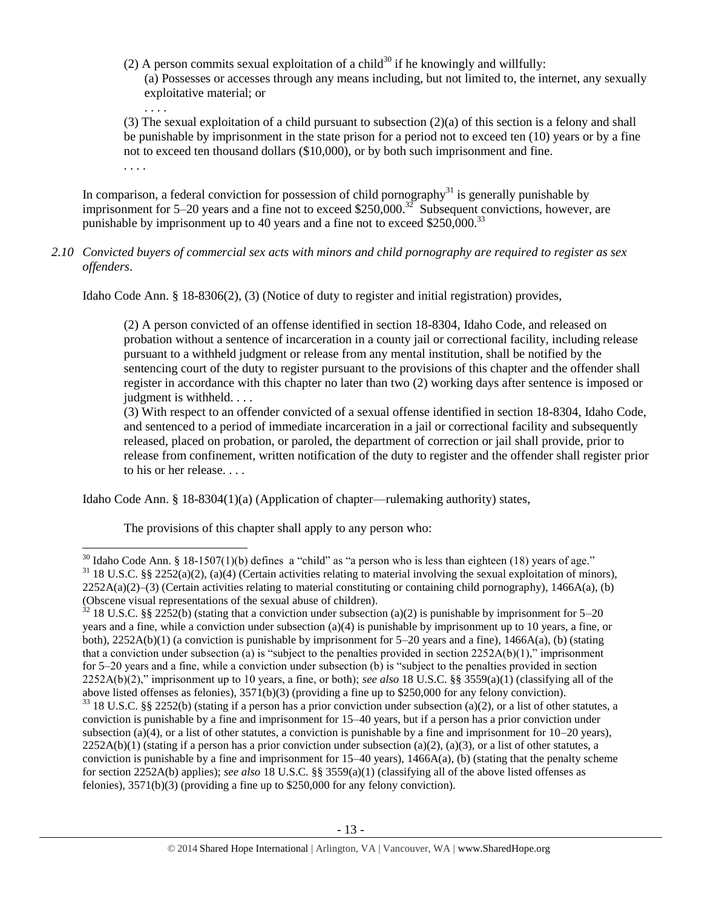(2) A person commits sexual exploitation of a child[30] if he knowingly and willfully:

(a) Possesses or accesses through any means including, but not limited to, the internet, any sexually exploitative material; or

. . . .

(3) The sexual exploitation of a child pursuant to subsection (2)(a) of this section is a felony and shall be punishable by imprisonment in the state prison for a period not to exceed ten (10) years or by a fine not to exceed ten thousand dollars ($10,000), or by both such imprisonment and fine.

. . . .

In comparison, a federal conviction for possession of child pornography[31] is generally punishable by imprisonment for 5–20 years and a fine not to exceed $250,000.[32] Subsequent convictions, however, are punishable by imprisonment up to 40 years and a fine not to exceed $250,000.[33]

*2.10 Convicted buyers of commercial sex acts with minors and child pornography are required to register as sex offenders*.

Idaho Code Ann. § 18-8306(2), (3) (Notice of duty to register and initial registration) provides,

> (2) A person convicted of an offense identified in section 18-8304, Idaho Code, and released on probation without a sentence of incarceration in a county jail or correctional facility, including release pursuant to a withheld judgment or release from any mental institution, shall be notified by the sentencing court of the duty to register pursuant to the provisions of this chapter and the offender shall register in accordance with this chapter no later than two (2) working days after sentence is imposed or judgment is withheld. . . .
>
> (3) With respect to an offender convicted of a sexual offense identified in section 18-8304, Idaho Code, and sentenced to a period of immediate incarceration in a jail or correctional facility and subsequently released, placed on probation, or paroled, the department of correction or jail shall provide, prior to release from confinement, written notification of the duty to register and the offender shall register prior to his or her release. . . .

Idaho Code Ann. § 18-8304(1)(a) (Application of chapter—rulemaking authority) states,

> The provisions of this chapter shall apply to any person who:

---

[30] Idaho Code Ann. § 18-1507(1)(b) defines a "child" as "a person who is less than eighteen (18) years of age."

[31] 18 U.S.C. §§ 2252(a)(2), (a)(4) (Certain activities relating to material involving the sexual exploitation of minors), 2252A(a)(2)–(3) (Certain activities relating to material constituting or containing child pornography), 1466A(a), (b) (Obscene visual representations of the sexual abuse of children).

[32] 18 U.S.C. §§ 2252(b) (stating that a conviction under subsection (a)(2) is punishable by imprisonment for 5–20 years and a fine, while a conviction under subsection (a)(4) is punishable by imprisonment up to 10 years, a fine, or both), 2252A(b)(1) (a conviction is punishable by imprisonment for 5–20 years and a fine), 1466A(a), (b) (stating that a conviction under subsection (a) is "subject to the penalties provided in section 2252A(b)(1)," imprisonment for 5–20 years and a fine, while a conviction under subsection (b) is "subject to the penalties provided in section 2252A(b)(2)," imprisonment up to 10 years, a fine, or both); *see also* 18 U.S.C. §§ 3559(a)(1) (classifying all of the above listed offenses as felonies), 3571(b)(3) (providing a fine up to $250,000 for any felony conviction).

[33] 18 U.S.C. §§ 2252(b) (stating if a person has a prior conviction under subsection (a)(2), or a list of other statutes, a conviction is punishable by a fine and imprisonment for 15–40 years, but if a person has a prior conviction under subsection (a)(4), or a list of other statutes, a conviction is punishable by a fine and imprisonment for 10–20 years), 2252A(b)(1) (stating if a person has a prior conviction under subsection (a)(2), (a)(3), or a list of other statutes, a conviction is punishable by a fine and imprisonment for 15–40 years), 1466A(a), (b) (stating that the penalty scheme for section 2252A(b) applies); *see also* 18 U.S.C. §§ 3559(a)(1) (classifying all of the above listed offenses as felonies), 3571(b)(3) (providing a fine up to $250,000 for any felony conviction).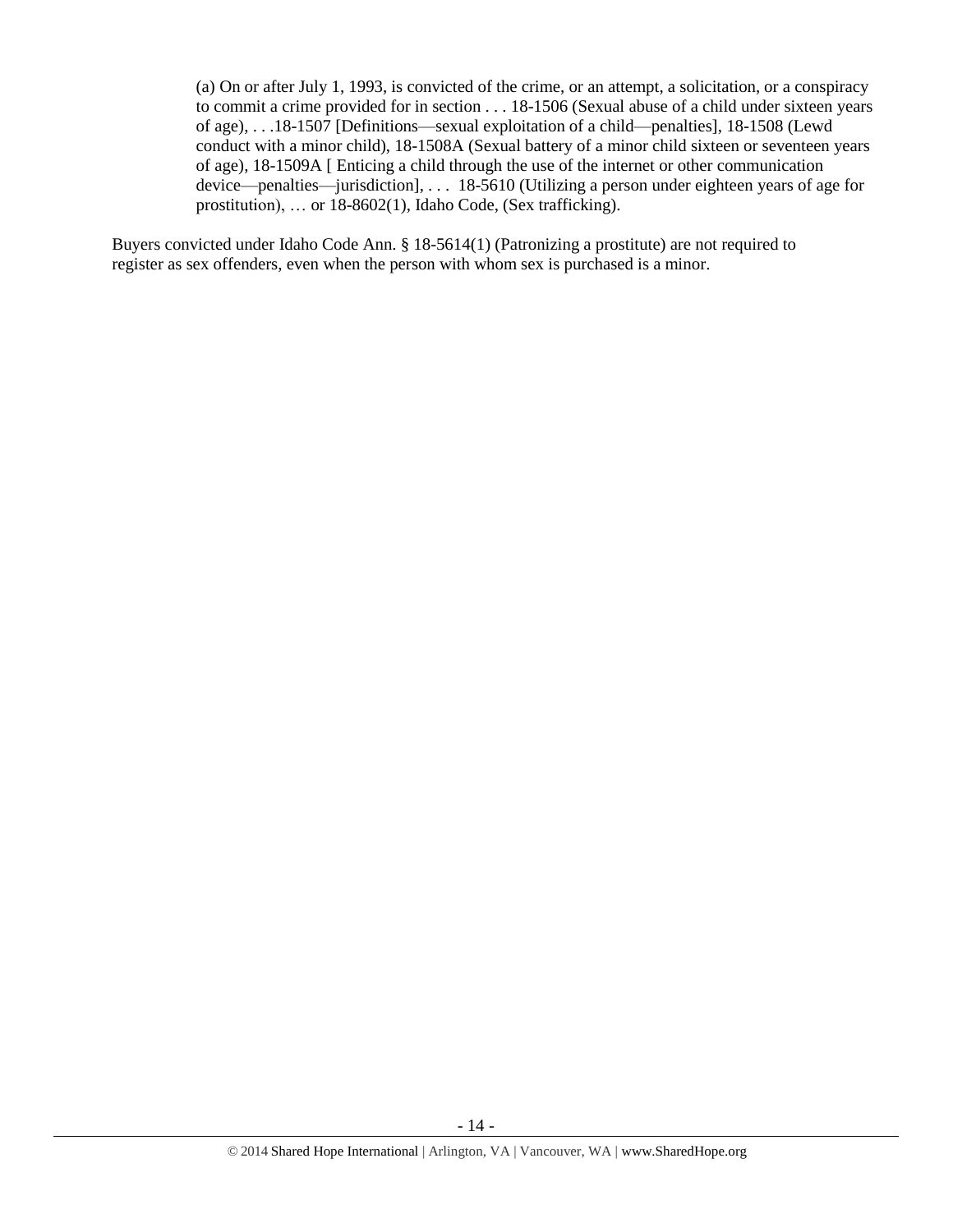> (a) On or after July 1, 1993, is convicted of the crime, or an attempt, a solicitation, or a conspiracy to commit a crime provided for in section . . . 18-1506 (Sexual abuse of a child under sixteen years of age), . . .18-1507 [Definitions—sexual exploitation of a child—penalties], 18-1508 (Lewd conduct with a minor child), 18-1508A (Sexual battery of a minor child sixteen or seventeen years of age), 18-1509A [ Enticing a child through the use of the internet or other communication device—penalties—jurisdiction], . . . 18-5610 (Utilizing a person under eighteen years of age for prostitution), … or 18-8602(1), Idaho Code, (Sex trafficking).

Buyers convicted under Idaho Code Ann. § 18-5614(1) (Patronizing a prostitute) are not required to register as sex offenders, even when the person with whom sex is purchased is a minor.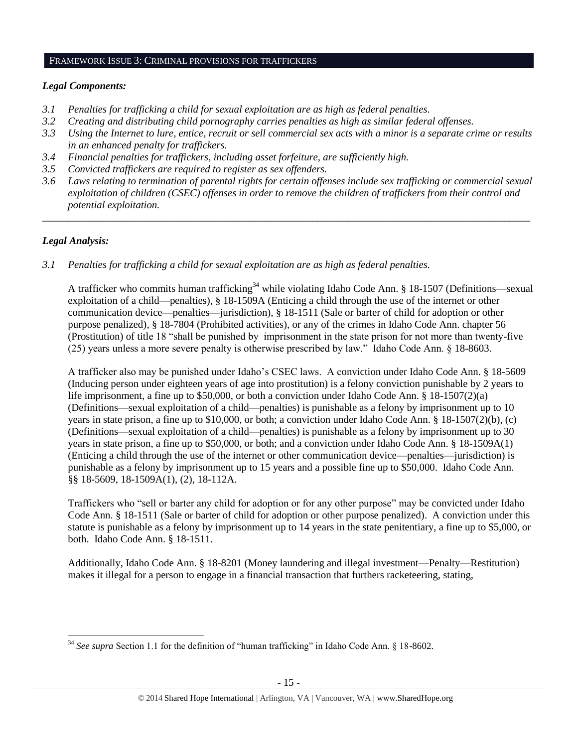## FRAMEWORK ISSUE 3: CRIMINAL PROVISIONS FOR TRAFFICKERS

### *Legal Components:*

*3.1 Penalties for trafficking a child for sexual exploitation are as high as federal penalties.*

*3.2 Creating and distributing child pornography carries penalties as high as similar federal offenses.*

*3.3 Using the Internet to lure, entice, recruit or sell commercial sex acts with a minor is a separate crime or results in an enhanced penalty for traffickers.*

*3.4 Financial penalties for traffickers, including asset forfeiture, are sufficiently high.*

*3.5 Convicted traffickers are required to register as sex offenders.*

*3.6 Laws relating to termination of parental rights for certain offenses include sex trafficking or commercial sexual exploitation of children (CSEC) offenses in order to remove the children of traffickers from their control and potential exploitation.*

---

### *Legal Analysis:*

*3.1 Penalties for trafficking a child for sexual exploitation are as high as federal penalties.*

A trafficker who commits human trafficking[34] while violating Idaho Code Ann. § 18-1507 (Definitions—sexual exploitation of a child—penalties), § 18-1509A (Enticing a child through the use of the internet or other communication device—penalties—jurisdiction), § 18-1511 (Sale or barter of child for adoption or other purpose penalized), § 18-7804 (Prohibited activities), or any of the crimes in Idaho Code Ann. chapter 56 (Prostitution) of title 18 "shall be punished by imprisonment in the state prison for not more than twenty-five (25) years unless a more severe penalty is otherwise prescribed by law." Idaho Code Ann. § 18-8603.

A trafficker also may be punished under Idaho's CSEC laws. A conviction under Idaho Code Ann. § 18-5609 (Inducing person under eighteen years of age into prostitution) is a felony conviction punishable by 2 years to life imprisonment, a fine up to $50,000, or both a conviction under Idaho Code Ann. § 18-1507(2)(a) (Definitions—sexual exploitation of a child—penalties) is punishable as a felony by imprisonment up to 10 years in state prison, a fine up to $10,000, or both; a conviction under Idaho Code Ann. § 18-1507(2)(b), (c) (Definitions—sexual exploitation of a child—penalties) is punishable as a felony by imprisonment up to 30 years in state prison, a fine up to $50,000, or both; and a conviction under Idaho Code Ann. § 18-1509A(1) (Enticing a child through the use of the internet or other communication device—penalties—jurisdiction) is punishable as a felony by imprisonment up to 15 years and a possible fine up to $50,000. Idaho Code Ann. §§ 18-5609, 18-1509A(1), (2), 18-112A.

Traffickers who "sell or barter any child for adoption or for any other purpose" may be convicted under Idaho Code Ann. § 18-1511 (Sale or barter of child for adoption or other purpose penalized). A conviction under this statute is punishable as a felony by imprisonment up to 14 years in the state penitentiary, a fine up to $5,000, or both. Idaho Code Ann. § 18-1511.

Additionally, Idaho Code Ann. § 18-8201 (Money laundering and illegal investment—Penalty—Restitution) makes it illegal for a person to engage in a financial transaction that furthers racketeering, stating,

---

[34] *See supra* Section 1.1 for the definition of "human trafficking" in Idaho Code Ann. § 18-8602.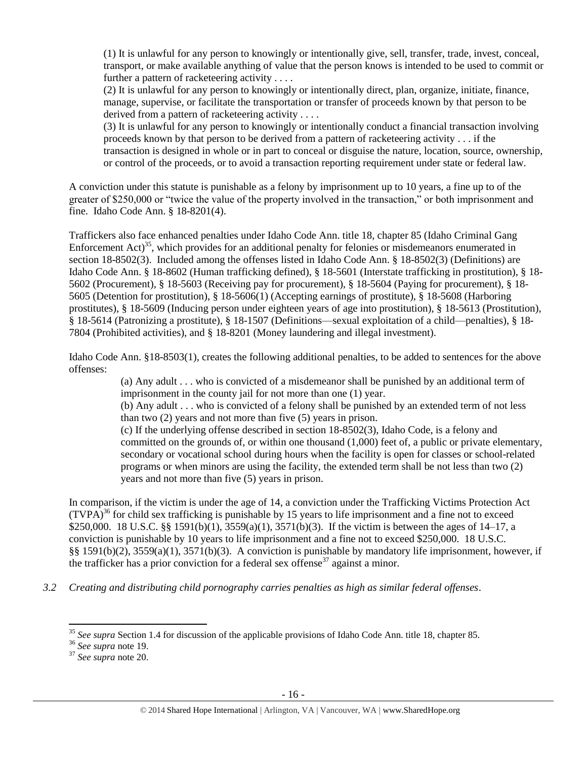> (1) It is unlawful for any person to knowingly or intentionally give, sell, transfer, trade, invest, conceal, transport, or make available anything of value that the person knows is intended to be used to commit or further a pattern of racketeering activity . . . .
>
> (2) It is unlawful for any person to knowingly or intentionally direct, plan, organize, initiate, finance, manage, supervise, or facilitate the transportation or transfer of proceeds known by that person to be derived from a pattern of racketeering activity . . . .
>
> (3) It is unlawful for any person to knowingly or intentionally conduct a financial transaction involving proceeds known by that person to be derived from a pattern of racketeering activity . . . if the transaction is designed in whole or in part to conceal or disguise the nature, location, source, ownership, or control of the proceeds, or to avoid a transaction reporting requirement under state or federal law.

A conviction under this statute is punishable as a felony by imprisonment up to 10 years, a fine up to of the greater of $250,000 or "twice the value of the property involved in the transaction," or both imprisonment and fine. Idaho Code Ann. § 18-8201(4).

Traffickers also face enhanced penalties under Idaho Code Ann. title 18, chapter 85 (Idaho Criminal Gang Enforcement Act)[35], which provides for an additional penalty for felonies or misdemeanors enumerated in section 18-8502(3). Included among the offenses listed in Idaho Code Ann. § 18-8502(3) (Definitions) are Idaho Code Ann. § 18-8602 (Human trafficking defined), § 18-5601 (Interstate trafficking in prostitution), § 18-5602 (Procurement), § 18-5603 (Receiving pay for procurement), § 18-5604 (Paying for procurement), § 18-5605 (Detention for prostitution), § 18-5606(1) (Accepting earnings of prostitute), § 18-5608 (Harboring prostitutes), § 18-5609 (Inducing person under eighteen years of age into prostitution), § 18-5613 (Prostitution), § 18-5614 (Patronizing a prostitute), § 18-1507 (Definitions—sexual exploitation of a child—penalties), § 18-7804 (Prohibited activities), and § 18-8201 (Money laundering and illegal investment).

Idaho Code Ann. §18-8503(1), creates the following additional penalties, to be added to sentences for the above offenses:

> (a) Any adult . . . who is convicted of a misdemeanor shall be punished by an additional term of imprisonment in the county jail for not more than one (1) year.
>
> (b) Any adult . . . who is convicted of a felony shall be punished by an extended term of not less than two (2) years and not more than five (5) years in prison.
>
> (c) If the underlying offense described in section 18-8502(3), Idaho Code, is a felony and committed on the grounds of, or within one thousand (1,000) feet of, a public or private elementary, secondary or vocational school during hours when the facility is open for classes or school-related programs or when minors are using the facility, the extended term shall be not less than two (2) years and not more than five (5) years in prison.

In comparison, if the victim is under the age of 14, a conviction under the Trafficking Victims Protection Act (TVPA)[36] for child sex trafficking is punishable by 15 years to life imprisonment and a fine not to exceed $250,000. 18 U.S.C. §§ 1591(b)(1), 3559(a)(1), 3571(b)(3). If the victim is between the ages of 14–17, a conviction is punishable by 10 years to life imprisonment and a fine not to exceed $250,000. 18 U.S.C. §§ 1591(b)(2), 3559(a)(1), 3571(b)(3). A conviction is punishable by mandatory life imprisonment, however, if the trafficker has a prior conviction for a federal sex offense[37] against a minor.

*3.2 Creating and distributing child pornography carries penalties as high as similar federal offenses.*

---

[35] *See supra* Section 1.4 for discussion of the applicable provisions of Idaho Code Ann. title 18, chapter 85.

[36] *See supra* note 19.

[37] *See supra* note 20.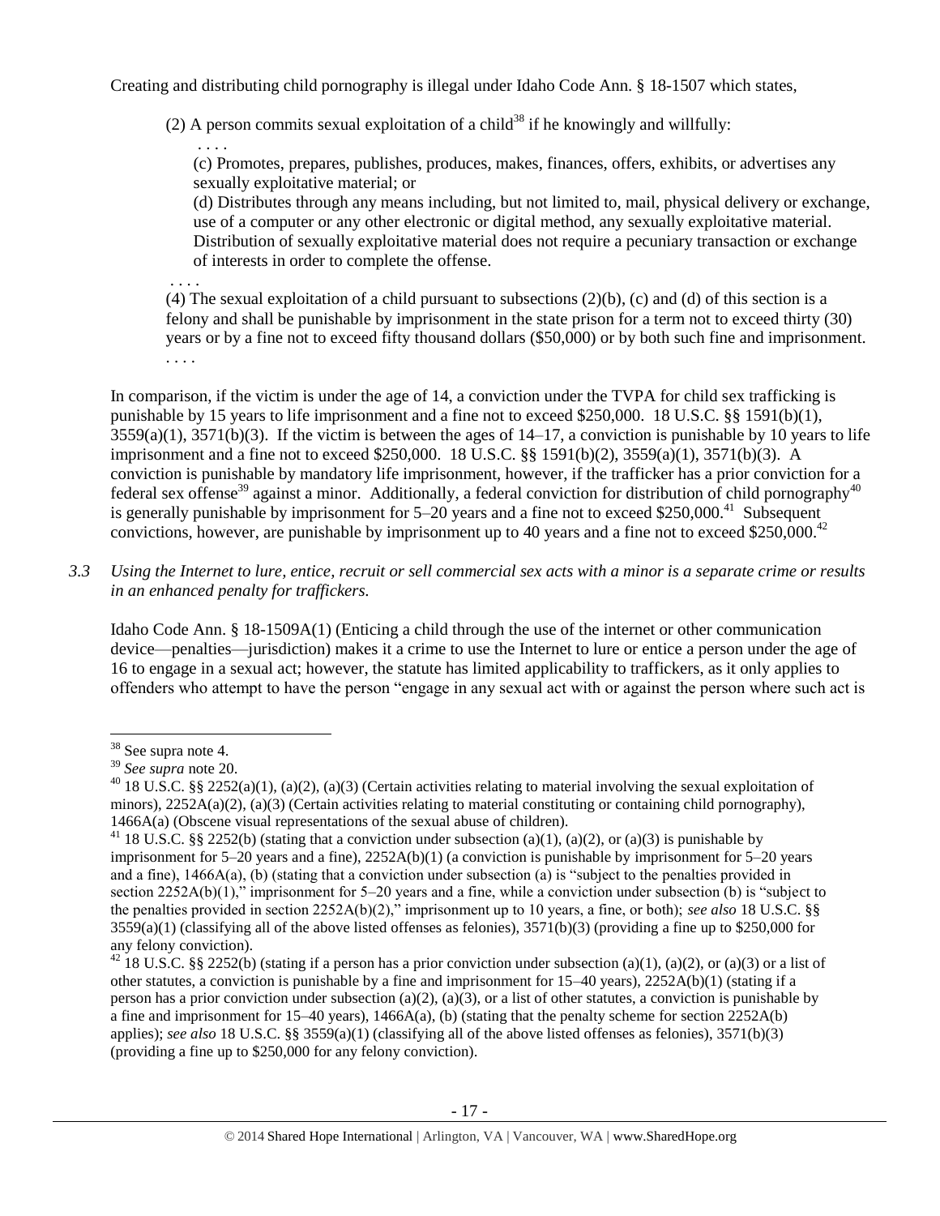Creating and distributing child pornography is illegal under Idaho Code Ann. § 18-1507 which states,

> (2) A person commits sexual exploitation of a child[38] if he knowingly and willfully:
>
> . . . .
>
> (c) Promotes, prepares, publishes, produces, makes, finances, offers, exhibits, or advertises any sexually exploitative material; or
>
> (d) Distributes through any means including, but not limited to, mail, physical delivery or exchange, use of a computer or any other electronic or digital method, any sexually exploitative material. Distribution of sexually exploitative material does not require a pecuniary transaction or exchange of interests in order to complete the offense.
>
> . . . .
>
> (4) The sexual exploitation of a child pursuant to subsections (2)(b), (c) and (d) of this section is a felony and shall be punishable by imprisonment in the state prison for a term not to exceed thirty (30) years or by a fine not to exceed fifty thousand dollars ($50,000) or by both such fine and imprisonment.
>
> . . . .

In comparison, if the victim is under the age of 14, a conviction under the TVPA for child sex trafficking is punishable by 15 years to life imprisonment and a fine not to exceed $250,000. 18 U.S.C. §§ 1591(b)(1), 3559(a)(1), 3571(b)(3). If the victim is between the ages of 14–17, a conviction is punishable by 10 years to life imprisonment and a fine not to exceed $250,000. 18 U.S.C. §§ 1591(b)(2), 3559(a)(1), 3571(b)(3). A conviction is punishable by mandatory life imprisonment, however, if the trafficker has a prior conviction for a federal sex offense[39] against a minor. Additionally, a federal conviction for distribution of child pornography[40] is generally punishable by imprisonment for 5–20 years and a fine not to exceed $250,000.[41] Subsequent convictions, however, are punishable by imprisonment up to 40 years and a fine not to exceed $250,000.[42]

*3.3 Using the Internet to lure, entice, recruit or sell commercial sex acts with a minor is a separate crime or results in an enhanced penalty for traffickers.*

Idaho Code Ann. § 18-1509A(1) (Enticing a child through the use of the internet or other communication device—penalties—jurisdiction) makes it a crime to use the Internet to lure or entice a person under the age of 16 to engage in a sexual act; however, the statute has limited applicability to traffickers, as it only applies to offenders who attempt to have the person "engage in any sexual act with or against the person where such act is

---

[38] See supra note 4.

[39] *See supra* note 20.

[40] 18 U.S.C. §§ 2252(a)(1), (a)(2), (a)(3) (Certain activities relating to material involving the sexual exploitation of minors), 2252A(a)(2), (a)(3) (Certain activities relating to material constituting or containing child pornography), 1466A(a) (Obscene visual representations of the sexual abuse of children).

[41] 18 U.S.C. §§ 2252(b) (stating that a conviction under subsection (a)(1), (a)(2), or (a)(3) is punishable by imprisonment for 5–20 years and a fine), 2252A(b)(1) (a conviction is punishable by imprisonment for 5–20 years and a fine), 1466A(a), (b) (stating that a conviction under subsection (a) is "subject to the penalties provided in section 2252A(b)(1)," imprisonment for 5–20 years and a fine, while a conviction under subsection (b) is "subject to the penalties provided in section 2252A(b)(2)," imprisonment up to 10 years, a fine, or both); *see also* 18 U.S.C. §§ 3559(a)(1) (classifying all of the above listed offenses as felonies), 3571(b)(3) (providing a fine up to $250,000 for any felony conviction).

[42] 18 U.S.C. §§ 2252(b) (stating if a person has a prior conviction under subsection (a)(1), (a)(2), or (a)(3) or a list of other statutes, a conviction is punishable by a fine and imprisonment for 15–40 years), 2252A(b)(1) (stating if a person has a prior conviction under subsection (a)(2), (a)(3), or a list of other statutes, a conviction is punishable by a fine and imprisonment for 15–40 years), 1466A(a), (b) (stating that the penalty scheme for section 2252A(b) applies); *see also* 18 U.S.C. §§ 3559(a)(1) (classifying all of the above listed offenses as felonies), 3571(b)(3) (providing a fine up to $250,000 for any felony conviction).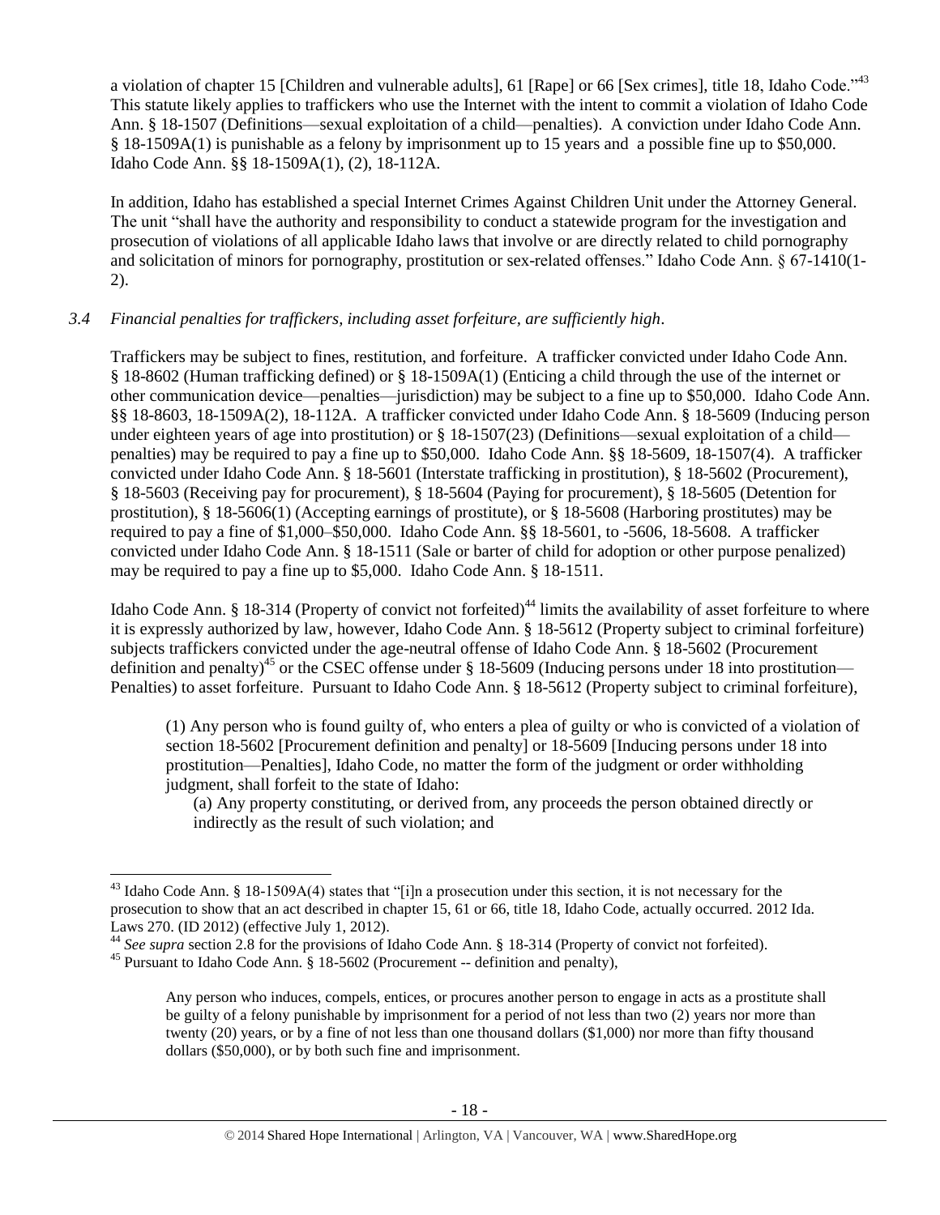a violation of chapter 15 [Children and vulnerable adults], 61 [Rape] or 66 [Sex crimes], title 18, Idaho Code."[43] This statute likely applies to traffickers who use the Internet with the intent to commit a violation of Idaho Code Ann. § 18-1507 (Definitions—sexual exploitation of a child—penalties). A conviction under Idaho Code Ann. § 18-1509A(1) is punishable as a felony by imprisonment up to 15 years and a possible fine up to $50,000. Idaho Code Ann. §§ 18-1509A(1), (2), 18-112A.

In addition, Idaho has established a special Internet Crimes Against Children Unit under the Attorney General. The unit "shall have the authority and responsibility to conduct a statewide program for the investigation and prosecution of violations of all applicable Idaho laws that involve or are directly related to child pornography and solicitation of minors for pornography, prostitution or sex-related offenses." Idaho Code Ann. § 67-1410(1-2).

*3.4 Financial penalties for traffickers, including asset forfeiture, are sufficiently high.*

Traffickers may be subject to fines, restitution, and forfeiture. A trafficker convicted under Idaho Code Ann. § 18-8602 (Human trafficking defined) or § 18-1509A(1) (Enticing a child through the use of the internet or other communication device—penalties—jurisdiction) may be subject to a fine up to $50,000. Idaho Code Ann. §§ 18-8603, 18-1509A(2), 18-112A. A trafficker convicted under Idaho Code Ann. § 18-5609 (Inducing person under eighteen years of age into prostitution) or § 18-1507(23) (Definitions—sexual exploitation of a child—penalties) may be required to pay a fine up to $50,000. Idaho Code Ann. §§ 18-5609, 18-1507(4). A trafficker convicted under Idaho Code Ann. § 18-5601 (Interstate trafficking in prostitution), § 18-5602 (Procurement), § 18-5603 (Receiving pay for procurement), § 18-5604 (Paying for procurement), § 18-5605 (Detention for prostitution), § 18-5606(1) (Accepting earnings of prostitute), or § 18-5608 (Harboring prostitutes) may be required to pay a fine of $1,000–$50,000. Idaho Code Ann. §§ 18-5601, to -5606, 18-5608. A trafficker convicted under Idaho Code Ann. § 18-1511 (Sale or barter of child for adoption or other purpose penalized) may be required to pay a fine up to $5,000. Idaho Code Ann. § 18-1511.

Idaho Code Ann. § 18-314 (Property of convict not forfeited)[44] limits the availability of asset forfeiture to where it is expressly authorized by law, however, Idaho Code Ann. § 18-5612 (Property subject to criminal forfeiture) subjects traffickers convicted under the age-neutral offense of Idaho Code Ann. § 18-5602 (Procurement definition and penalty)[45] or the CSEC offense under § 18-5609 (Inducing persons under 18 into prostitution—Penalties) to asset forfeiture. Pursuant to Idaho Code Ann. § 18-5612 (Property subject to criminal forfeiture),

> (1) Any person who is found guilty of, who enters a plea of guilty or who is convicted of a violation of section 18-5602 [Procurement definition and penalty] or 18-5609 [Inducing persons under 18 into prostitution—Penalties], Idaho Code, no matter the form of the judgment or order withholding judgment, shall forfeit to the state of Idaho:
>
> (a) Any property constituting, or derived from, any proceeds the person obtained directly or indirectly as the result of such violation; and

---

[43] Idaho Code Ann. § 18-1509A(4) states that "[i]n a prosecution under this section, it is not necessary for the prosecution to show that an act described in chapter 15, 61 or 66, title 18, Idaho Code, actually occurred. 2012 Ida. Laws 270. (ID 2012) (effective July 1, 2012).

[44] *See supra* section 2.8 for the provisions of Idaho Code Ann. § 18-314 (Property of convict not forfeited).

[45] Pursuant to Idaho Code Ann. § 18-5602 (Procurement -- definition and penalty),

> Any person who induces, compels, entices, or procures another person to engage in acts as a prostitute shall be guilty of a felony punishable by imprisonment for a period of not less than two (2) years nor more than twenty (20) years, or by a fine of not less than one thousand dollars ($1,000) nor more than fifty thousand dollars ($50,000), or by both such fine and imprisonment.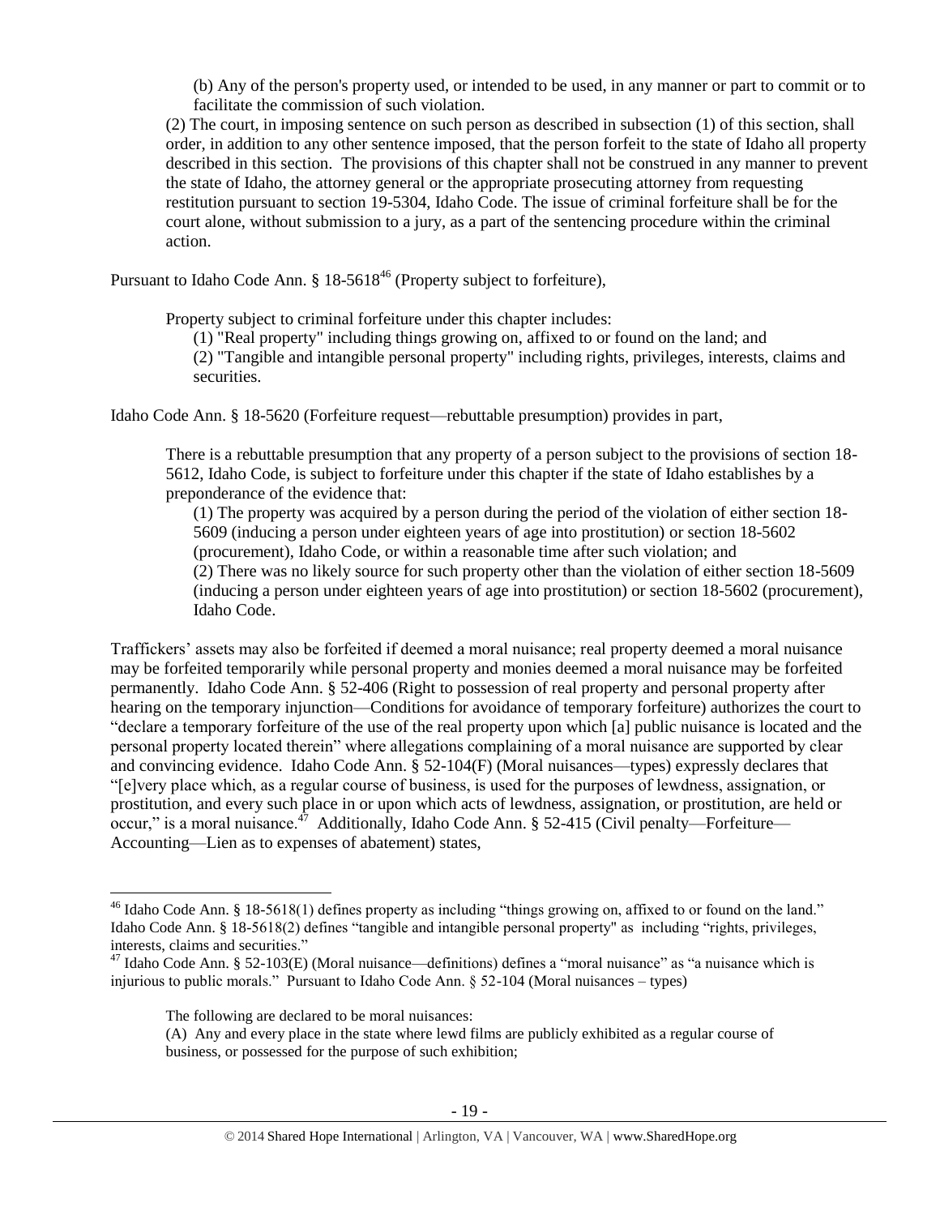(b) Any of the person's property used, or intended to be used, in any manner or part to commit or to facilitate the commission of such violation.

(2) The court, in imposing sentence on such person as described in subsection (1) of this section, shall order, in addition to any other sentence imposed, that the person forfeit to the state of Idaho all property described in this section. The provisions of this chapter shall not be construed in any manner to prevent the state of Idaho, the attorney general or the appropriate prosecuting attorney from requesting restitution pursuant to section 19-5304, Idaho Code. The issue of criminal forfeiture shall be for the court alone, without submission to a jury, as a part of the sentencing procedure within the criminal action.

Pursuant to Idaho Code Ann. § 18-5618[46] (Property subject to forfeiture),

> Property subject to criminal forfeiture under this chapter includes:
>
> (1) "Real property" including things growing on, affixed to or found on the land; and
>
> (2) "Tangible and intangible personal property" including rights, privileges, interests, claims and securities.

Idaho Code Ann. § 18-5620 (Forfeiture request—rebuttable presumption) provides in part,

> There is a rebuttable presumption that any property of a person subject to the provisions of section 18-5612, Idaho Code, is subject to forfeiture under this chapter if the state of Idaho establishes by a preponderance of the evidence that:
>
> (1) The property was acquired by a person during the period of the violation of either section 18-5609 (inducing a person under eighteen years of age into prostitution) or section 18-5602 (procurement), Idaho Code, or within a reasonable time after such violation; and
>
> (2) There was no likely source for such property other than the violation of either section 18-5609 (inducing a person under eighteen years of age into prostitution) or section 18-5602 (procurement), Idaho Code.

Traffickers' assets may also be forfeited if deemed a moral nuisance; real property deemed a moral nuisance may be forfeited temporarily while personal property and monies deemed a moral nuisance may be forfeited permanently. Idaho Code Ann. § 52-406 (Right to possession of real property and personal property after hearing on the temporary injunction—Conditions for avoidance of temporary forfeiture) authorizes the court to "declare a temporary forfeiture of the use of the real property upon which [a] public nuisance is located and the personal property located therein" where allegations complaining of a moral nuisance are supported by clear and convincing evidence. Idaho Code Ann. § 52-104(F) (Moral nuisances—types) expressly declares that "[e]very place which, as a regular course of business, is used for the purposes of lewdness, assignation, or prostitution, and every such place in or upon which acts of lewdness, assignation, or prostitution, are held or occur," is a moral nuisance.[47] Additionally, Idaho Code Ann. § 52-415 (Civil penalty—Forfeiture—Accounting—Lien as to expenses of abatement) states,

---

[46] Idaho Code Ann. § 18-5618(1) defines property as including "things growing on, affixed to or found on the land." Idaho Code Ann. § 18-5618(2) defines "tangible and intangible personal property" as including "rights, privileges, interests, claims and securities."

[47] Idaho Code Ann. § 52-103(E) (Moral nuisance—definitions) defines a "moral nuisance" as "a nuisance which is injurious to public morals." Pursuant to Idaho Code Ann. § 52-104 (Moral nuisances – types)

> The following are declared to be moral nuisances:
>
> (A) Any and every place in the state where lewd films are publicly exhibited as a regular course of business, or possessed for the purpose of such exhibition;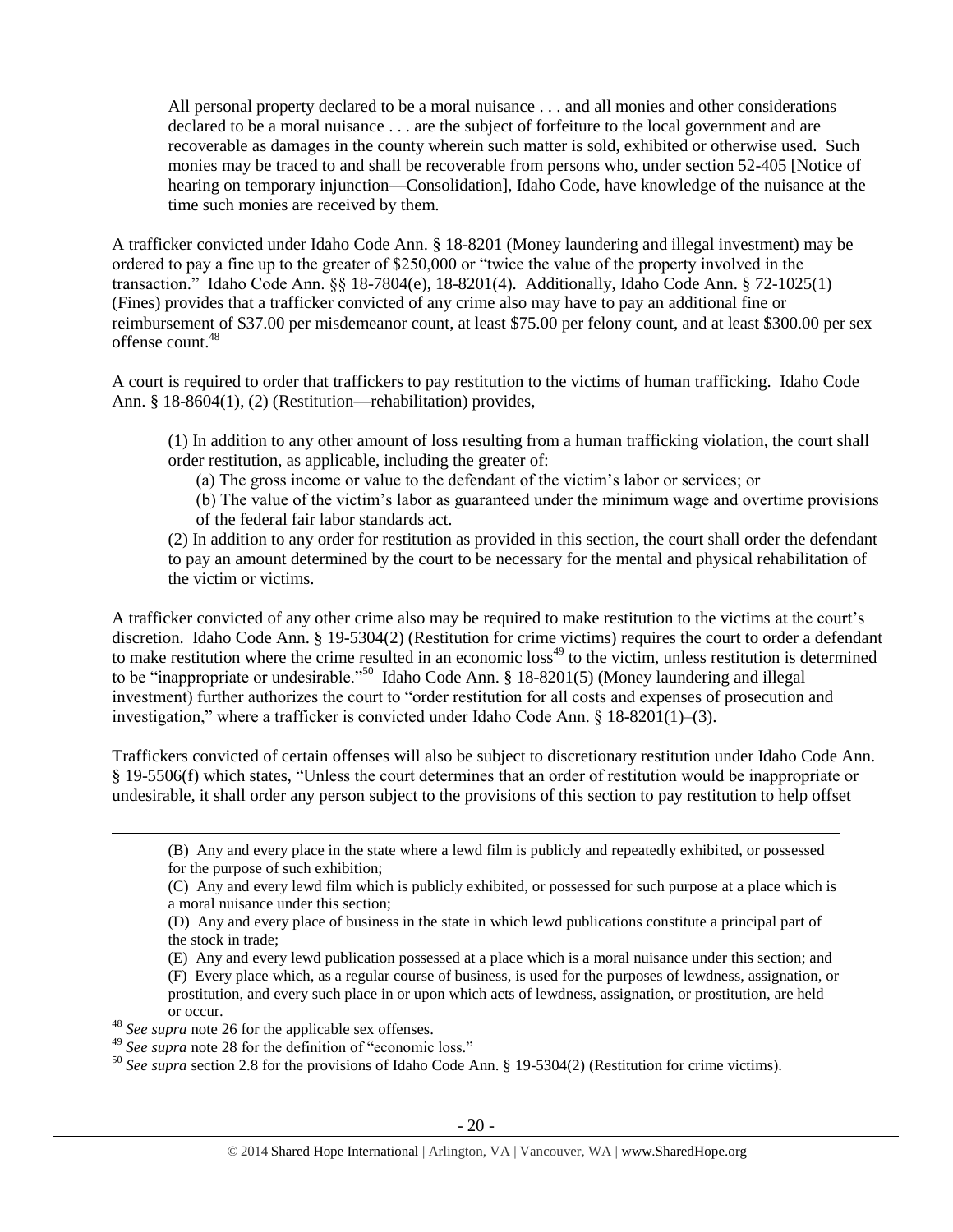> All personal property declared to be a moral nuisance . . . and all monies and other considerations declared to be a moral nuisance . . . are the subject of forfeiture to the local government and are recoverable as damages in the county wherein such matter is sold, exhibited or otherwise used. Such monies may be traced to and shall be recoverable from persons who, under section 52-405 [Notice of hearing on temporary injunction—Consolidation], Idaho Code, have knowledge of the nuisance at the time such monies are received by them.

A trafficker convicted under Idaho Code Ann. § 18-8201 (Money laundering and illegal investment) may be ordered to pay a fine up to the greater of $250,000 or "twice the value of the property involved in the transaction." Idaho Code Ann. §§ 18-7804(e), 18-8201(4). Additionally, Idaho Code Ann. § 72-1025(1) (Fines) provides that a trafficker convicted of any crime also may have to pay an additional fine or reimbursement of $37.00 per misdemeanor count, at least $75.00 per felony count, and at least $300.00 per sex offense count.[48]

A court is required to order that traffickers to pay restitution to the victims of human trafficking. Idaho Code Ann. § 18-8604(1), (2) (Restitution—rehabilitation) provides,

> (1) In addition to any other amount of loss resulting from a human trafficking violation, the court shall order restitution, as applicable, including the greater of:
>
> (a) The gross income or value to the defendant of the victim's labor or services; or
>
> (b) The value of the victim's labor as guaranteed under the minimum wage and overtime provisions of the federal fair labor standards act.
>
> (2) In addition to any order for restitution as provided in this section, the court shall order the defendant to pay an amount determined by the court to be necessary for the mental and physical rehabilitation of the victim or victims.

A trafficker convicted of any other crime also may be required to make restitution to the victims at the court's discretion. Idaho Code Ann. § 19-5304(2) (Restitution for crime victims) requires the court to order a defendant to make restitution where the crime resulted in an economic loss[49] to the victim, unless restitution is determined to be "inappropriate or undesirable."[50] Idaho Code Ann. § 18-8201(5) (Money laundering and illegal investment) further authorizes the court to "order restitution for all costs and expenses of prosecution and investigation," where a trafficker is convicted under Idaho Code Ann. § 18-8201(1)–(3).

Traffickers convicted of certain offenses will also be subject to discretionary restitution under Idaho Code Ann. § 19-5506(f) which states, "Unless the court determines that an order of restitution would be inappropriate or undesirable, it shall order any person subject to the provisions of this section to pay restitution to help offset

---

> (B) Any and every place in the state where a lewd film is publicly and repeatedly exhibited, or possessed for the purpose of such exhibition;
>
> (C) Any and every lewd film which is publicly exhibited, or possessed for such purpose at a place which is a moral nuisance under this section;
>
> (D) Any and every place of business in the state in which lewd publications constitute a principal part of the stock in trade;
>
> (E) Any and every lewd publication possessed at a place which is a moral nuisance under this section; and
>
> (F) Every place which, as a regular course of business, is used for the purposes of lewdness, assignation, or prostitution, and every such place in or upon which acts of lewdness, assignation, or prostitution, are held or occur.

[48] *See supra* note 26 for the applicable sex offenses.

[49] *See supra* note 28 for the definition of "economic loss."

[50] *See supra* section 2.8 for the provisions of Idaho Code Ann. § 19-5304(2) (Restitution for crime victims).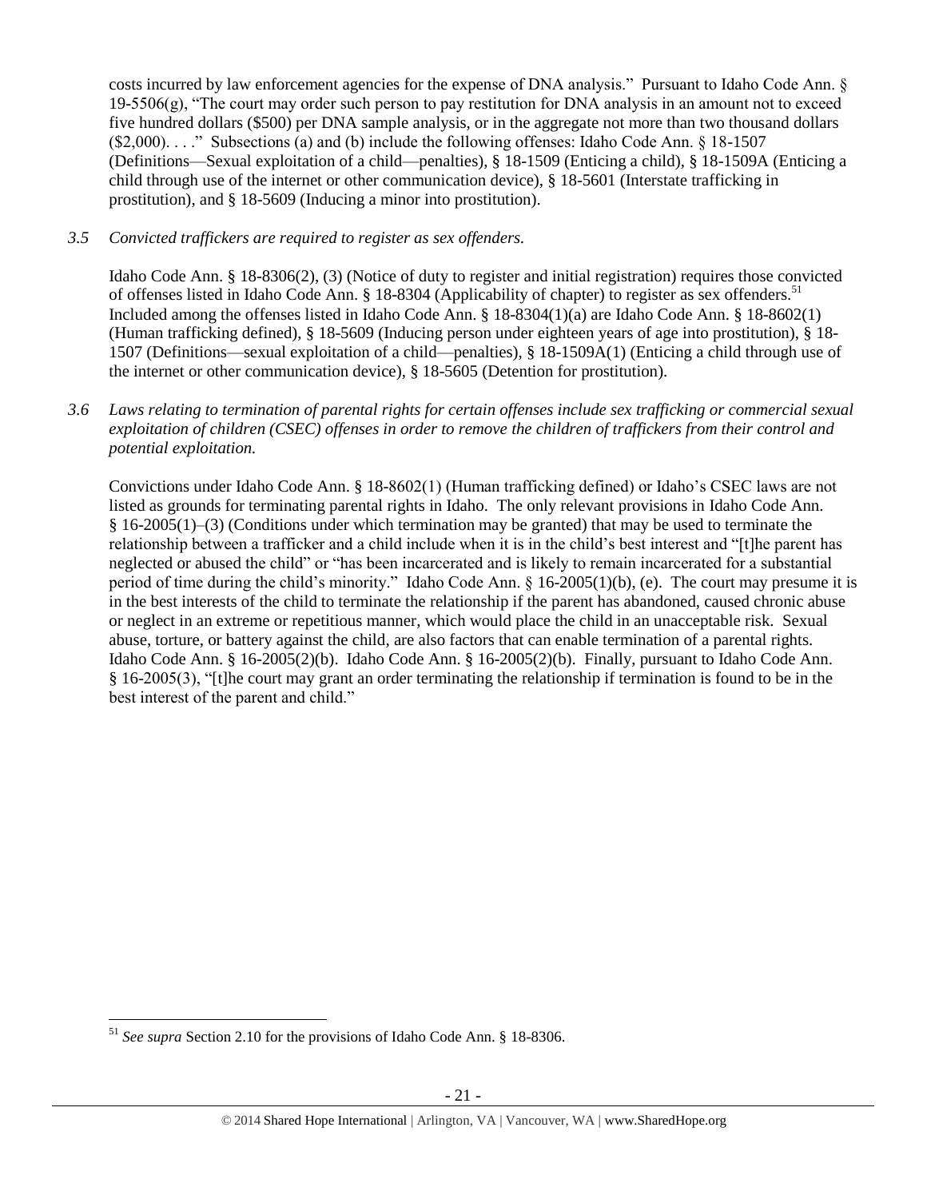costs incurred by law enforcement agencies for the expense of DNA analysis." Pursuant to Idaho Code Ann. § 19-5506(g), "The court may order such person to pay restitution for DNA analysis in an amount not to exceed five hundred dollars ($500) per DNA sample analysis, or in the aggregate not more than two thousand dollars ($2,000). . . ." Subsections (a) and (b) include the following offenses: Idaho Code Ann. § 18-1507 (Definitions—Sexual exploitation of a child—penalties), § 18-1509 (Enticing a child), § 18-1509A (Enticing a child through use of the internet or other communication device), § 18-5601 (Interstate trafficking in prostitution), and § 18-5609 (Inducing a minor into prostitution).

*3.5 Convicted traffickers are required to register as sex offenders.*

Idaho Code Ann. § 18-8306(2), (3) (Notice of duty to register and initial registration) requires those convicted of offenses listed in Idaho Code Ann. § 18-8304 (Applicability of chapter) to register as sex offenders.[51] Included among the offenses listed in Idaho Code Ann. § 18-8304(1)(a) are Idaho Code Ann. § 18-8602(1) (Human trafficking defined), § 18-5609 (Inducing person under eighteen years of age into prostitution), § 18-1507 (Definitions—sexual exploitation of a child—penalties), § 18-1509A(1) (Enticing a child through use of the internet or other communication device), § 18-5605 (Detention for prostitution).

*3.6 Laws relating to termination of parental rights for certain offenses include sex trafficking or commercial sexual exploitation of children (CSEC) offenses in order to remove the children of traffickers from their control and potential exploitation.*

Convictions under Idaho Code Ann. § 18-8602(1) (Human trafficking defined) or Idaho's CSEC laws are not listed as grounds for terminating parental rights in Idaho. The only relevant provisions in Idaho Code Ann. § 16-2005(1)–(3) (Conditions under which termination may be granted) that may be used to terminate the relationship between a trafficker and a child include when it is in the child's best interest and "[t]he parent has neglected or abused the child" or "has been incarcerated and is likely to remain incarcerated for a substantial period of time during the child's minority." Idaho Code Ann. § 16-2005(1)(b), (e). The court may presume it is in the best interests of the child to terminate the relationship if the parent has abandoned, caused chronic abuse or neglect in an extreme or repetitious manner, which would place the child in an unacceptable risk. Sexual abuse, torture, or battery against the child, are also factors that can enable termination of a parental rights. Idaho Code Ann. § 16-2005(2)(b). Idaho Code Ann. § 16-2005(2)(b). Finally, pursuant to Idaho Code Ann. § 16-2005(3), "[t]he court may grant an order terminating the relationship if termination is found to be in the best interest of the parent and child."

[51] *See supra* Section 2.10 for the provisions of Idaho Code Ann. § 18-8306.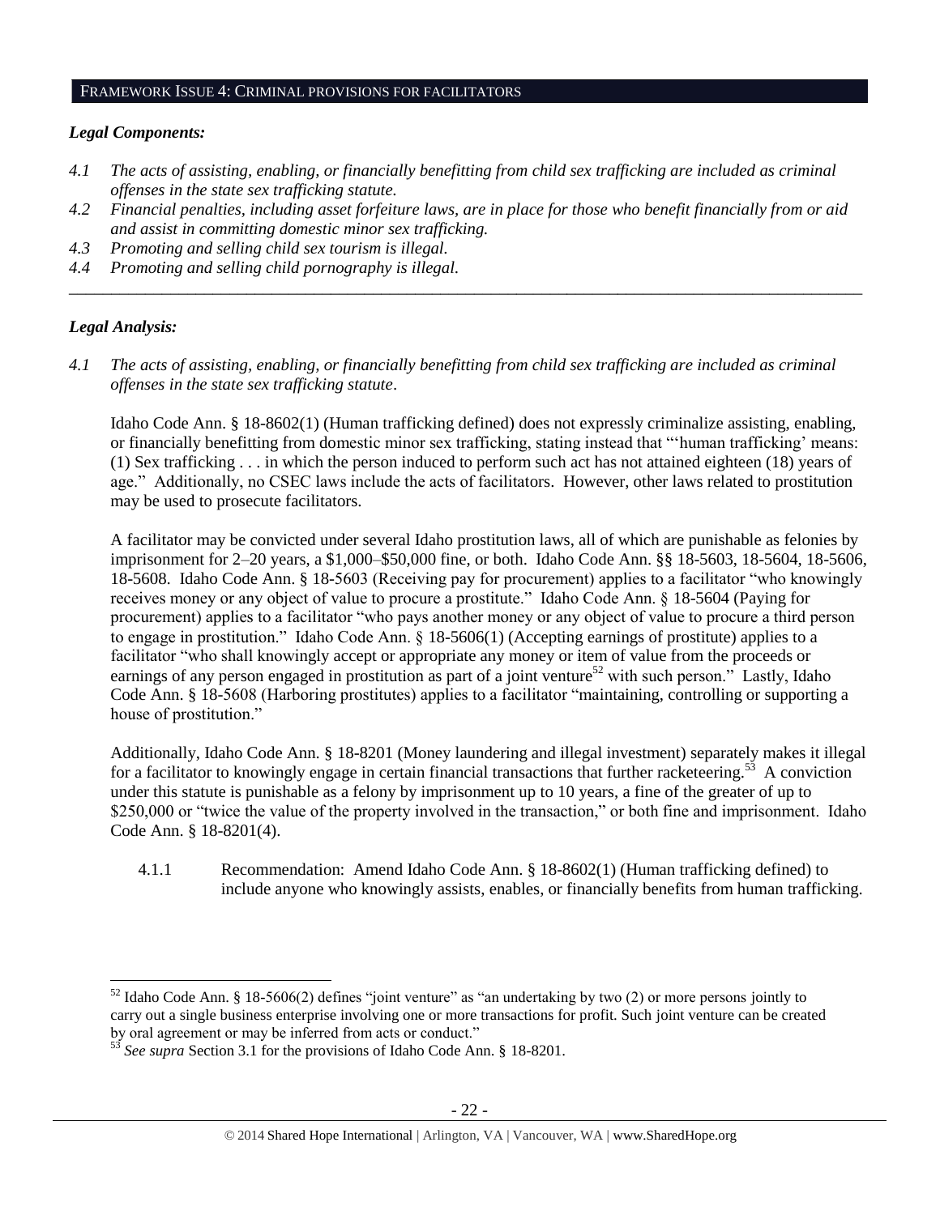## FRAMEWORK ISSUE 4: CRIMINAL PROVISIONS FOR FACILITATORS

### *Legal Components:*

- *4.1 The acts of assisting, enabling, or financially benefitting from child sex trafficking are included as criminal offenses in the state sex trafficking statute.*
- *4.2 Financial penalties, including asset forfeiture laws, are in place for those who benefit financially from or aid and assist in committing domestic minor sex trafficking.*
- *4.3 Promoting and selling child sex tourism is illegal.*
- *4.4 Promoting and selling child pornography is illegal.*

---

### *Legal Analysis:*

*4.1 The acts of assisting, enabling, or financially benefitting from child sex trafficking are included as criminal offenses in the state sex trafficking statute.*

Idaho Code Ann. § 18-8602(1) (Human trafficking defined) does not expressly criminalize assisting, enabling, or financially benefitting from domestic minor sex trafficking, stating instead that "'human trafficking' means: (1) Sex trafficking . . . in which the person induced to perform such act has not attained eighteen (18) years of age." Additionally, no CSEC laws include the acts of facilitators. However, other laws related to prostitution may be used to prosecute facilitators.

A facilitator may be convicted under several Idaho prostitution laws, all of which are punishable as felonies by imprisonment for 2–20 years, a $1,000–$50,000 fine, or both. Idaho Code Ann. §§ 18-5603, 18-5604, 18-5606, 18-5608. Idaho Code Ann. § 18-5603 (Receiving pay for procurement) applies to a facilitator "who knowingly receives money or any object of value to procure a prostitute." Idaho Code Ann. § 18-5604 (Paying for procurement) applies to a facilitator "who pays another money or any object of value to procure a third person to engage in prostitution." Idaho Code Ann. § 18-5606(1) (Accepting earnings of prostitute) applies to a facilitator "who shall knowingly accept or appropriate any money or item of value from the proceeds or earnings of any person engaged in prostitution as part of a joint venture[52] with such person." Lastly, Idaho Code Ann. § 18-5608 (Harboring prostitutes) applies to a facilitator "maintaining, controlling or supporting a house of prostitution."

Additionally, Idaho Code Ann. § 18-8201 (Money laundering and illegal investment) separately makes it illegal for a facilitator to knowingly engage in certain financial transactions that further racketeering.[53] A conviction under this statute is punishable as a felony by imprisonment up to 10 years, a fine of the greater of up to $250,000 or "twice the value of the property involved in the transaction," or both fine and imprisonment. Idaho Code Ann. § 18-8201(4).

4.1.1 Recommendation: Amend Idaho Code Ann. § 18-8602(1) (Human trafficking defined) to include anyone who knowingly assists, enables, or financially benefits from human trafficking.

---

[52] Idaho Code Ann. § 18-5606(2) defines "joint venture" as "an undertaking by two (2) or more persons jointly to carry out a single business enterprise involving one or more transactions for profit. Such joint venture can be created by oral agreement or may be inferred from acts or conduct."

[53] *See supra* Section 3.1 for the provisions of Idaho Code Ann. § 18-8201.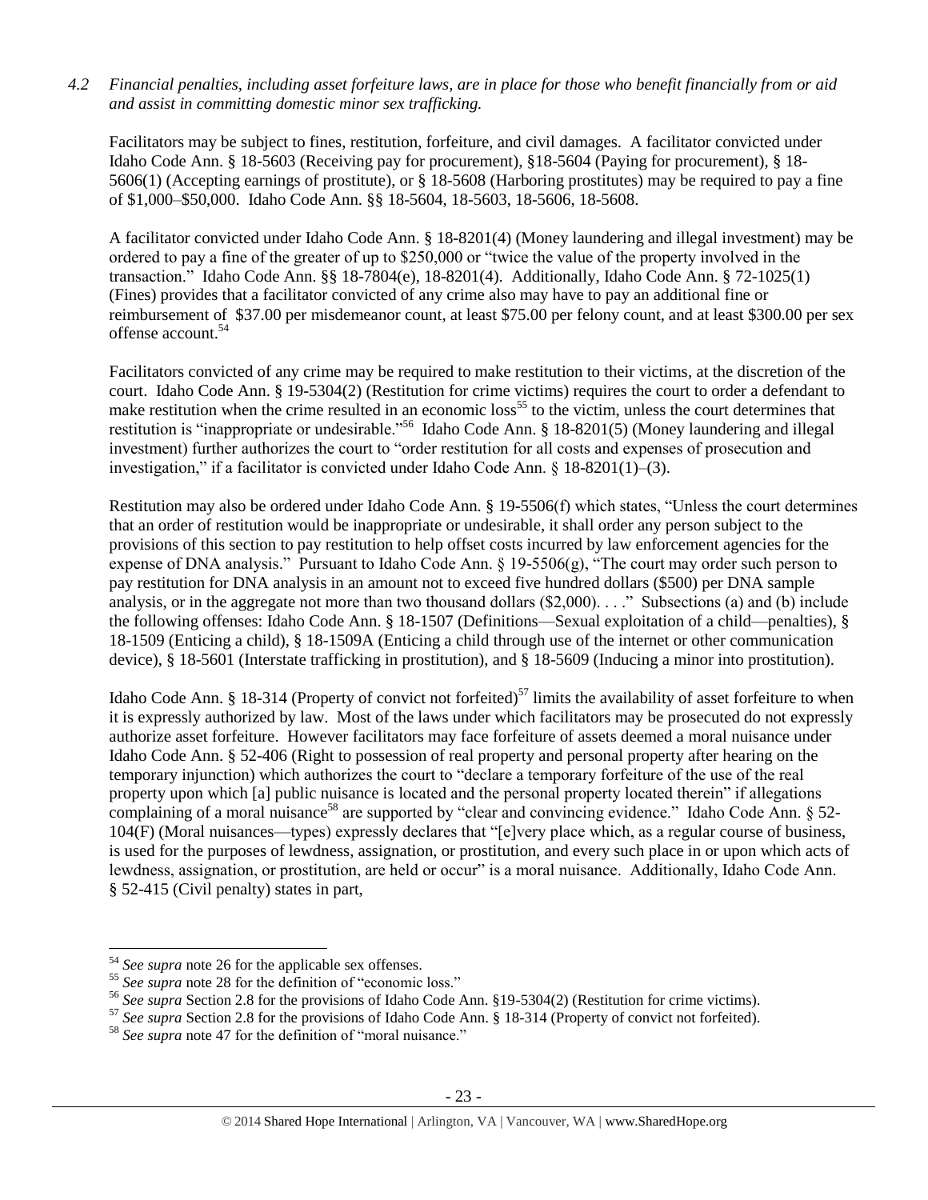*4.2 Financial penalties, including asset forfeiture laws, are in place for those who benefit financially from or aid and assist in committing domestic minor sex trafficking.*

Facilitators may be subject to fines, restitution, forfeiture, and civil damages. A facilitator convicted under Idaho Code Ann. § 18-5603 (Receiving pay for procurement), §18-5604 (Paying for procurement), § 18-5606(1) (Accepting earnings of prostitute), or § 18-5608 (Harboring prostitutes) may be required to pay a fine of $1,000–$50,000. Idaho Code Ann. §§ 18-5604, 18-5603, 18-5606, 18-5608.

A facilitator convicted under Idaho Code Ann. § 18-8201(4) (Money laundering and illegal investment) may be ordered to pay a fine of the greater of up to $250,000 or "twice the value of the property involved in the transaction." Idaho Code Ann. §§ 18-7804(e), 18-8201(4). Additionally, Idaho Code Ann. § 72-1025(1) (Fines) provides that a facilitator convicted of any crime also may have to pay an additional fine or reimbursement of $37.00 per misdemeanor count, at least $75.00 per felony count, and at least $300.00 per sex offense account.[54]

Facilitators convicted of any crime may be required to make restitution to their victims, at the discretion of the court. Idaho Code Ann. § 19-5304(2) (Restitution for crime victims) requires the court to order a defendant to make restitution when the crime resulted in an economic loss[55] to the victim, unless the court determines that restitution is "inappropriate or undesirable."[56] Idaho Code Ann. § 18-8201(5) (Money laundering and illegal investment) further authorizes the court to "order restitution for all costs and expenses of prosecution and investigation," if a facilitator is convicted under Idaho Code Ann. § 18-8201(1)–(3).

Restitution may also be ordered under Idaho Code Ann. § 19-5506(f) which states, "Unless the court determines that an order of restitution would be inappropriate or undesirable, it shall order any person subject to the provisions of this section to pay restitution to help offset costs incurred by law enforcement agencies for the expense of DNA analysis." Pursuant to Idaho Code Ann. § 19-5506(g), "The court may order such person to pay restitution for DNA analysis in an amount not to exceed five hundred dollars ($500) per DNA sample analysis, or in the aggregate not more than two thousand dollars ($2,000). . . ." Subsections (a) and (b) include the following offenses: Idaho Code Ann. § 18-1507 (Definitions—Sexual exploitation of a child—penalties), § 18-1509 (Enticing a child), § 18-1509A (Enticing a child through use of the internet or other communication device), § 18-5601 (Interstate trafficking in prostitution), and § 18-5609 (Inducing a minor into prostitution).

Idaho Code Ann. § 18-314 (Property of convict not forfeited)[57] limits the availability of asset forfeiture to when it is expressly authorized by law. Most of the laws under which facilitators may be prosecuted do not expressly authorize asset forfeiture. However facilitators may face forfeiture of assets deemed a moral nuisance under Idaho Code Ann. § 52-406 (Right to possession of real property and personal property after hearing on the temporary injunction) which authorizes the court to "declare a temporary forfeiture of the use of the real property upon which [a] public nuisance is located and the personal property located therein" if allegations complaining of a moral nuisance[58] are supported by "clear and convincing evidence." Idaho Code Ann. § 52-104(F) (Moral nuisances—types) expressly declares that "[e]very place which, as a regular course of business, is used for the purposes of lewdness, assignation, or prostitution, and every such place in or upon which acts of lewdness, assignation, or prostitution, are held or occur" is a moral nuisance. Additionally, Idaho Code Ann. § 52-415 (Civil penalty) states in part,

---

[54] *See supra* note 26 for the applicable sex offenses.

[55] *See supra* note 28 for the definition of "economic loss."

[56] *See supra* Section 2.8 for the provisions of Idaho Code Ann. §19-5304(2) (Restitution for crime victims).

[57] *See supra* Section 2.8 for the provisions of Idaho Code Ann. § 18-314 (Property of convict not forfeited).

[58] *See supra* note 47 for the definition of "moral nuisance."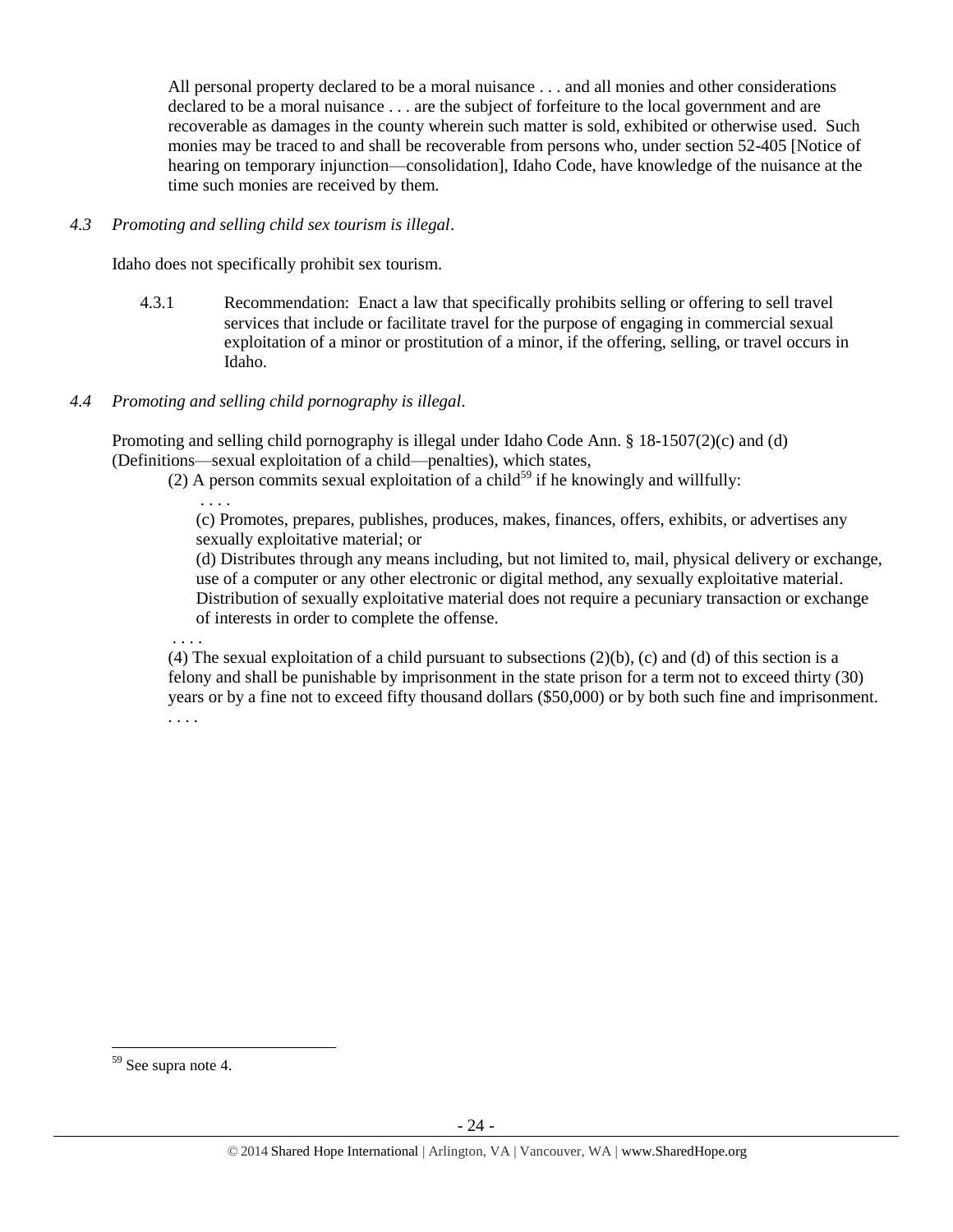All personal property declared to be a moral nuisance . . . and all monies and other considerations declared to be a moral nuisance . . . are the subject of forfeiture to the local government and are recoverable as damages in the county wherein such matter is sold, exhibited or otherwise used. Such monies may be traced to and shall be recoverable from persons who, under section 52-405 [Notice of hearing on temporary injunction—consolidation], Idaho Code, have knowledge of the nuisance at the time such monies are received by them.

*4.3 Promoting and selling child sex tourism is illegal*.

Idaho does not specifically prohibit sex tourism.

4.3.1 Recommendation: Enact a law that specifically prohibits selling or offering to sell travel services that include or facilitate travel for the purpose of engaging in commercial sexual exploitation of a minor or prostitution of a minor, if the offering, selling, or travel occurs in Idaho.

*4.4 Promoting and selling child pornography is illegal*.

Promoting and selling child pornography is illegal under Idaho Code Ann. § 18-1507(2)(c) and (d) (Definitions—sexual exploitation of a child—penalties), which states,

(2) A person commits sexual exploitation of a child[59] if he knowingly and willfully:

. . . .

(c) Promotes, prepares, publishes, produces, makes, finances, offers, exhibits, or advertises any sexually exploitative material; or

(d) Distributes through any means including, but not limited to, mail, physical delivery or exchange, use of a computer or any other electronic or digital method, any sexually exploitative material. Distribution of sexually exploitative material does not require a pecuniary transaction or exchange of interests in order to complete the offense.

. . . .

(4) The sexual exploitation of a child pursuant to subsections (2)(b), (c) and (d) of this section is a felony and shall be punishable by imprisonment in the state prison for a term not to exceed thirty (30) years or by a fine not to exceed fifty thousand dollars ($50,000) or by both such fine and imprisonment.

. . . .

[59] See supra note 4.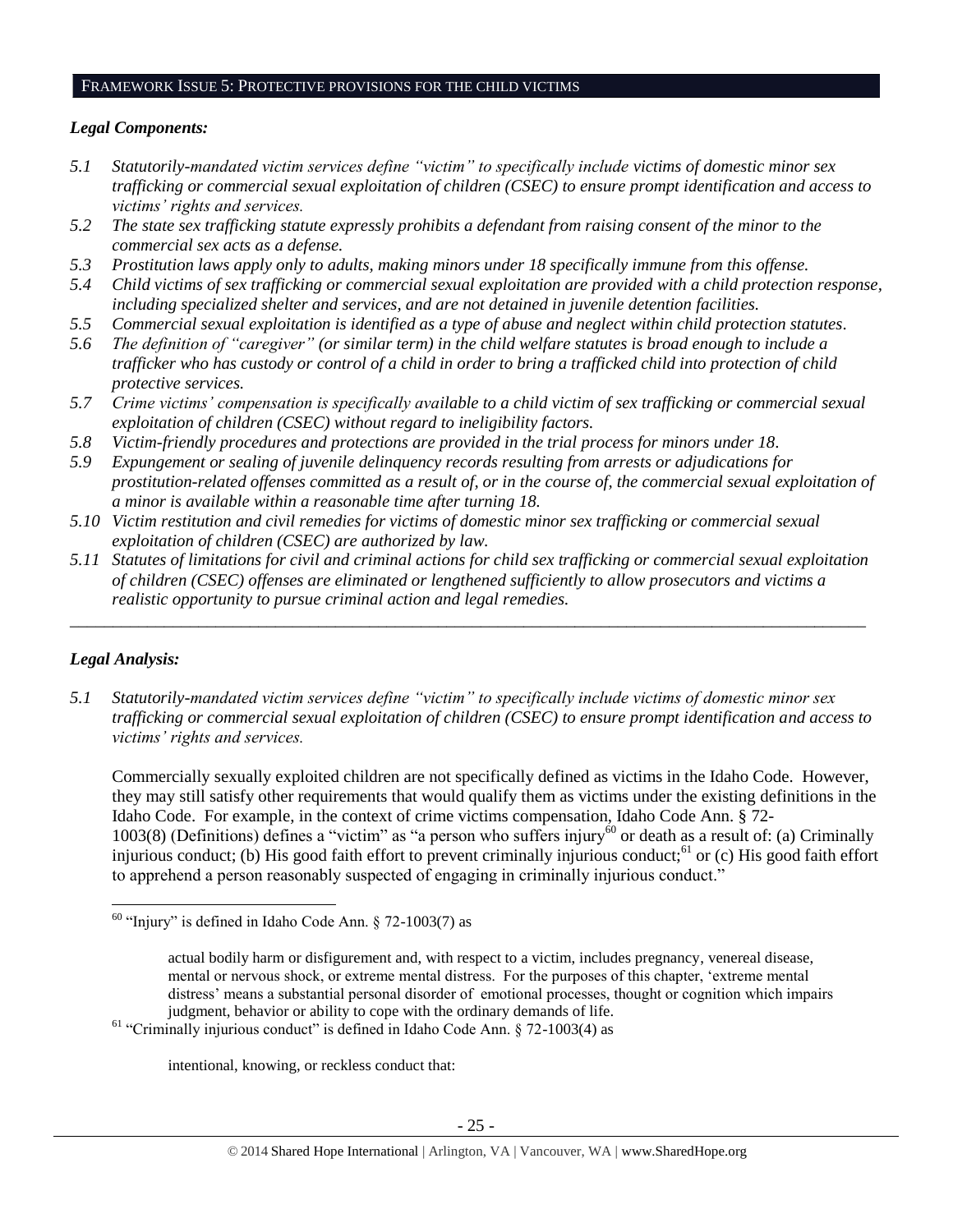## FRAMEWORK ISSUE 5: PROTECTIVE PROVISIONS FOR THE CHILD VICTIMS

### *Legal Components:*

*5.1 Statutorily-mandated victim services define "victim" to specifically include victims of domestic minor sex trafficking or commercial sexual exploitation of children (CSEC) to ensure prompt identification and access to victims' rights and services.*

*5.2 The state sex trafficking statute expressly prohibits a defendant from raising consent of the minor to the commercial sex acts as a defense.*

*5.3 Prostitution laws apply only to adults, making minors under 18 specifically immune from this offense.*

*5.4 Child victims of sex trafficking or commercial sexual exploitation are provided with a child protection response, including specialized shelter and services, and are not detained in juvenile detention facilities.*

*5.5 Commercial sexual exploitation is identified as a type of abuse and neglect within child protection statutes.*

*5.6 The definition of "caregiver" (or similar term) in the child welfare statutes is broad enough to include a trafficker who has custody or control of a child in order to bring a trafficked child into protection of child protective services.*

*5.7 Crime victims' compensation is specifically available to a child victim of sex trafficking or commercial sexual exploitation of children (CSEC) without regard to ineligibility factors.*

*5.8 Victim-friendly procedures and protections are provided in the trial process for minors under 18.*

*5.9 Expungement or sealing of juvenile delinquency records resulting from arrests or adjudications for prostitution-related offenses committed as a result of, or in the course of, the commercial sexual exploitation of a minor is available within a reasonable time after turning 18.*

*5.10 Victim restitution and civil remedies for victims of domestic minor sex trafficking or commercial sexual exploitation of children (CSEC) are authorized by law.*

*5.11 Statutes of limitations for civil and criminal actions for child sex trafficking or commercial sexual exploitation of children (CSEC) offenses are eliminated or lengthened sufficiently to allow prosecutors and victims a realistic opportunity to pursue criminal action and legal remedies.*

---

### *Legal Analysis:*

*5.1 Statutorily-mandated victim services define "victim" to specifically include victims of domestic minor sex trafficking or commercial sexual exploitation of children (CSEC) to ensure prompt identification and access to victims' rights and services.*

Commercially sexually exploited children are not specifically defined as victims in the Idaho Code. However, they may still satisfy other requirements that would qualify them as victims under the existing definitions in the Idaho Code. For example, in the context of crime victims compensation, Idaho Code Ann. § 72-1003(8) (Definitions) defines a "victim" as "a person who suffers injury[60] or death as a result of: (a) Criminally injurious conduct; (b) His good faith effort to prevent criminally injurious conduct;[61] or (c) His good faith effort to apprehend a person reasonably suspected of engaging in criminally injurious conduct."

---

[60] "Injury" is defined in Idaho Code Ann. § 72-1003(7) as

> actual bodily harm or disfigurement and, with respect to a victim, includes pregnancy, venereal disease, mental or nervous shock, or extreme mental distress. For the purposes of this chapter, 'extreme mental distress' means a substantial personal disorder of emotional processes, thought or cognition which impairs judgment, behavior or ability to cope with the ordinary demands of life.

[61] "Criminally injurious conduct" is defined in Idaho Code Ann. § 72-1003(4) as

> intentional, knowing, or reckless conduct that: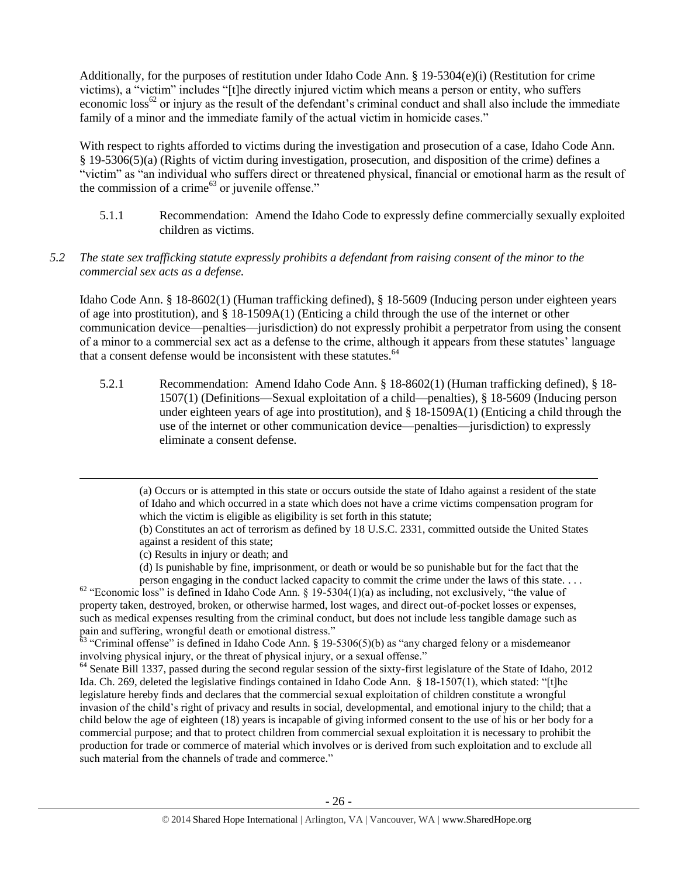Additionally, for the purposes of restitution under Idaho Code Ann. § 19-5304(e)(i) (Restitution for crime victims), a "victim" includes "[t]he directly injured victim which means a person or entity, who suffers economic loss[62] or injury as the result of the defendant's criminal conduct and shall also include the immediate family of a minor and the immediate family of the actual victim in homicide cases."

With respect to rights afforded to victims during the investigation and prosecution of a case, Idaho Code Ann. § 19-5306(5)(a) (Rights of victim during investigation, prosecution, and disposition of the crime) defines a "victim" as "an individual who suffers direct or threatened physical, financial or emotional harm as the result of the commission of a crime[63] or juvenile offense."

5.1.1 Recommendation: Amend the Idaho Code to expressly define commercially sexually exploited children as victims.

*5.2 The state sex trafficking statute expressly prohibits a defendant from raising consent of the minor to the commercial sex acts as a defense.*

Idaho Code Ann. § 18-8602(1) (Human trafficking defined), § 18-5609 (Inducing person under eighteen years of age into prostitution), and § 18-1509A(1) (Enticing a child through the use of the internet or other communication device—penalties—jurisdiction) do not expressly prohibit a perpetrator from using the consent of a minor to a commercial sex act as a defense to the crime, although it appears from these statutes' language that a consent defense would be inconsistent with these statutes.[64]

5.2.1 Recommendation: Amend Idaho Code Ann. § 18-8602(1) (Human trafficking defined), § 18-1507(1) (Definitions—Sexual exploitation of a child—penalties), § 18-5609 (Inducing person under eighteen years of age into prostitution), and § 18-1509A(1) (Enticing a child through the use of the internet or other communication device—penalties—jurisdiction) to expressly eliminate a consent defense.

---

(a) Occurs or is attempted in this state or occurs outside the state of Idaho against a resident of the state of Idaho and which occurred in a state which does not have a crime victims compensation program for which the victim is eligible as eligibility is set forth in this statute;

(b) Constitutes an act of terrorism as defined by 18 U.S.C. 2331, committed outside the United States against a resident of this state;

(c) Results in injury or death; and

(d) Is punishable by fine, imprisonment, or death or would be so punishable but for the fact that the person engaging in the conduct lacked capacity to commit the crime under the laws of this state. . . .

[62] "Economic loss" is defined in Idaho Code Ann. § 19-5304(1)(a) as including, not exclusively, "the value of property taken, destroyed, broken, or otherwise harmed, lost wages, and direct out-of-pocket losses or expenses, such as medical expenses resulting from the criminal conduct, but does not include less tangible damage such as pain and suffering, wrongful death or emotional distress."

[63] "Criminal offense" is defined in Idaho Code Ann. § 19-5306(5)(b) as "any charged felony or a misdemeanor involving physical injury, or the threat of physical injury, or a sexual offense."

[64] Senate Bill 1337, passed during the second regular session of the sixty-first legislature of the State of Idaho, 2012 Ida. Ch. 269, deleted the legislative findings contained in Idaho Code Ann. § 18-1507(1), which stated: "[t]he legislature hereby finds and declares that the commercial sexual exploitation of children constitute a wrongful invasion of the child's right of privacy and results in social, developmental, and emotional injury to the child; that a child below the age of eighteen (18) years is incapable of giving informed consent to the use of his or her body for a commercial purpose; and that to protect children from commercial sexual exploitation it is necessary to prohibit the production for trade or commerce of material which involves or is derived from such exploitation and to exclude all such material from the channels of trade and commerce."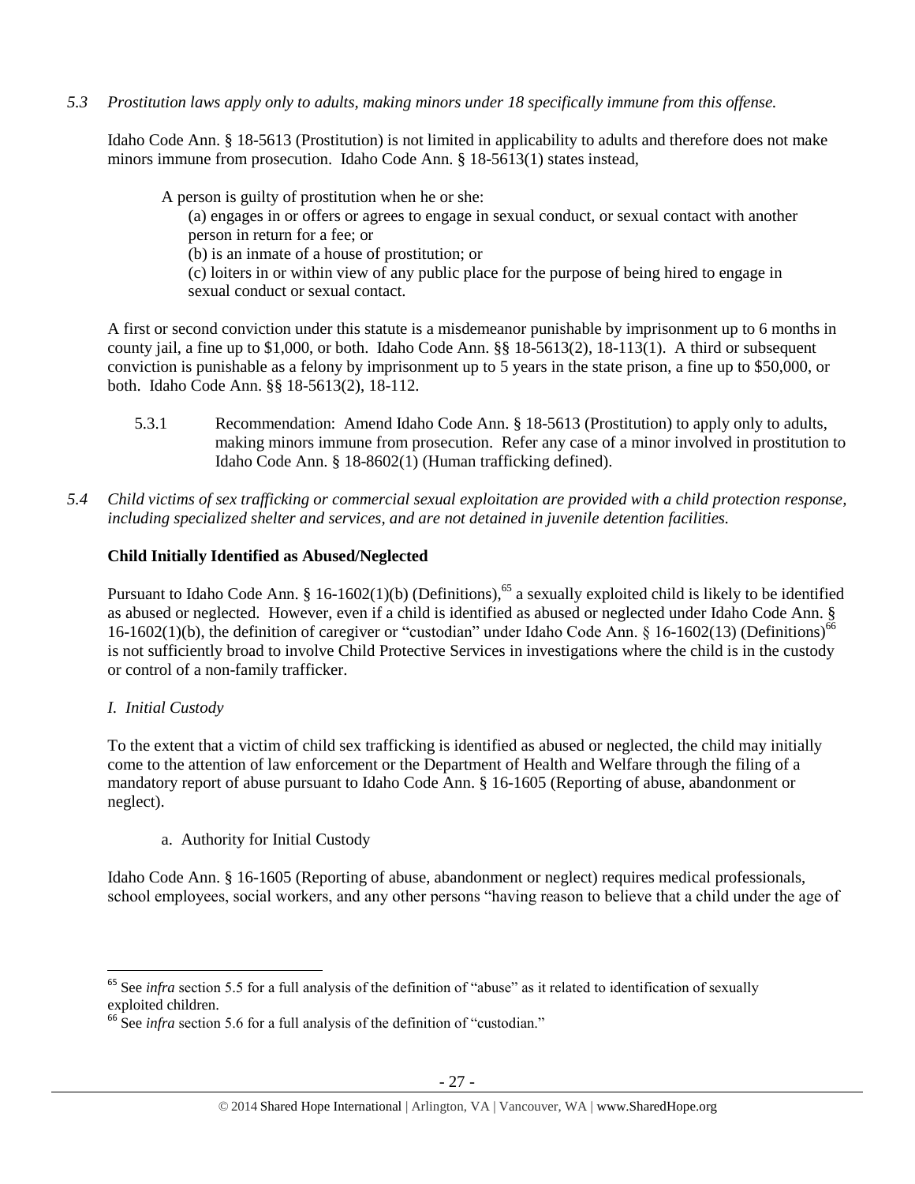*5.3 Prostitution laws apply only to adults, making minors under 18 specifically immune from this offense.*

Idaho Code Ann. § 18-5613 (Prostitution) is not limited in applicability to adults and therefore does not make minors immune from prosecution. Idaho Code Ann. § 18-5613(1) states instead,

> A person is guilty of prostitution when he or she:
>
> (a) engages in or offers or agrees to engage in sexual conduct, or sexual contact with another person in return for a fee; or
>
> (b) is an inmate of a house of prostitution; or
>
> (c) loiters in or within view of any public place for the purpose of being hired to engage in sexual conduct or sexual contact.

A first or second conviction under this statute is a misdemeanor punishable by imprisonment up to 6 months in county jail, a fine up to $1,000, or both. Idaho Code Ann. §§ 18-5613(2), 18-113(1). A third or subsequent conviction is punishable as a felony by imprisonment up to 5 years in the state prison, a fine up to $50,000, or both. Idaho Code Ann. §§ 18-5613(2), 18-112.

5.3.1 Recommendation: Amend Idaho Code Ann. § 18-5613 (Prostitution) to apply only to adults, making minors immune from prosecution. Refer any case of a minor involved in prostitution to Idaho Code Ann. § 18-8602(1) (Human trafficking defined).

*5.4 Child victims of sex trafficking or commercial sexual exploitation are provided with a child protection response, including specialized shelter and services, and are not detained in juvenile detention facilities.*

**Child Initially Identified as Abused/Neglected**

Pursuant to Idaho Code Ann. § 16-1602(1)(b) (Definitions),[65] a sexually exploited child is likely to be identified as abused or neglected. However, even if a child is identified as abused or neglected under Idaho Code Ann. § 16-1602(1)(b), the definition of caregiver or "custodian" under Idaho Code Ann. § 16-1602(13) (Definitions)[66] is not sufficiently broad to involve Child Protective Services in investigations where the child is in the custody or control of a non-family trafficker.

*I. Initial Custody*

To the extent that a victim of child sex trafficking is identified as abused or neglected, the child may initially come to the attention of law enforcement or the Department of Health and Welfare through the filing of a mandatory report of abuse pursuant to Idaho Code Ann. § 16-1605 (Reporting of abuse, abandonment or neglect).

a. Authority for Initial Custody

Idaho Code Ann. § 16-1605 (Reporting of abuse, abandonment or neglect) requires medical professionals, school employees, social workers, and any other persons "having reason to believe that a child under the age of

---

[65] See *infra* section 5.5 for a full analysis of the definition of "abuse" as it related to identification of sexually exploited children.

[66] See *infra* section 5.6 for a full analysis of the definition of "custodian."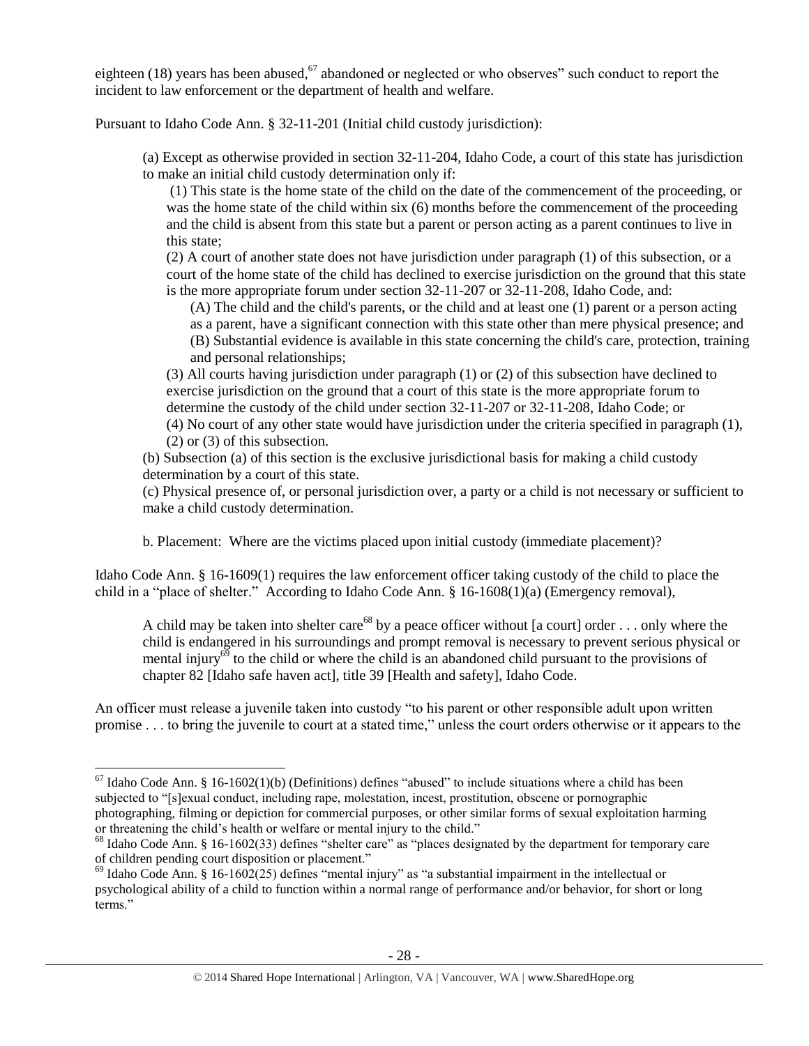eighteen (18) years has been abused,[67] abandoned or neglected or who observes" such conduct to report the incident to law enforcement or the department of health and welfare.

Pursuant to Idaho Code Ann. § 32-11-201 (Initial child custody jurisdiction):

> (a) Except as otherwise provided in section 32-11-204, Idaho Code, a court of this state has jurisdiction to make an initial child custody determination only if:
>
> (1) This state is the home state of the child on the date of the commencement of the proceeding, or was the home state of the child within six (6) months before the commencement of the proceeding and the child is absent from this state but a parent or person acting as a parent continues to live in this state;
>
> (2) A court of another state does not have jurisdiction under paragraph (1) of this subsection, or a court of the home state of the child has declined to exercise jurisdiction on the ground that this state is the more appropriate forum under section 32-11-207 or 32-11-208, Idaho Code, and:
>
> (A) The child and the child's parents, or the child and at least one (1) parent or a person acting as a parent, have a significant connection with this state other than mere physical presence; and
>
> (B) Substantial evidence is available in this state concerning the child's care, protection, training and personal relationships;
>
> (3) All courts having jurisdiction under paragraph (1) or (2) of this subsection have declined to exercise jurisdiction on the ground that a court of this state is the more appropriate forum to determine the custody of the child under section 32-11-207 or 32-11-208, Idaho Code; or
>
> (4) No court of any other state would have jurisdiction under the criteria specified in paragraph (1), (2) or (3) of this subsection.
>
> (b) Subsection (a) of this section is the exclusive jurisdictional basis for making a child custody determination by a court of this state.
>
> (c) Physical presence of, or personal jurisdiction over, a party or a child is not necessary or sufficient to make a child custody determination.

b. Placement: Where are the victims placed upon initial custody (immediate placement)?

Idaho Code Ann. § 16-1609(1) requires the law enforcement officer taking custody of the child to place the child in a "place of shelter." According to Idaho Code Ann. § 16-1608(1)(a) (Emergency removal),

> A child may be taken into shelter care[68] by a peace officer without [a court] order . . . only where the child is endangered in his surroundings and prompt removal is necessary to prevent serious physical or mental injury[69] to the child or where the child is an abandoned child pursuant to the provisions of chapter 82 [Idaho safe haven act], title 39 [Health and safety], Idaho Code.

An officer must release a juvenile taken into custody "to his parent or other responsible adult upon written promise . . . to bring the juvenile to court at a stated time," unless the court orders otherwise or it appears to the

---

[67] Idaho Code Ann. § 16-1602(1)(b) (Definitions) defines "abused" to include situations where a child has been subjected to "[s]exual conduct, including rape, molestation, incest, prostitution, obscene or pornographic photographing, filming or depiction for commercial purposes, or other similar forms of sexual exploitation harming or threatening the child's health or welfare or mental injury to the child."

[68] Idaho Code Ann. § 16-1602(33) defines "shelter care" as "places designated by the department for temporary care of children pending court disposition or placement."

[69] Idaho Code Ann. § 16-1602(25) defines "mental injury" as "a substantial impairment in the intellectual or psychological ability of a child to function within a normal range of performance and/or behavior, for short or long terms."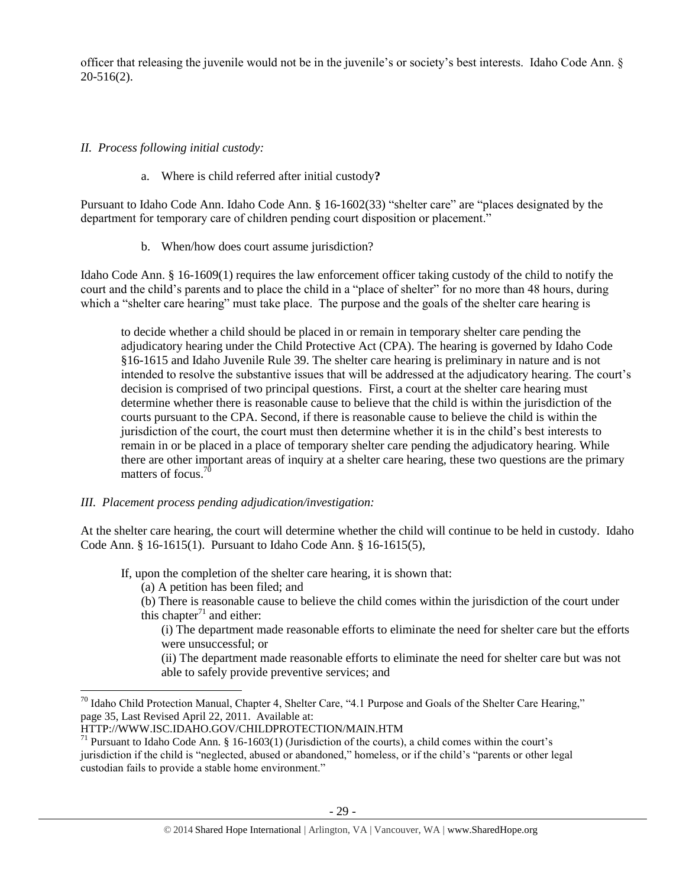officer that releasing the juvenile would not be in the juvenile's or society's best interests. Idaho Code Ann. § 20-516(2).

*II. Process following initial custody:*

a. Where is child referred after initial custody**?**

Pursuant to Idaho Code Ann. Idaho Code Ann. § 16-1602(33) "shelter care" are "places designated by the department for temporary care of children pending court disposition or placement."

b. When/how does court assume jurisdiction?

Idaho Code Ann. § 16-1609(1) requires the law enforcement officer taking custody of the child to notify the court and the child's parents and to place the child in a "place of shelter" for no more than 48 hours, during which a "shelter care hearing" must take place. The purpose and the goals of the shelter care hearing is

> to decide whether a child should be placed in or remain in temporary shelter care pending the adjudicatory hearing under the Child Protective Act (CPA). The hearing is governed by Idaho Code §16-1615 and Idaho Juvenile Rule 39. The shelter care hearing is preliminary in nature and is not intended to resolve the substantive issues that will be addressed at the adjudicatory hearing. The court's decision is comprised of two principal questions. First, a court at the shelter care hearing must determine whether there is reasonable cause to believe that the child is within the jurisdiction of the courts pursuant to the CPA. Second, if there is reasonable cause to believe the child is within the jurisdiction of the court, the court must then determine whether it is in the child's best interests to remain in or be placed in a place of temporary shelter care pending the adjudicatory hearing. While there are other important areas of inquiry at a shelter care hearing, these two questions are the primary matters of focus.[70]

*III. Placement process pending adjudication/investigation:*

At the shelter care hearing, the court will determine whether the child will continue to be held in custody. Idaho Code Ann. § 16-1615(1). Pursuant to Idaho Code Ann. § 16-1615(5),

> If, upon the completion of the shelter care hearing, it is shown that:
>
> (a) A petition has been filed; and
>
> (b) There is reasonable cause to believe the child comes within the jurisdiction of the court under this chapter[71] and either:
>
> (i) The department made reasonable efforts to eliminate the need for shelter care but the efforts were unsuccessful; or
>
> (ii) The department made reasonable efforts to eliminate the need for shelter care but was not able to safely provide preventive services; and

---

[70] Idaho Child Protection Manual, Chapter 4, Shelter Care, "4.1 Purpose and Goals of the Shelter Care Hearing," page 35, Last Revised April 22, 2011. Available at: HTTP://WWW.ISC.IDAHO.GOV/CHILDPROTECTION/MAIN.HTM

[71] Pursuant to Idaho Code Ann. § 16-1603(1) (Jurisdiction of the courts), a child comes within the court's jurisdiction if the child is "neglected, abused or abandoned," homeless, or if the child's "parents or other legal custodian fails to provide a stable home environment."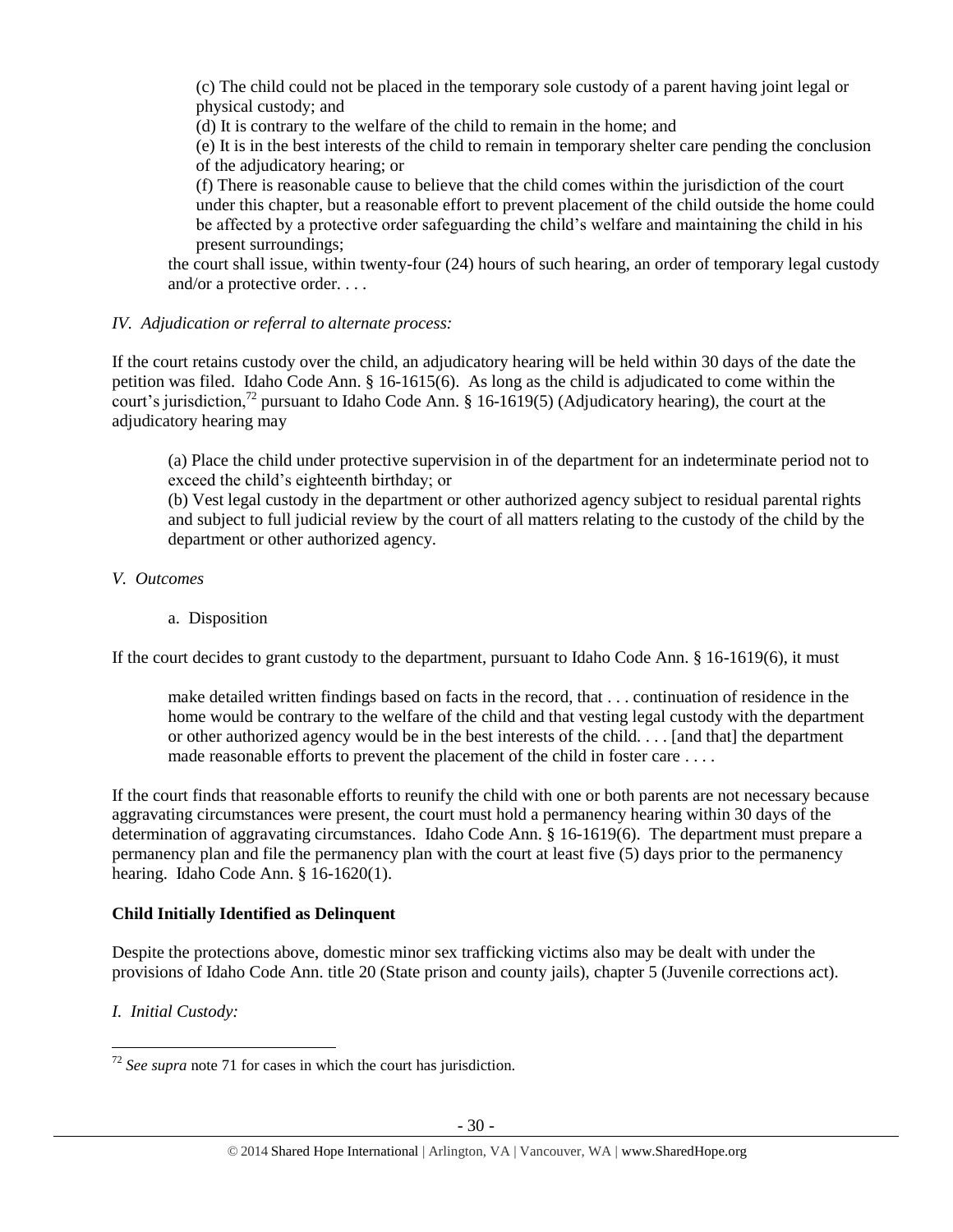> (c) The child could not be placed in the temporary sole custody of a parent having joint legal or physical custody; and
>
> (d) It is contrary to the welfare of the child to remain in the home; and
>
> (e) It is in the best interests of the child to remain in temporary shelter care pending the conclusion of the adjudicatory hearing; or
>
> (f) There is reasonable cause to believe that the child comes within the jurisdiction of the court under this chapter, but a reasonable effort to prevent placement of the child outside the home could be affected by a protective order safeguarding the child's welfare and maintaining the child in his present surroundings;
>
> the court shall issue, within twenty-four (24) hours of such hearing, an order of temporary legal custody and/or a protective order. . . .

*IV. Adjudication or referral to alternate process:*

If the court retains custody over the child, an adjudicatory hearing will be held within 30 days of the date the petition was filed. Idaho Code Ann. § 16-1615(6). As long as the child is adjudicated to come within the court's jurisdiction,[72] pursuant to Idaho Code Ann. § 16-1619(5) (Adjudicatory hearing), the court at the adjudicatory hearing may

> (a) Place the child under protective supervision in of the department for an indeterminate period not to exceed the child's eighteenth birthday; or
>
> (b) Vest legal custody in the department or other authorized agency subject to residual parental rights and subject to full judicial review by the court of all matters relating to the custody of the child by the department or other authorized agency.

*V. Outcomes*

a. Disposition

If the court decides to grant custody to the department, pursuant to Idaho Code Ann. § 16-1619(6), it must

> make detailed written findings based on facts in the record, that . . . continuation of residence in the home would be contrary to the welfare of the child and that vesting legal custody with the department or other authorized agency would be in the best interests of the child. . . . [and that] the department made reasonable efforts to prevent the placement of the child in foster care . . . .

If the court finds that reasonable efforts to reunify the child with one or both parents are not necessary because aggravating circumstances were present, the court must hold a permanency hearing within 30 days of the determination of aggravating circumstances. Idaho Code Ann. § 16-1619(6). The department must prepare a permanency plan and file the permanency plan with the court at least five (5) days prior to the permanency hearing. Idaho Code Ann. § 16-1620(1).

**Child Initially Identified as Delinquent**

Despite the protections above, domestic minor sex trafficking victims also may be dealt with under the provisions of Idaho Code Ann. title 20 (State prison and county jails), chapter 5 (Juvenile corrections act).

*I. Initial Custody:*

---

[72] *See supra* note 71 for cases in which the court has jurisdiction.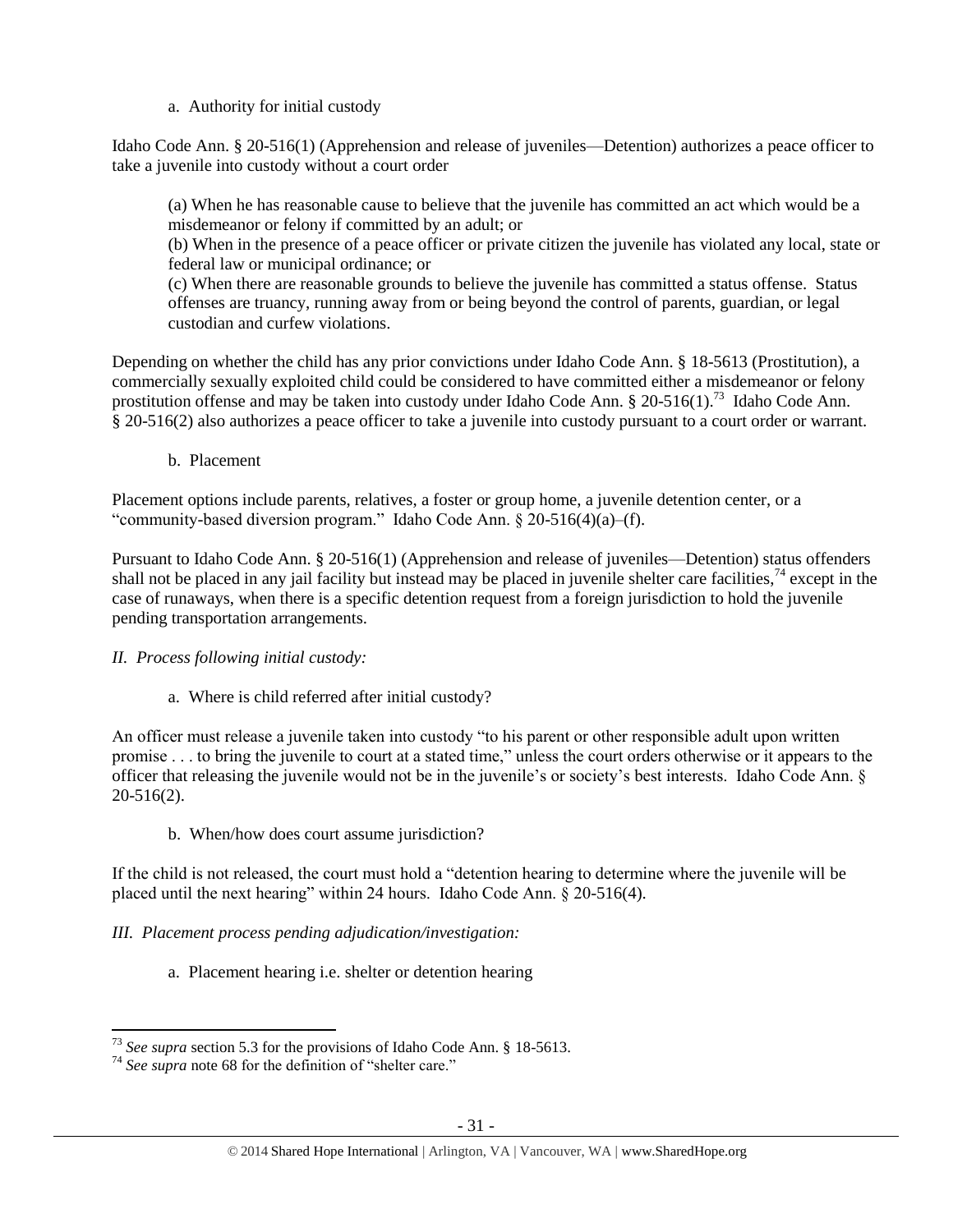a. Authority for initial custody

Idaho Code Ann. § 20-516(1) (Apprehension and release of juveniles—Detention) authorizes a peace officer to take a juvenile into custody without a court order

> (a) When he has reasonable cause to believe that the juvenile has committed an act which would be a misdemeanor or felony if committed by an adult; or
> (b) When in the presence of a peace officer or private citizen the juvenile has violated any local, state or federal law or municipal ordinance; or
> (c) When there are reasonable grounds to believe the juvenile has committed a status offense. Status offenses are truancy, running away from or being beyond the control of parents, guardian, or legal custodian and curfew violations.

Depending on whether the child has any prior convictions under Idaho Code Ann. § 18-5613 (Prostitution), a commercially sexually exploited child could be considered to have committed either a misdemeanor or felony prostitution offense and may be taken into custody under Idaho Code Ann. § 20-516(1).[73] Idaho Code Ann. § 20-516(2) also authorizes a peace officer to take a juvenile into custody pursuant to a court order or warrant.

b. Placement

Placement options include parents, relatives, a foster or group home, a juvenile detention center, or a "community-based diversion program." Idaho Code Ann. § 20-516(4)(a)–(f).

Pursuant to Idaho Code Ann. § 20-516(1) (Apprehension and release of juveniles—Detention) status offenders shall not be placed in any jail facility but instead may be placed in juvenile shelter care facilities,[74] except in the case of runaways, when there is a specific detention request from a foreign jurisdiction to hold the juvenile pending transportation arrangements.

*II. Process following initial custody:*

a. Where is child referred after initial custody?

An officer must release a juvenile taken into custody "to his parent or other responsible adult upon written promise . . . to bring the juvenile to court at a stated time," unless the court orders otherwise or it appears to the officer that releasing the juvenile would not be in the juvenile's or society's best interests. Idaho Code Ann. § 20-516(2).

b. When/how does court assume jurisdiction?

If the child is not released, the court must hold a "detention hearing to determine where the juvenile will be placed until the next hearing" within 24 hours. Idaho Code Ann. § 20-516(4).

*III. Placement process pending adjudication/investigation:*

a. Placement hearing i.e. shelter or detention hearing

---

[73] *See supra* section 5.3 for the provisions of Idaho Code Ann. § 18-5613.
[74] *See supra* note 68 for the definition of "shelter care."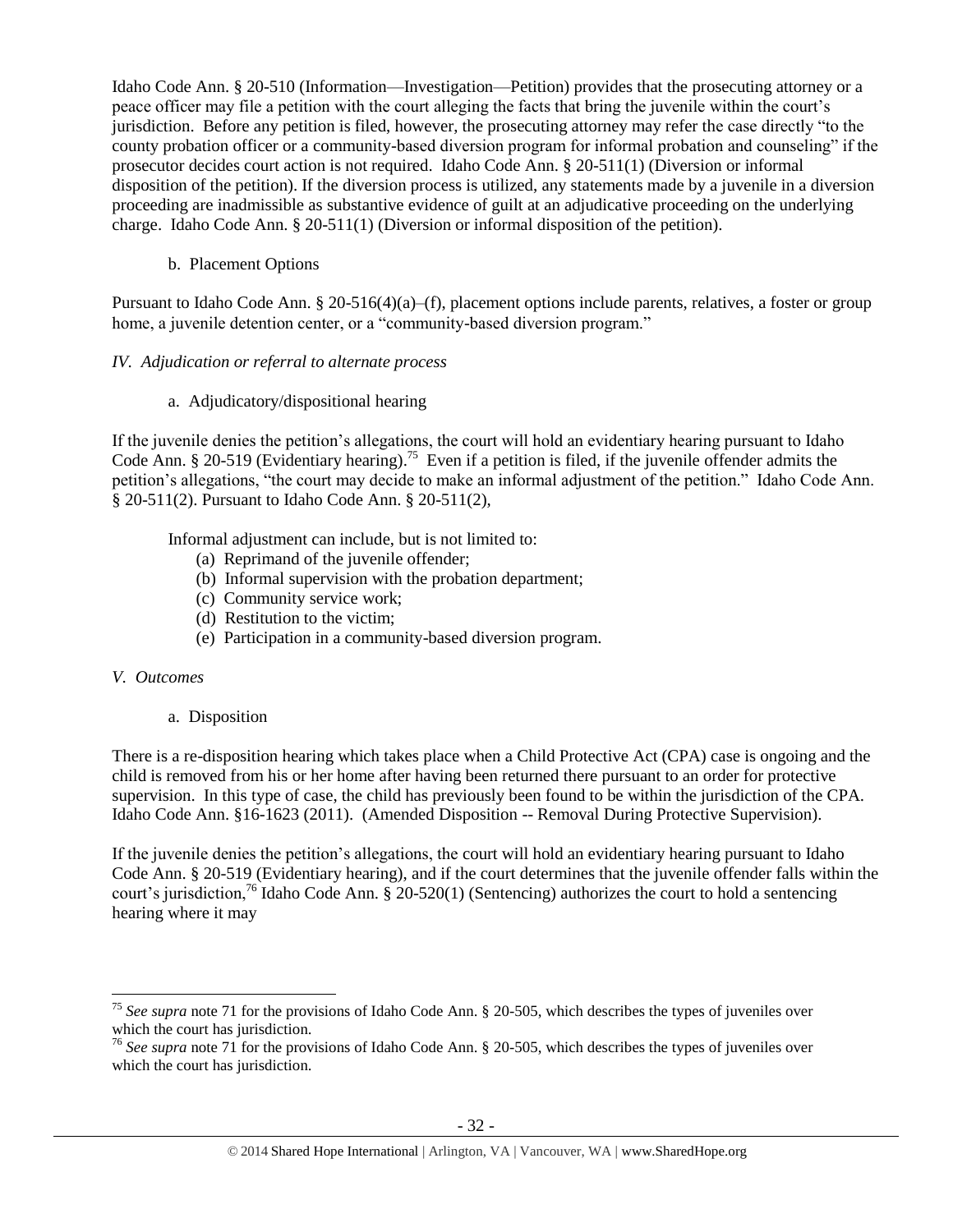Idaho Code Ann. § 20-510 (Information—Investigation—Petition) provides that the prosecuting attorney or a peace officer may file a petition with the court alleging the facts that bring the juvenile within the court's jurisdiction. Before any petition is filed, however, the prosecuting attorney may refer the case directly "to the county probation officer or a community-based diversion program for informal probation and counseling" if the prosecutor decides court action is not required. Idaho Code Ann. § 20-511(1) (Diversion or informal disposition of the petition). If the diversion process is utilized, any statements made by a juvenile in a diversion proceeding are inadmissible as substantive evidence of guilt at an adjudicative proceeding on the underlying charge. Idaho Code Ann. § 20-511(1) (Diversion or informal disposition of the petition).

b. Placement Options

Pursuant to Idaho Code Ann. § 20-516(4)(a)–(f), placement options include parents, relatives, a foster or group home, a juvenile detention center, or a "community-based diversion program."

*IV. Adjudication or referral to alternate process*

a. Adjudicatory/dispositional hearing

If the juvenile denies the petition's allegations, the court will hold an evidentiary hearing pursuant to Idaho Code Ann. § 20-519 (Evidentiary hearing).[75] Even if a petition is filed, if the juvenile offender admits the petition's allegations, "the court may decide to make an informal adjustment of the petition." Idaho Code Ann. § 20-511(2). Pursuant to Idaho Code Ann. § 20-511(2),

> Informal adjustment can include, but is not limited to:
> (a) Reprimand of the juvenile offender;
> (b) Informal supervision with the probation department;
> (c) Community service work;
> (d) Restitution to the victim;
> (e) Participation in a community-based diversion program.

*V. Outcomes*

a. Disposition

There is a re-disposition hearing which takes place when a Child Protective Act (CPA) case is ongoing and the child is removed from his or her home after having been returned there pursuant to an order for protective supervision. In this type of case, the child has previously been found to be within the jurisdiction of the CPA. Idaho Code Ann. §16-1623 (2011). (Amended Disposition -- Removal During Protective Supervision).

If the juvenile denies the petition's allegations, the court will hold an evidentiary hearing pursuant to Idaho Code Ann. § 20-519 (Evidentiary hearing), and if the court determines that the juvenile offender falls within the court's jurisdiction,[76] Idaho Code Ann. § 20-520(1) (Sentencing) authorizes the court to hold a sentencing hearing where it may

---

[75] *See supra* note 71 for the provisions of Idaho Code Ann. § 20-505, which describes the types of juveniles over which the court has jurisdiction.

[76] *See supra* note 71 for the provisions of Idaho Code Ann. § 20-505, which describes the types of juveniles over which the court has jurisdiction.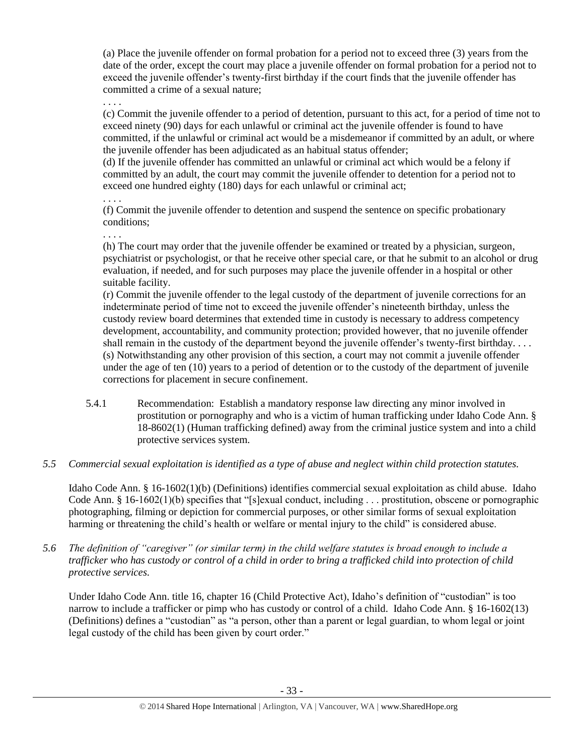(a) Place the juvenile offender on formal probation for a period not to exceed three (3) years from the date of the order, except the court may place a juvenile offender on formal probation for a period not to exceed the juvenile offender's twenty-first birthday if the court finds that the juvenile offender has committed a crime of a sexual nature;

. . . .

(c) Commit the juvenile offender to a period of detention, pursuant to this act, for a period of time not to exceed ninety (90) days for each unlawful or criminal act the juvenile offender is found to have committed, if the unlawful or criminal act would be a misdemeanor if committed by an adult, or where the juvenile offender has been adjudicated as an habitual status offender;

(d) If the juvenile offender has committed an unlawful or criminal act which would be a felony if committed by an adult, the court may commit the juvenile offender to detention for a period not to exceed one hundred eighty (180) days for each unlawful or criminal act;

. . . .

(f) Commit the juvenile offender to detention and suspend the sentence on specific probationary conditions;

. . . .

(h) The court may order that the juvenile offender be examined or treated by a physician, surgeon, psychiatrist or psychologist, or that he receive other special care, or that he submit to an alcohol or drug evaluation, if needed, and for such purposes may place the juvenile offender in a hospital or other suitable facility.

(r) Commit the juvenile offender to the legal custody of the department of juvenile corrections for an indeterminate period of time not to exceed the juvenile offender's nineteenth birthday, unless the custody review board determines that extended time in custody is necessary to address competency development, accountability, and community protection; provided however, that no juvenile offender shall remain in the custody of the department beyond the juvenile offender's twenty-first birthday. . . .

(s) Notwithstanding any other provision of this section, a court may not commit a juvenile offender under the age of ten (10) years to a period of detention or to the custody of the department of juvenile corrections for placement in secure confinement.

5.4.1 Recommendation: Establish a mandatory response law directing any minor involved in prostitution or pornography and who is a victim of human trafficking under Idaho Code Ann. § 18-8602(1) (Human trafficking defined) away from the criminal justice system and into a child protective services system.

*5.5 Commercial sexual exploitation is identified as a type of abuse and neglect within child protection statutes.*

Idaho Code Ann. § 16-1602(1)(b) (Definitions) identifies commercial sexual exploitation as child abuse. Idaho Code Ann. § 16-1602(1)(b) specifies that "[s]exual conduct, including . . . prostitution, obscene or pornographic photographing, filming or depiction for commercial purposes, or other similar forms of sexual exploitation harming or threatening the child's health or welfare or mental injury to the child" is considered abuse.

*5.6 The definition of "caregiver" (or similar term) in the child welfare statutes is broad enough to include a trafficker who has custody or control of a child in order to bring a trafficked child into protection of child protective services.*

Under Idaho Code Ann. title 16, chapter 16 (Child Protective Act), Idaho's definition of "custodian" is too narrow to include a trafficker or pimp who has custody or control of a child. Idaho Code Ann. § 16-1602(13) (Definitions) defines a "custodian" as "a person, other than a parent or legal guardian, to whom legal or joint legal custody of the child has been given by court order."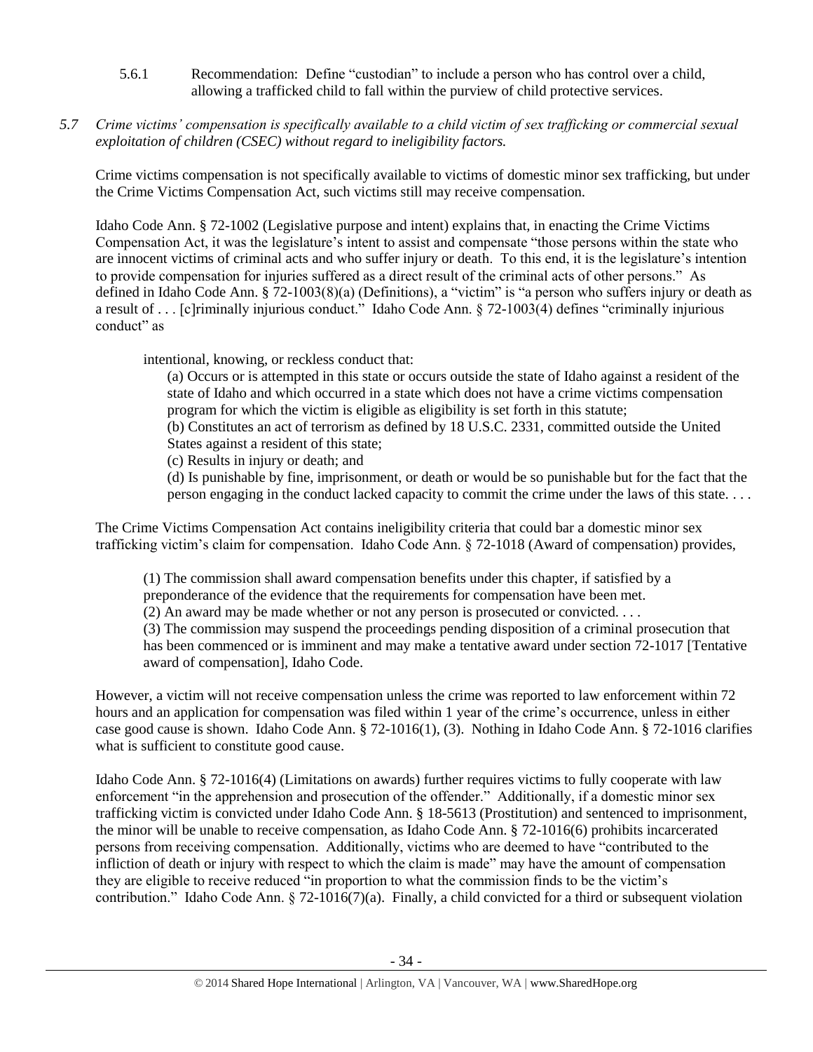5.6.1 Recommendation: Define "custodian" to include a person who has control over a child, allowing a trafficked child to fall within the purview of child protective services.

*5.7 Crime victims' compensation is specifically available to a child victim of sex trafficking or commercial sexual exploitation of children (CSEC) without regard to ineligibility factors.*

Crime victims compensation is not specifically available to victims of domestic minor sex trafficking, but under the Crime Victims Compensation Act, such victims still may receive compensation.

Idaho Code Ann. § 72-1002 (Legislative purpose and intent) explains that, in enacting the Crime Victims Compensation Act, it was the legislature's intent to assist and compensate "those persons within the state who are innocent victims of criminal acts and who suffer injury or death. To this end, it is the legislature's intention to provide compensation for injuries suffered as a direct result of the criminal acts of other persons." As defined in Idaho Code Ann. § 72-1003(8)(a) (Definitions), a "victim" is "a person who suffers injury or death as a result of . . . [c]riminally injurious conduct." Idaho Code Ann. § 72-1003(4) defines "criminally injurious conduct" as

> intentional, knowing, or reckless conduct that:
>
> (a) Occurs or is attempted in this state or occurs outside the state of Idaho against a resident of the state of Idaho and which occurred in a state which does not have a crime victims compensation program for which the victim is eligible as eligibility is set forth in this statute;
>
> (b) Constitutes an act of terrorism as defined by 18 U.S.C. 2331, committed outside the United States against a resident of this state;
>
> (c) Results in injury or death; and
>
> (d) Is punishable by fine, imprisonment, or death or would be so punishable but for the fact that the person engaging in the conduct lacked capacity to commit the crime under the laws of this state. . . .

The Crime Victims Compensation Act contains ineligibility criteria that could bar a domestic minor sex trafficking victim's claim for compensation. Idaho Code Ann. § 72-1018 (Award of compensation) provides,

> (1) The commission shall award compensation benefits under this chapter, if satisfied by a preponderance of the evidence that the requirements for compensation have been met.
>
> (2) An award may be made whether or not any person is prosecuted or convicted. . . .
>
> (3) The commission may suspend the proceedings pending disposition of a criminal prosecution that has been commenced or is imminent and may make a tentative award under section 72-1017 [Tentative award of compensation], Idaho Code.

However, a victim will not receive compensation unless the crime was reported to law enforcement within 72 hours and an application for compensation was filed within 1 year of the crime's occurrence, unless in either case good cause is shown. Idaho Code Ann. § 72-1016(1), (3). Nothing in Idaho Code Ann. § 72-1016 clarifies what is sufficient to constitute good cause.

Idaho Code Ann. § 72-1016(4) (Limitations on awards) further requires victims to fully cooperate with law enforcement "in the apprehension and prosecution of the offender." Additionally, if a domestic minor sex trafficking victim is convicted under Idaho Code Ann. § 18-5613 (Prostitution) and sentenced to imprisonment, the minor will be unable to receive compensation, as Idaho Code Ann. § 72-1016(6) prohibits incarcerated persons from receiving compensation. Additionally, victims who are deemed to have "contributed to the infliction of death or injury with respect to which the claim is made" may have the amount of compensation they are eligible to receive reduced "in proportion to what the commission finds to be the victim's contribution." Idaho Code Ann. § 72-1016(7)(a). Finally, a child convicted for a third or subsequent violation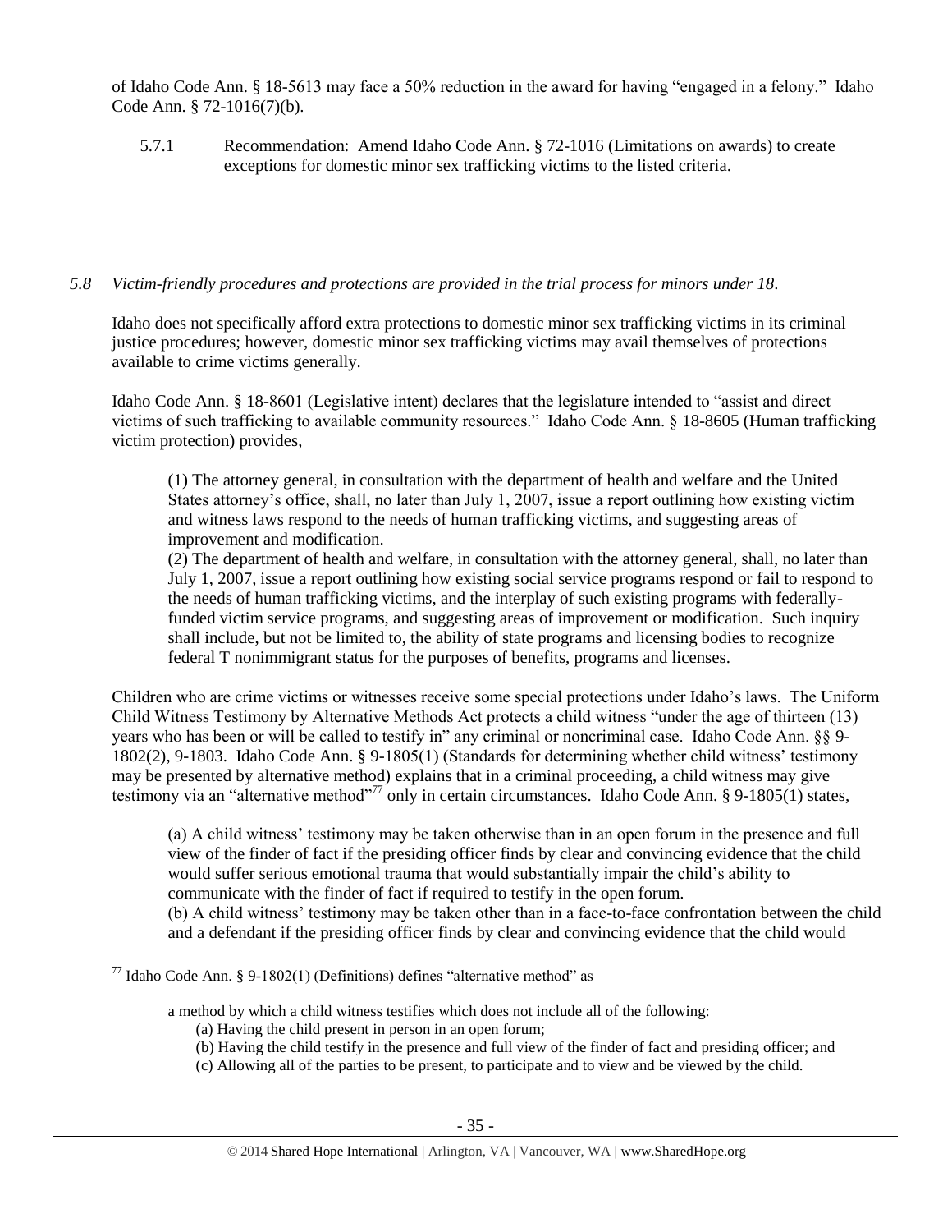of Idaho Code Ann. § 18-5613 may face a 50% reduction in the award for having "engaged in a felony." Idaho Code Ann. § 72-1016(7)(b).

5.7.1 Recommendation: Amend Idaho Code Ann. § 72-1016 (Limitations on awards) to create exceptions for domestic minor sex trafficking victims to the listed criteria.

*5.8 Victim-friendly procedures and protections are provided in the trial process for minors under 18.*

Idaho does not specifically afford extra protections to domestic minor sex trafficking victims in its criminal justice procedures; however, domestic minor sex trafficking victims may avail themselves of protections available to crime victims generally.

Idaho Code Ann. § 18-8601 (Legislative intent) declares that the legislature intended to "assist and direct victims of such trafficking to available community resources." Idaho Code Ann. § 18-8605 (Human trafficking victim protection) provides,

> (1) The attorney general, in consultation with the department of health and welfare and the United States attorney's office, shall, no later than July 1, 2007, issue a report outlining how existing victim and witness laws respond to the needs of human trafficking victims, and suggesting areas of improvement and modification.
> (2) The department of health and welfare, in consultation with the attorney general, shall, no later than July 1, 2007, issue a report outlining how existing social service programs respond or fail to respond to the needs of human trafficking victims, and the interplay of such existing programs with federally-funded victim service programs, and suggesting areas of improvement or modification. Such inquiry shall include, but not be limited to, the ability of state programs and licensing bodies to recognize federal T nonimmigrant status for the purposes of benefits, programs and licenses.

Children who are crime victims or witnesses receive some special protections under Idaho's laws. The Uniform Child Witness Testimony by Alternative Methods Act protects a child witness "under the age of thirteen (13) years who has been or will be called to testify in" any criminal or noncriminal case. Idaho Code Ann. §§ 9-1802(2), 9-1803. Idaho Code Ann. § 9-1805(1) (Standards for determining whether child witness' testimony may be presented by alternative method) explains that in a criminal proceeding, a child witness may give testimony via an "alternative method"[77] only in certain circumstances. Idaho Code Ann. § 9-1805(1) states,

> (a) A child witness' testimony may be taken otherwise than in an open forum in the presence and full view of the finder of fact if the presiding officer finds by clear and convincing evidence that the child would suffer serious emotional trauma that would substantially impair the child's ability to communicate with the finder of fact if required to testify in the open forum.
> (b) A child witness' testimony may be taken other than in a face-to-face confrontation between the child and a defendant if the presiding officer finds by clear and convincing evidence that the child would

---

[77] Idaho Code Ann. § 9-1802(1) (Definitions) defines "alternative method" as

> a method by which a child witness testifies which does not include all of the following:
> (a) Having the child present in person in an open forum;
> (b) Having the child testify in the presence and full view of the finder of fact and presiding officer; and
> (c) Allowing all of the parties to be present, to participate and to view and be viewed by the child.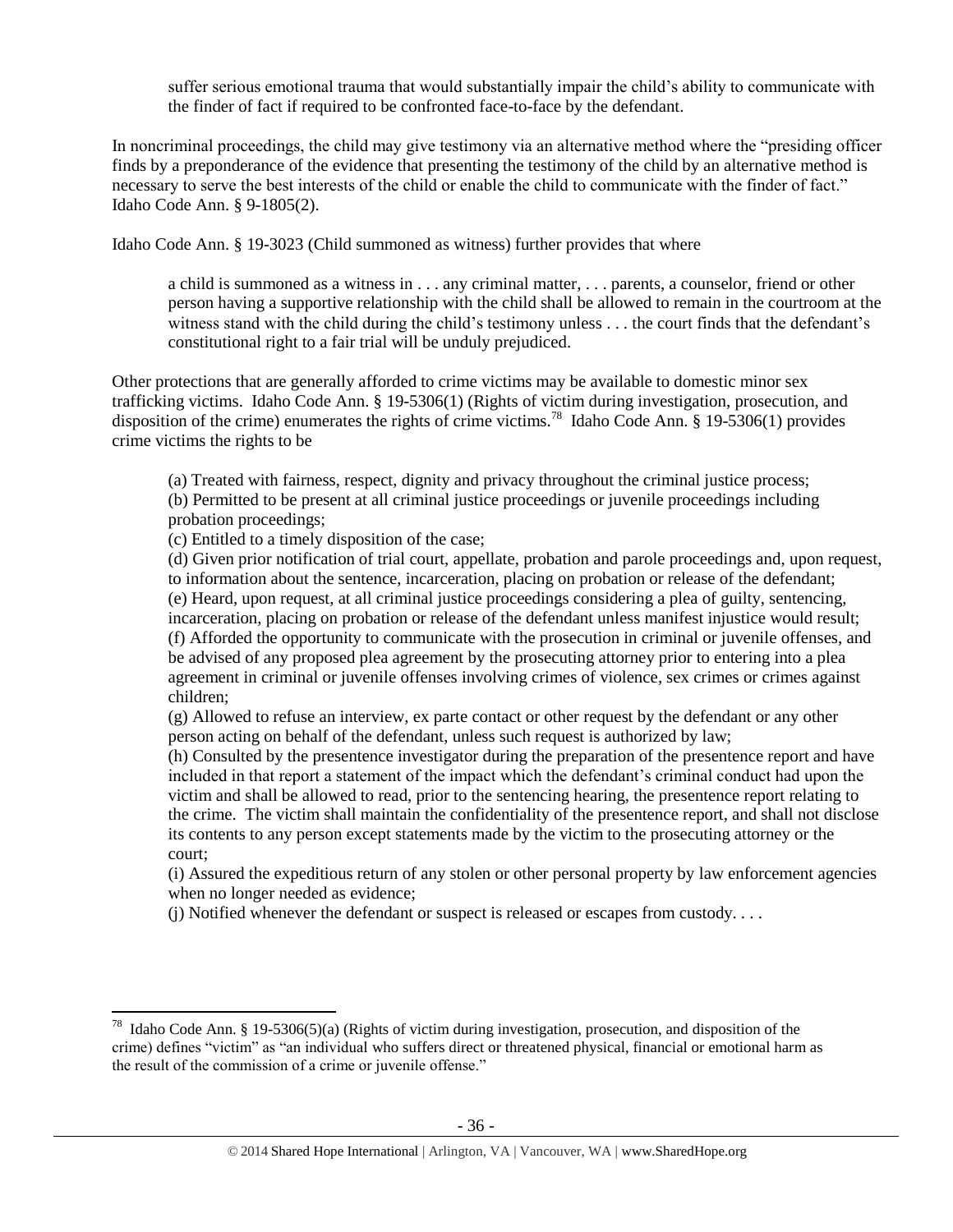suffer serious emotional trauma that would substantially impair the child's ability to communicate with the finder of fact if required to be confronted face-to-face by the defendant.

In noncriminal proceedings, the child may give testimony via an alternative method where the "presiding officer finds by a preponderance of the evidence that presenting the testimony of the child by an alternative method is necessary to serve the best interests of the child or enable the child to communicate with the finder of fact." Idaho Code Ann. § 9-1805(2).

Idaho Code Ann. § 19-3023 (Child summoned as witness) further provides that where

> a child is summoned as a witness in . . . any criminal matter, . . . parents, a counselor, friend or other person having a supportive relationship with the child shall be allowed to remain in the courtroom at the witness stand with the child during the child's testimony unless . . . the court finds that the defendant's constitutional right to a fair trial will be unduly prejudiced.

Other protections that are generally afforded to crime victims may be available to domestic minor sex trafficking victims. Idaho Code Ann. § 19-5306(1) (Rights of victim during investigation, prosecution, and disposition of the crime) enumerates the rights of crime victims.[78] Idaho Code Ann. § 19-5306(1) provides crime victims the rights to be

> (a) Treated with fairness, respect, dignity and privacy throughout the criminal justice process;
> (b) Permitted to be present at all criminal justice proceedings or juvenile proceedings including probation proceedings;
> (c) Entitled to a timely disposition of the case;
> (d) Given prior notification of trial court, appellate, probation and parole proceedings and, upon request, to information about the sentence, incarceration, placing on probation or release of the defendant;
> (e) Heard, upon request, at all criminal justice proceedings considering a plea of guilty, sentencing, incarceration, placing on probation or release of the defendant unless manifest injustice would result;
> (f) Afforded the opportunity to communicate with the prosecution in criminal or juvenile offenses, and be advised of any proposed plea agreement by the prosecuting attorney prior to entering into a plea agreement in criminal or juvenile offenses involving crimes of violence, sex crimes or crimes against children;
> (g) Allowed to refuse an interview, ex parte contact or other request by the defendant or any other person acting on behalf of the defendant, unless such request is authorized by law;
> (h) Consulted by the presentence investigator during the preparation of the presentence report and have included in that report a statement of the impact which the defendant's criminal conduct had upon the victim and shall be allowed to read, prior to the sentencing hearing, the presentence report relating to the crime. The victim shall maintain the confidentiality of the presentence report, and shall not disclose its contents to any person except statements made by the victim to the prosecuting attorney or the court;
> (i) Assured the expeditious return of any stolen or other personal property by law enforcement agencies when no longer needed as evidence;
> (j) Notified whenever the defendant or suspect is released or escapes from custody. . . .

---

[78] Idaho Code Ann. § 19-5306(5)(a) (Rights of victim during investigation, prosecution, and disposition of the crime) defines "victim" as "an individual who suffers direct or threatened physical, financial or emotional harm as the result of the commission of a crime or juvenile offense."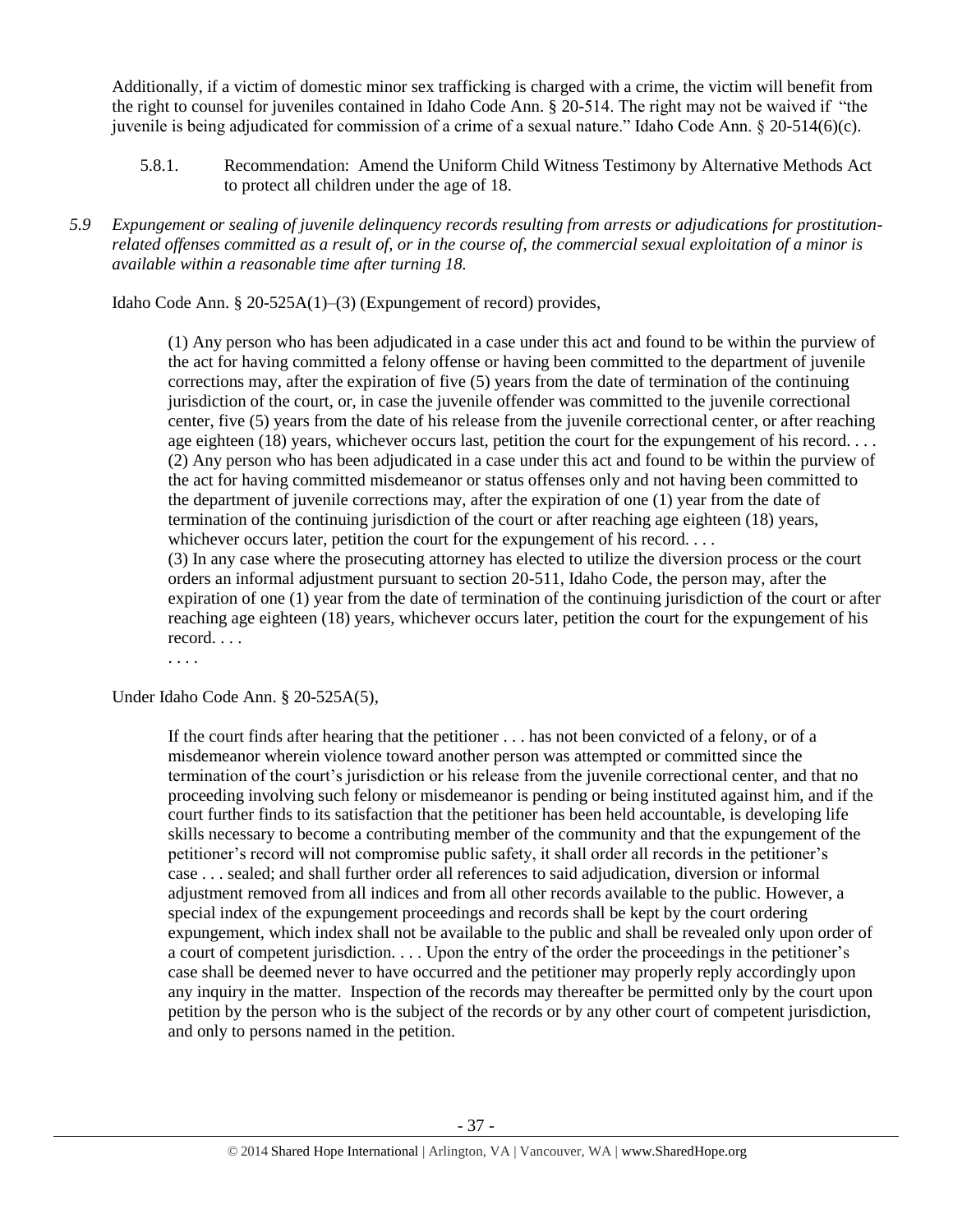Additionally, if a victim of domestic minor sex trafficking is charged with a crime, the victim will benefit from the right to counsel for juveniles contained in Idaho Code Ann. § 20-514. The right may not be waived if "the juvenile is being adjudicated for commission of a crime of a sexual nature." Idaho Code Ann. § 20-514(6)(c).

5.8.1. Recommendation: Amend the Uniform Child Witness Testimony by Alternative Methods Act to protect all children under the age of 18.

*5.9 Expungement or sealing of juvenile delinquency records resulting from arrests or adjudications for prostitution-related offenses committed as a result of, or in the course of, the commercial sexual exploitation of a minor is available within a reasonable time after turning 18.*

Idaho Code Ann. § 20-525A(1)–(3) (Expungement of record) provides,

> (1) Any person who has been adjudicated in a case under this act and found to be within the purview of the act for having committed a felony offense or having been committed to the department of juvenile corrections may, after the expiration of five (5) years from the date of termination of the continuing jurisdiction of the court, or, in case the juvenile offender was committed to the juvenile correctional center, five (5) years from the date of his release from the juvenile correctional center, or after reaching age eighteen (18) years, whichever occurs last, petition the court for the expungement of his record. . . .
> (2) Any person who has been adjudicated in a case under this act and found to be within the purview of the act for having committed misdemeanor or status offenses only and not having been committed to the department of juvenile corrections may, after the expiration of one (1) year from the date of termination of the continuing jurisdiction of the court or after reaching age eighteen (18) years, whichever occurs later, petition the court for the expungement of his record. . . .
> (3) In any case where the prosecuting attorney has elected to utilize the diversion process or the court orders an informal adjustment pursuant to section 20-511, Idaho Code, the person may, after the expiration of one (1) year from the date of termination of the continuing jurisdiction of the court or after reaching age eighteen (18) years, whichever occurs later, petition the court for the expungement of his record. . . .
> . . . .

Under Idaho Code Ann. § 20-525A(5),

> If the court finds after hearing that the petitioner . . . has not been convicted of a felony, or of a misdemeanor wherein violence toward another person was attempted or committed since the termination of the court's jurisdiction or his release from the juvenile correctional center, and that no proceeding involving such felony or misdemeanor is pending or being instituted against him, and if the court further finds to its satisfaction that the petitioner has been held accountable, is developing life skills necessary to become a contributing member of the community and that the expungement of the petitioner's record will not compromise public safety, it shall order all records in the petitioner's case . . . sealed; and shall further order all references to said adjudication, diversion or informal adjustment removed from all indices and from all other records available to the public. However, a special index of the expungement proceedings and records shall be kept by the court ordering expungement, which index shall not be available to the public and shall be revealed only upon order of a court of competent jurisdiction. . . . Upon the entry of the order the proceedings in the petitioner's case shall be deemed never to have occurred and the petitioner may properly reply accordingly upon any inquiry in the matter. Inspection of the records may thereafter be permitted only by the court upon petition by the person who is the subject of the records or by any other court of competent jurisdiction, and only to persons named in the petition.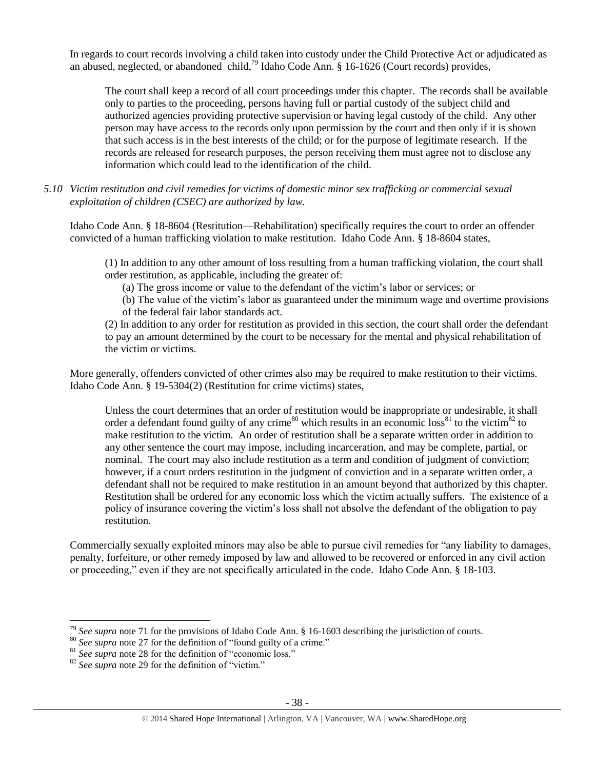In regards to court records involving a child taken into custody under the Child Protective Act or adjudicated as an abused, neglected, or abandoned child,[79] Idaho Code Ann. § 16-1626 (Court records) provides,

> The court shall keep a record of all court proceedings under this chapter. The records shall be available only to parties to the proceeding, persons having full or partial custody of the subject child and authorized agencies providing protective supervision or having legal custody of the child. Any other person may have access to the records only upon permission by the court and then only if it is shown that such access is in the best interests of the child; or for the purpose of legitimate research. If the records are released for research purposes, the person receiving them must agree not to disclose any information which could lead to the identification of the child.

*5.10 Victim restitution and civil remedies for victims of domestic minor sex trafficking or commercial sexual exploitation of children (CSEC) are authorized by law.*

Idaho Code Ann. § 18-8604 (Restitution—Rehabilitation) specifically requires the court to order an offender convicted of a human trafficking violation to make restitution. Idaho Code Ann. § 18-8604 states,

> (1) In addition to any other amount of loss resulting from a human trafficking violation, the court shall order restitution, as applicable, including the greater of:
>
> (a) The gross income or value to the defendant of the victim's labor or services; or
>
> (b) The value of the victim's labor as guaranteed under the minimum wage and overtime provisions of the federal fair labor standards act.
>
> (2) In addition to any order for restitution as provided in this section, the court shall order the defendant to pay an amount determined by the court to be necessary for the mental and physical rehabilitation of the victim or victims.

More generally, offenders convicted of other crimes also may be required to make restitution to their victims. Idaho Code Ann. § 19-5304(2) (Restitution for crime victims) states,

> Unless the court determines that an order of restitution would be inappropriate or undesirable, it shall order a defendant found guilty of any crime[80] which results in an economic loss[81] to the victim[82] to make restitution to the victim. An order of restitution shall be a separate written order in addition to any other sentence the court may impose, including incarceration, and may be complete, partial, or nominal. The court may also include restitution as a term and condition of judgment of conviction; however, if a court orders restitution in the judgment of conviction and in a separate written order, a defendant shall not be required to make restitution in an amount beyond that authorized by this chapter. Restitution shall be ordered for any economic loss which the victim actually suffers. The existence of a policy of insurance covering the victim's loss shall not absolve the defendant of the obligation to pay restitution.

Commercially sexually exploited minors may also be able to pursue civil remedies for "any liability to damages, penalty, forfeiture, or other remedy imposed by law and allowed to be recovered or enforced in any civil action or proceeding," even if they are not specifically articulated in the code. Idaho Code Ann. § 18-103.

---

[79] *See supra* note 71 for the provisions of Idaho Code Ann. § 16-1603 describing the jurisdiction of courts.

[80] *See supra* note 27 for the definition of "found guilty of a crime."

[81] *See supra* note 28 for the definition of "economic loss."

[82] *See supra* note 29 for the definition of "victim."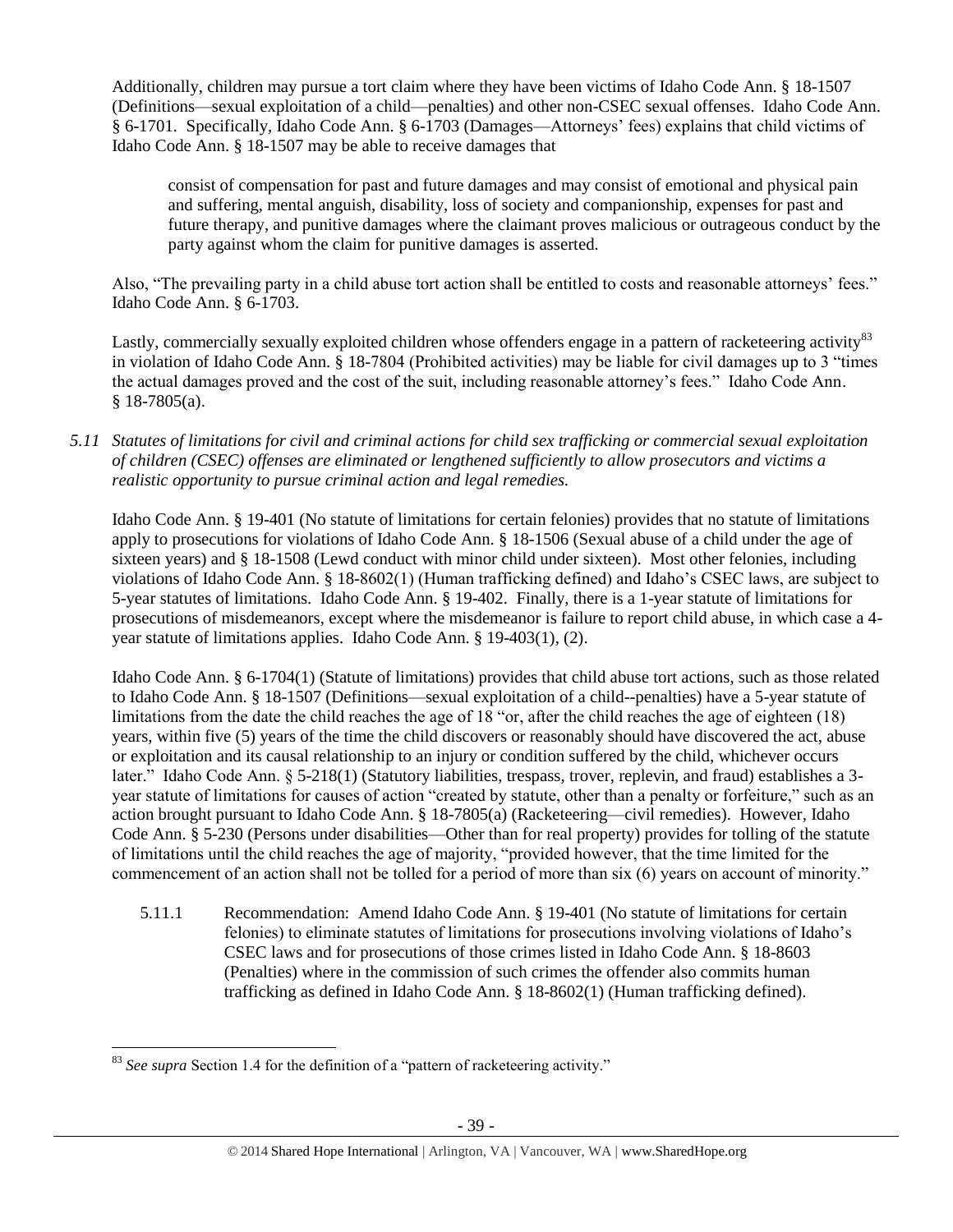Additionally, children may pursue a tort claim where they have been victims of Idaho Code Ann. § 18-1507 (Definitions—sexual exploitation of a child—penalties) and other non-CSEC sexual offenses. Idaho Code Ann. § 6-1701. Specifically, Idaho Code Ann. § 6-1703 (Damages—Attorneys' fees) explains that child victims of Idaho Code Ann. § 18-1507 may be able to receive damages that

> consist of compensation for past and future damages and may consist of emotional and physical pain and suffering, mental anguish, disability, loss of society and companionship, expenses for past and future therapy, and punitive damages where the claimant proves malicious or outrageous conduct by the party against whom the claim for punitive damages is asserted.

Also, "The prevailing party in a child abuse tort action shall be entitled to costs and reasonable attorneys' fees." Idaho Code Ann. § 6-1703.

Lastly, commercially sexually exploited children whose offenders engage in a pattern of racketeering activity[83] in violation of Idaho Code Ann. § 18-7804 (Prohibited activities) may be liable for civil damages up to 3 "times the actual damages proved and the cost of the suit, including reasonable attorney's fees." Idaho Code Ann. § 18-7805(a).

*5.11 Statutes of limitations for civil and criminal actions for child sex trafficking or commercial sexual exploitation of children (CSEC) offenses are eliminated or lengthened sufficiently to allow prosecutors and victims a realistic opportunity to pursue criminal action and legal remedies.*

Idaho Code Ann. § 19-401 (No statute of limitations for certain felonies) provides that no statute of limitations apply to prosecutions for violations of Idaho Code Ann. § 18-1506 (Sexual abuse of a child under the age of sixteen years) and § 18-1508 (Lewd conduct with minor child under sixteen). Most other felonies, including violations of Idaho Code Ann. § 18-8602(1) (Human trafficking defined) and Idaho's CSEC laws, are subject to 5-year statutes of limitations. Idaho Code Ann. § 19-402. Finally, there is a 1-year statute of limitations for prosecutions of misdemeanors, except where the misdemeanor is failure to report child abuse, in which case a 4-year statute of limitations applies. Idaho Code Ann. § 19-403(1), (2).

Idaho Code Ann. § 6-1704(1) (Statute of limitations) provides that child abuse tort actions, such as those related to Idaho Code Ann. § 18-1507 (Definitions—sexual exploitation of a child--penalties) have a 5-year statute of limitations from the date the child reaches the age of 18 "or, after the child reaches the age of eighteen (18) years, within five (5) years of the time the child discovers or reasonably should have discovered the act, abuse or exploitation and its causal relationship to an injury or condition suffered by the child, whichever occurs later." Idaho Code Ann. § 5-218(1) (Statutory liabilities, trespass, trover, replevin, and fraud) establishes a 3-year statute of limitations for causes of action "created by statute, other than a penalty or forfeiture," such as an action brought pursuant to Idaho Code Ann. § 18-7805(a) (Racketeering—civil remedies). However, Idaho Code Ann. § 5-230 (Persons under disabilities—Other than for real property) provides for tolling of the statute of limitations until the child reaches the age of majority, "provided however, that the time limited for the commencement of an action shall not be tolled for a period of more than six (6) years on account of minority."

5.11.1 Recommendation: Amend Idaho Code Ann. § 19-401 (No statute of limitations for certain felonies) to eliminate statutes of limitations for prosecutions involving violations of Idaho's CSEC laws and for prosecutions of those crimes listed in Idaho Code Ann. § 18-8603 (Penalties) where in the commission of such crimes the offender also commits human trafficking as defined in Idaho Code Ann. § 18-8602(1) (Human trafficking defined).

[83] *See supra* Section 1.4 for the definition of a "pattern of racketeering activity."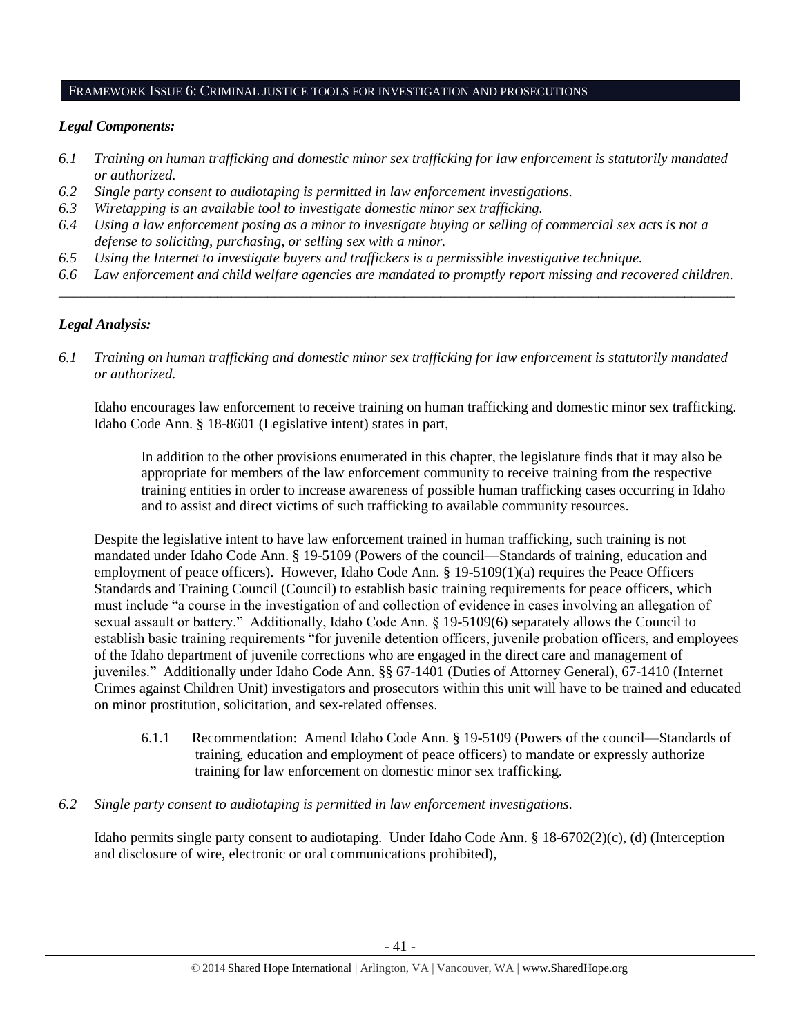## Framework Issue 6: Criminal justice tools for investigation and prosecutions

***Legal Components:***

*6.1 Training on human trafficking and domestic minor sex trafficking for law enforcement is statutorily mandated or authorized.*
*6.2 Single party consent to audiotaping is permitted in law enforcement investigations.*
*6.3 Wiretapping is an available tool to investigate domestic minor sex trafficking.*
*6.4 Using a law enforcement posing as a minor to investigate buying or selling of commercial sex acts is not a defense to soliciting, purchasing, or selling sex with a minor.*
*6.5 Using the Internet to investigate buyers and traffickers is a permissible investigative technique.*
*6.6 Law enforcement and child welfare agencies are mandated to promptly report missing and recovered children.*

---

***Legal Analysis:***

*6.1 Training on human trafficking and domestic minor sex trafficking for law enforcement is statutorily mandated or authorized.*

Idaho encourages law enforcement to receive training on human trafficking and domestic minor sex trafficking. Idaho Code Ann. § 18-8601 (Legislative intent) states in part,

> In addition to the other provisions enumerated in this chapter, the legislature finds that it may also be appropriate for members of the law enforcement community to receive training from the respective training entities in order to increase awareness of possible human trafficking cases occurring in Idaho and to assist and direct victims of such trafficking to available community resources.

Despite the legislative intent to have law enforcement trained in human trafficking, such training is not mandated under Idaho Code Ann. § 19-5109 (Powers of the council—Standards of training, education and employment of peace officers). However, Idaho Code Ann. § 19-5109(1)(a) requires the Peace Officers Standards and Training Council (Council) to establish basic training requirements for peace officers, which must include "a course in the investigation of and collection of evidence in cases involving an allegation of sexual assault or battery." Additionally, Idaho Code Ann. § 19-5109(6) separately allows the Council to establish basic training requirements "for juvenile detention officers, juvenile probation officers, and employees of the Idaho department of juvenile corrections who are engaged in the direct care and management of juveniles." Additionally under Idaho Code Ann. §§ 67-1401 (Duties of Attorney General), 67-1410 (Internet Crimes against Children Unit) investigators and prosecutors within this unit will have to be trained and educated on minor prostitution, solicitation, and sex-related offenses.

> 6.1.1 Recommendation: Amend Idaho Code Ann. § 19-5109 (Powers of the council—Standards of training, education and employment of peace officers) to mandate or expressly authorize training for law enforcement on domestic minor sex trafficking.

*6.2 Single party consent to audiotaping is permitted in law enforcement investigations.*

Idaho permits single party consent to audiotaping. Under Idaho Code Ann. § 18-6702(2)(c), (d) (Interception and disclosure of wire, electronic or oral communications prohibited),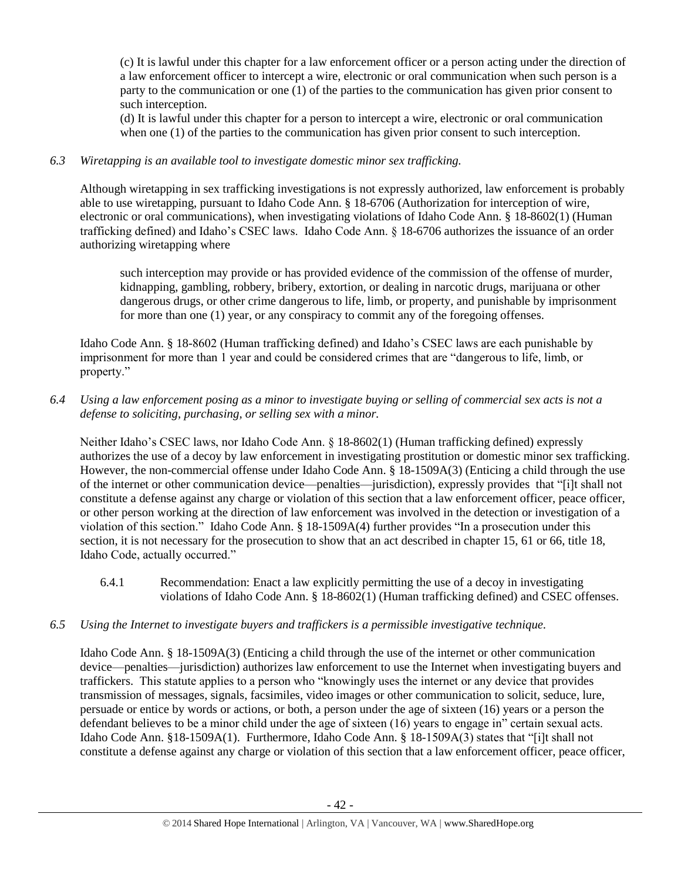(c) It is lawful under this chapter for a law enforcement officer or a person acting under the direction of a law enforcement officer to intercept a wire, electronic or oral communication when such person is a party to the communication or one (1) of the parties to the communication has given prior consent to such interception.

(d) It is lawful under this chapter for a person to intercept a wire, electronic or oral communication when one (1) of the parties to the communication has given prior consent to such interception.

*6.3 Wiretapping is an available tool to investigate domestic minor sex trafficking.*

Although wiretapping in sex trafficking investigations is not expressly authorized, law enforcement is probably able to use wiretapping, pursuant to Idaho Code Ann. § 18-6706 (Authorization for interception of wire, electronic or oral communications), when investigating violations of Idaho Code Ann. § 18-8602(1) (Human trafficking defined) and Idaho's CSEC laws. Idaho Code Ann. § 18-6706 authorizes the issuance of an order authorizing wiretapping where

> such interception may provide or has provided evidence of the commission of the offense of murder, kidnapping, gambling, robbery, bribery, extortion, or dealing in narcotic drugs, marijuana or other dangerous drugs, or other crime dangerous to life, limb, or property, and punishable by imprisonment for more than one (1) year, or any conspiracy to commit any of the foregoing offenses.

Idaho Code Ann. § 18-8602 (Human trafficking defined) and Idaho's CSEC laws are each punishable by imprisonment for more than 1 year and could be considered crimes that are "dangerous to life, limb, or property."

*6.4 Using a law enforcement posing as a minor to investigate buying or selling of commercial sex acts is not a defense to soliciting, purchasing, or selling sex with a minor.*

Neither Idaho's CSEC laws, nor Idaho Code Ann. § 18-8602(1) (Human trafficking defined) expressly authorizes the use of a decoy by law enforcement in investigating prostitution or domestic minor sex trafficking. However, the non-commercial offense under Idaho Code Ann. § 18-1509A(3) (Enticing a child through the use of the internet or other communication device—penalties—jurisdiction), expressly provides that "[i]t shall not constitute a defense against any charge or violation of this section that a law enforcement officer, peace officer, or other person working at the direction of law enforcement was involved in the detection or investigation of a violation of this section." Idaho Code Ann. § 18-1509A(4) further provides "In a prosecution under this section, it is not necessary for the prosecution to show that an act described in chapter 15, 61 or 66, title 18, Idaho Code, actually occurred."

6.4.1 Recommendation: Enact a law explicitly permitting the use of a decoy in investigating violations of Idaho Code Ann. § 18-8602(1) (Human trafficking defined) and CSEC offenses.

*6.5 Using the Internet to investigate buyers and traffickers is a permissible investigative technique.*

Idaho Code Ann. § 18-1509A(3) (Enticing a child through the use of the internet or other communication device—penalties—jurisdiction) authorizes law enforcement to use the Internet when investigating buyers and traffickers. This statute applies to a person who "knowingly uses the internet or any device that provides transmission of messages, signals, facsimiles, video images or other communication to solicit, seduce, lure, persuade or entice by words or actions, or both, a person under the age of sixteen (16) years or a person the defendant believes to be a minor child under the age of sixteen (16) years to engage in" certain sexual acts. Idaho Code Ann. §18-1509A(1). Furthermore, Idaho Code Ann. § 18-1509A(3) states that "[i]t shall not constitute a defense against any charge or violation of this section that a law enforcement officer, peace officer,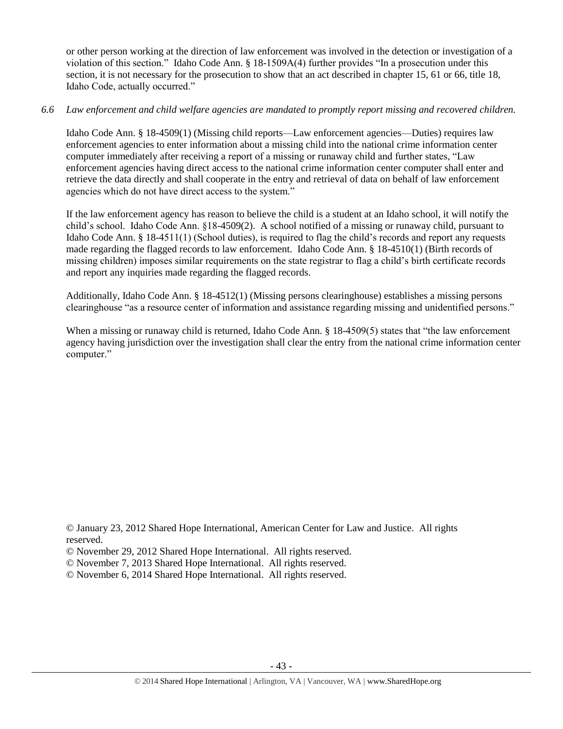or other person working at the direction of law enforcement was involved in the detection or investigation of a violation of this section." Idaho Code Ann. § 18-1509A(4) further provides "In a prosecution under this section, it is not necessary for the prosecution to show that an act described in chapter 15, 61 or 66, title 18, Idaho Code, actually occurred."

*6.6 Law enforcement and child welfare agencies are mandated to promptly report missing and recovered children.*

Idaho Code Ann. § 18-4509(1) (Missing child reports—Law enforcement agencies—Duties) requires law enforcement agencies to enter information about a missing child into the national crime information center computer immediately after receiving a report of a missing or runaway child and further states, "Law enforcement agencies having direct access to the national crime information center computer shall enter and retrieve the data directly and shall cooperate in the entry and retrieval of data on behalf of law enforcement agencies which do not have direct access to the system."

If the law enforcement agency has reason to believe the child is a student at an Idaho school, it will notify the child's school. Idaho Code Ann. §18-4509(2). A school notified of a missing or runaway child, pursuant to Idaho Code Ann. § 18-4511(1) (School duties), is required to flag the child's records and report any requests made regarding the flagged records to law enforcement. Idaho Code Ann. § 18-4510(1) (Birth records of missing children) imposes similar requirements on the state registrar to flag a child's birth certificate records and report any inquiries made regarding the flagged records.

Additionally, Idaho Code Ann. § 18-4512(1) (Missing persons clearinghouse) establishes a missing persons clearinghouse "as a resource center of information and assistance regarding missing and unidentified persons."

When a missing or runaway child is returned, Idaho Code Ann. § 18-4509(5) states that "the law enforcement agency having jurisdiction over the investigation shall clear the entry from the national crime information center computer."

© January 23, 2012 Shared Hope International, American Center for Law and Justice. All rights reserved.
© November 29, 2012 Shared Hope International. All rights reserved.
© November 7, 2013 Shared Hope International. All rights reserved.
© November 6, 2014 Shared Hope International. All rights reserved.